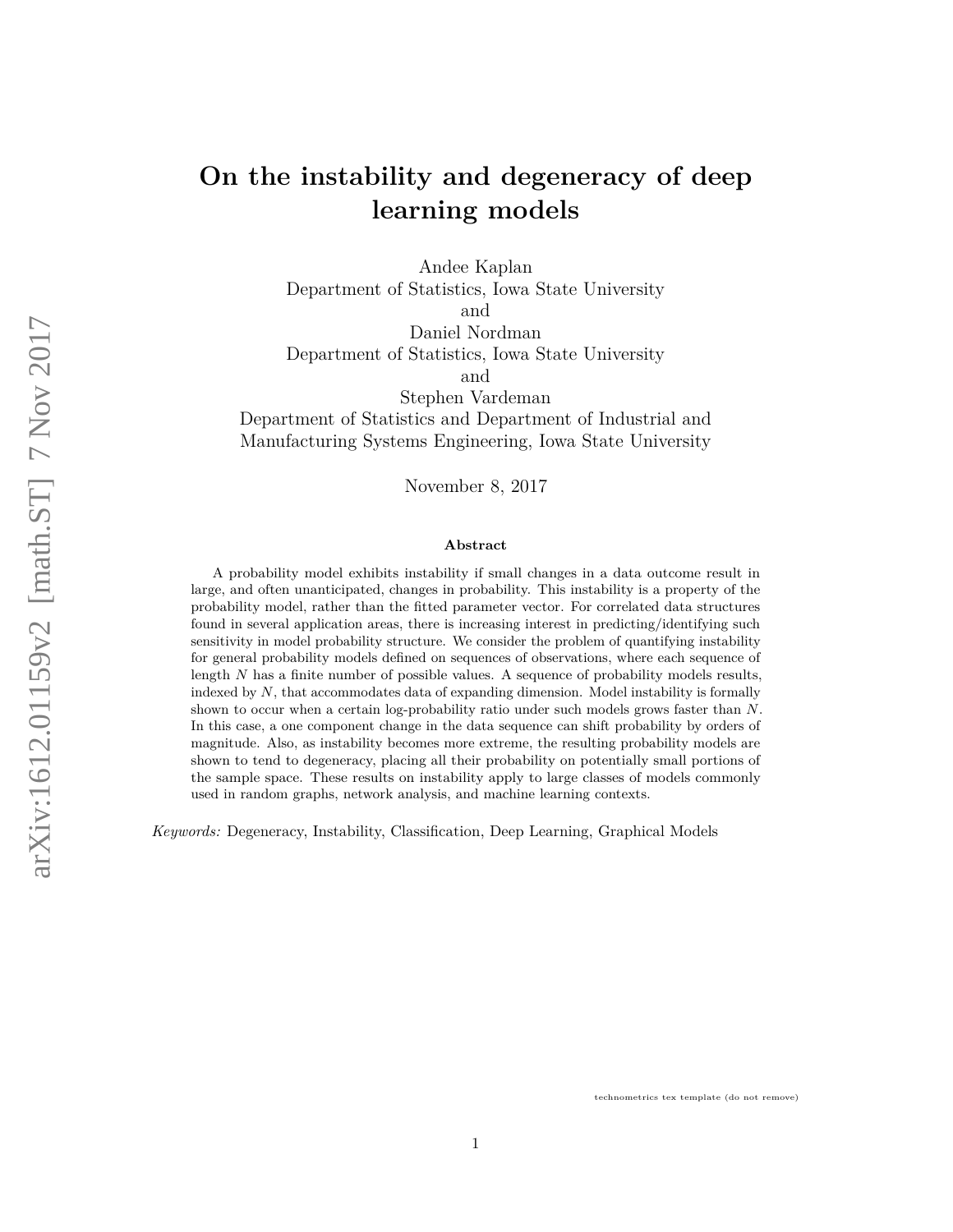# On the instability and degeneracy of deep learning models

Andee Kaplan
Department of Statistics, Iowa State University
and
Daniel Nordman
Department of Statistics, Iowa State University
and
Stephen Vardeman
Department of Statistics and Department of Industrial and Manufacturing Systems Engineering, Iowa State University

November 8, 2017

### Abstract

A probability model exhibits instability if small changes in a data outcome result in large, and often unanticipated, changes in probability. This instability is a property of the probability model, rather than the fitted parameter vector. For correlated data structures found in several application areas, there is increasing interest in predicting/identifying such sensitivity in model probability structure. We consider the problem of quantifying instability for general probability models defined on sequences of observations, where each sequence of length $N$ has a finite number of possible values. A sequence of probability models results, indexed by $N$, that accommodates data of expanding dimension. Model instability is formally shown to occur when a certain log-probability ratio under such models grows faster than $N$. In this case, a one component change in the data sequence can shift probability by orders of magnitude. Also, as instability becomes more extreme, the resulting probability models are shown to tend to degeneracy, placing all their probability on potentially small portions of the sample space. These results on instability apply to large classes of models commonly used in random graphs, network analysis, and machine learning contexts.

*Keywords:* Degeneracy, Instability, Classification, Deep Learning, Graphical Models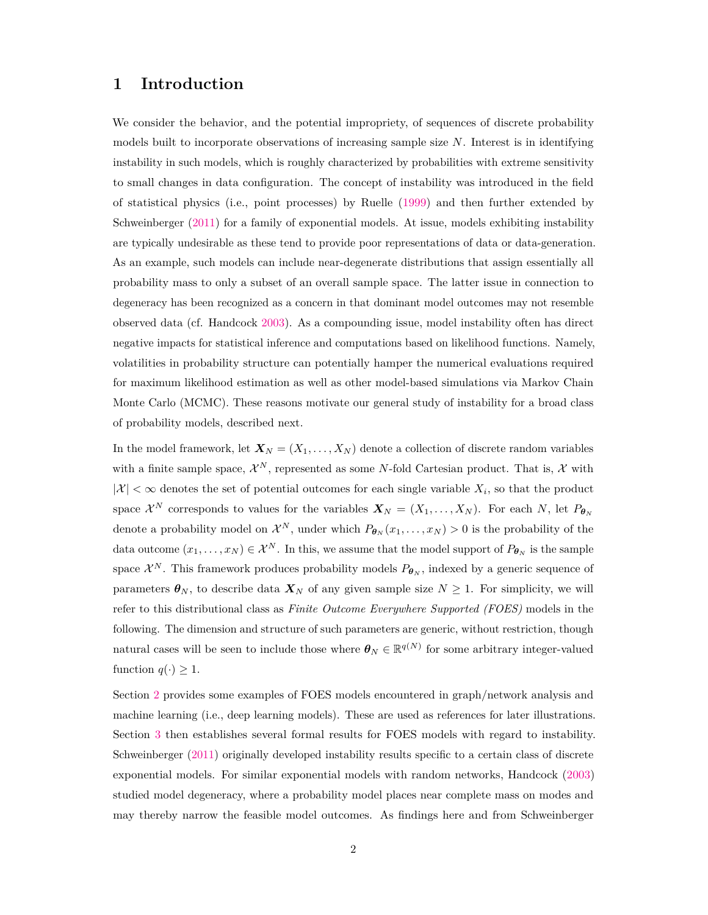# 1 Introduction

We consider the behavior, and the potential impropriety, of sequences of discrete probability models built to incorporate observations of increasing sample size $N$. Interest is in identifying instability in such models, which is roughly characterized by probabilities with extreme sensitivity to small changes in data configuration. The concept of instability was introduced in the field of statistical physics (i.e., point processes) by Ruelle (1999) and then further extended by Schweinberger (2011) for a family of exponential models. At issue, models exhibiting instability are typically undesirable as these tend to provide poor representations of data or data-generation. As an example, such models can include near-degenerate distributions that assign essentially all probability mass to only a subset of an overall sample space. The latter issue in connection to degeneracy has been recognized as a concern in that dominant model outcomes may not resemble observed data (cf. Handcock 2003). As a compounding issue, model instability often has direct negative impacts for statistical inference and computations based on likelihood functions. Namely, volatilities in probability structure can potentially hamper the numerical evaluations required for maximum likelihood estimation as well as other model-based simulations via Markov Chain Monte Carlo (MCMC). These reasons motivate our general study of instability for a broad class of probability models, described next.

In the model framework, let $\boldsymbol{X}_N = (X_1, \ldots, X_N)$ denote a collection of discrete random variables with a finite sample space, $\mathcal{X}^N$, represented as some $N$-fold Cartesian product. That is, $\mathcal{X}$ with $|\mathcal{X}| < \infty$ denotes the set of potential outcomes for each single variable $X_i$, so that the product space $\mathcal{X}^N$ corresponds to values for the variables $\boldsymbol{X}_N = (X_1, \ldots, X_N)$. For each $N$, let $P_{\boldsymbol{\theta}_N}$ denote a probability model on $\mathcal{X}^N$, under which $P_{\boldsymbol{\theta}_N}(x_1, \ldots, x_N) > 0$ is the probability of the data outcome $(x_1, \ldots, x_N) \in \mathcal{X}^N$. In this, we assume that the model support of $P_{\boldsymbol{\theta}_N}$ is the sample space $\mathcal{X}^N$. This framework produces probability models $P_{\boldsymbol{\theta}_N}$, indexed by a generic sequence of parameters $\boldsymbol{\theta}_N$, to describe data $\boldsymbol{X}_N$ of any given sample size $N \geq 1$. For simplicity, we will refer to this distributional class as *Finite Outcome Everywhere Supported (FOES)* models in the following. The dimension and structure of such parameters are generic, without restriction, though natural cases will be seen to include those where $\boldsymbol{\theta}_N \in \mathbb{R}^{q(N)}$ for some arbitrary integer-valued function $q(\cdot) \geq 1$.

Section 2 provides some examples of FOES models encountered in graph/network analysis and machine learning (i.e., deep learning models). These are used as references for later illustrations. Section 3 then establishes several formal results for FOES models with regard to instability. Schweinberger (2011) originally developed instability results specific to a certain class of discrete exponential models. For similar exponential models with random networks, Handcock (2003) studied model degeneracy, where a probability model places near complete mass on modes and may thereby narrow the feasible model outcomes. As findings here and from Schweinberger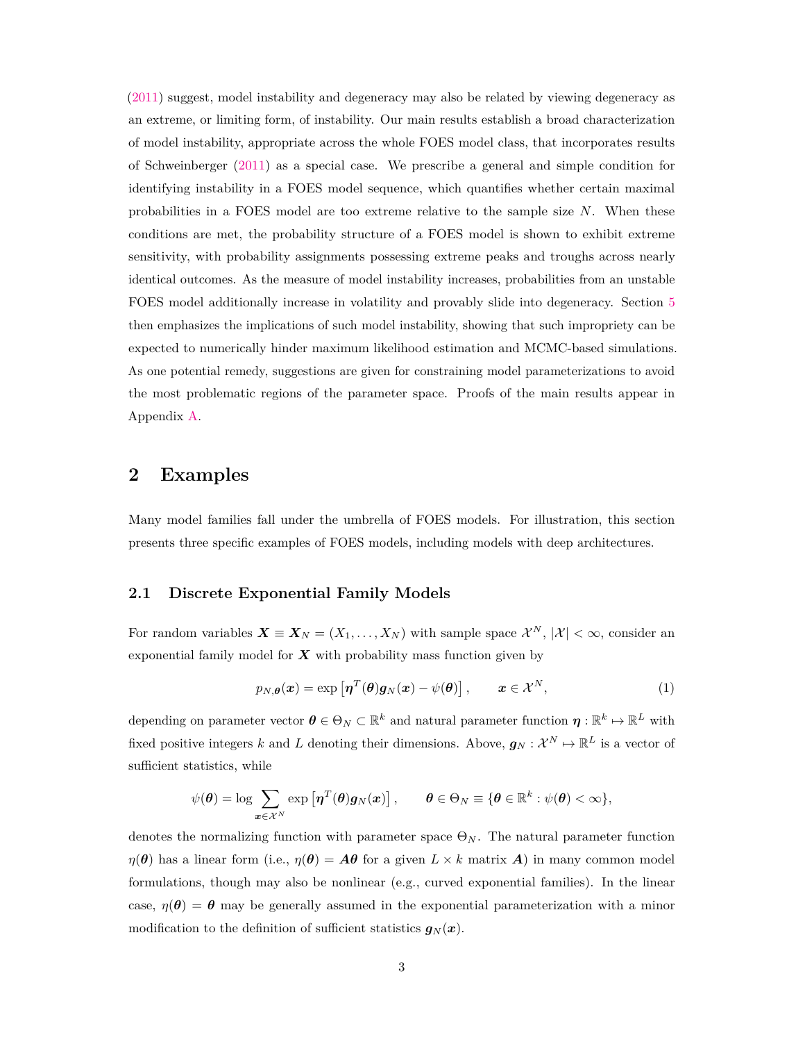(2011) suggest, model instability and degeneracy may also be related by viewing degeneracy as an extreme, or limiting form, of instability. Our main results establish a broad characterization of model instability, appropriate across the whole FOES model class, that incorporates results of Schweinberger (2011) as a special case. We prescribe a general and simple condition for identifying instability in a FOES model sequence, which quantifies whether certain maximal probabilities in a FOES model are too extreme relative to the sample size $N$. When these conditions are met, the probability structure of a FOES model is shown to exhibit extreme sensitivity, with probability assignments possessing extreme peaks and troughs across nearly identical outcomes. As the measure of model instability increases, probabilities from an unstable FOES model additionally increase in volatility and provably slide into degeneracy. Section 5 then emphasizes the implications of such model instability, showing that such impropriety can be expected to numerically hinder maximum likelihood estimation and MCMC-based simulations. As one potential remedy, suggestions are given for constraining model parameterizations to avoid the most problematic regions of the parameter space. Proofs of the main results appear in Appendix A.

## 2 Examples

Many model families fall under the umbrella of FOES models. For illustration, this section presents three specific examples of FOES models, including models with deep architectures.

### 2.1 Discrete Exponential Family Models

For random variables $\boldsymbol{X} \equiv \boldsymbol{X}_N = (X_1, \ldots, X_N)$ with sample space $\mathcal{X}^N$, $|\mathcal{X}| < \infty$, consider an exponential family model for $\boldsymbol{X}$ with probability mass function given by

$$p_{N,\boldsymbol{\theta}}(\boldsymbol{x}) = \exp\left[\boldsymbol{\eta}^T(\boldsymbol{\theta})\boldsymbol{g}_N(\boldsymbol{x}) - \psi(\boldsymbol{\theta})\right], \qquad \boldsymbol{x} \in \mathcal{X}^N, \tag{1}$$

depending on parameter vector $\boldsymbol{\theta} \in \Theta_N \subset \mathbb{R}^k$ and natural parameter function $\boldsymbol{\eta} : \mathbb{R}^k \mapsto \mathbb{R}^L$ with fixed positive integers $k$ and $L$ denoting their dimensions. Above, $\boldsymbol{g}_N : \mathcal{X}^N \mapsto \mathbb{R}^L$ is a vector of sufficient statistics, while

$$\psi(\boldsymbol{\theta}) = \log \sum_{\boldsymbol{x} \in \mathcal{X}^N} \exp\left[\boldsymbol{\eta}^T(\boldsymbol{\theta})\boldsymbol{g}_N(\boldsymbol{x})\right], \qquad \boldsymbol{\theta} \in \Theta_N \equiv \{\boldsymbol{\theta} \in \mathbb{R}^k : \psi(\boldsymbol{\theta}) < \infty\},$$

denotes the normalizing function with parameter space $\Theta_N$. The natural parameter function $\eta(\boldsymbol{\theta})$ has a linear form (i.e., $\eta(\boldsymbol{\theta}) = \boldsymbol{A}\boldsymbol{\theta}$ for a given $L \times k$ matrix $\boldsymbol{A}$) in many common model formulations, though may also be nonlinear (e.g., curved exponential families). In the linear case, $\eta(\boldsymbol{\theta}) = \boldsymbol{\theta}$ may be generally assumed in the exponential parameterization with a minor modification to the definition of sufficient statistics $\boldsymbol{g}_N(\boldsymbol{x})$.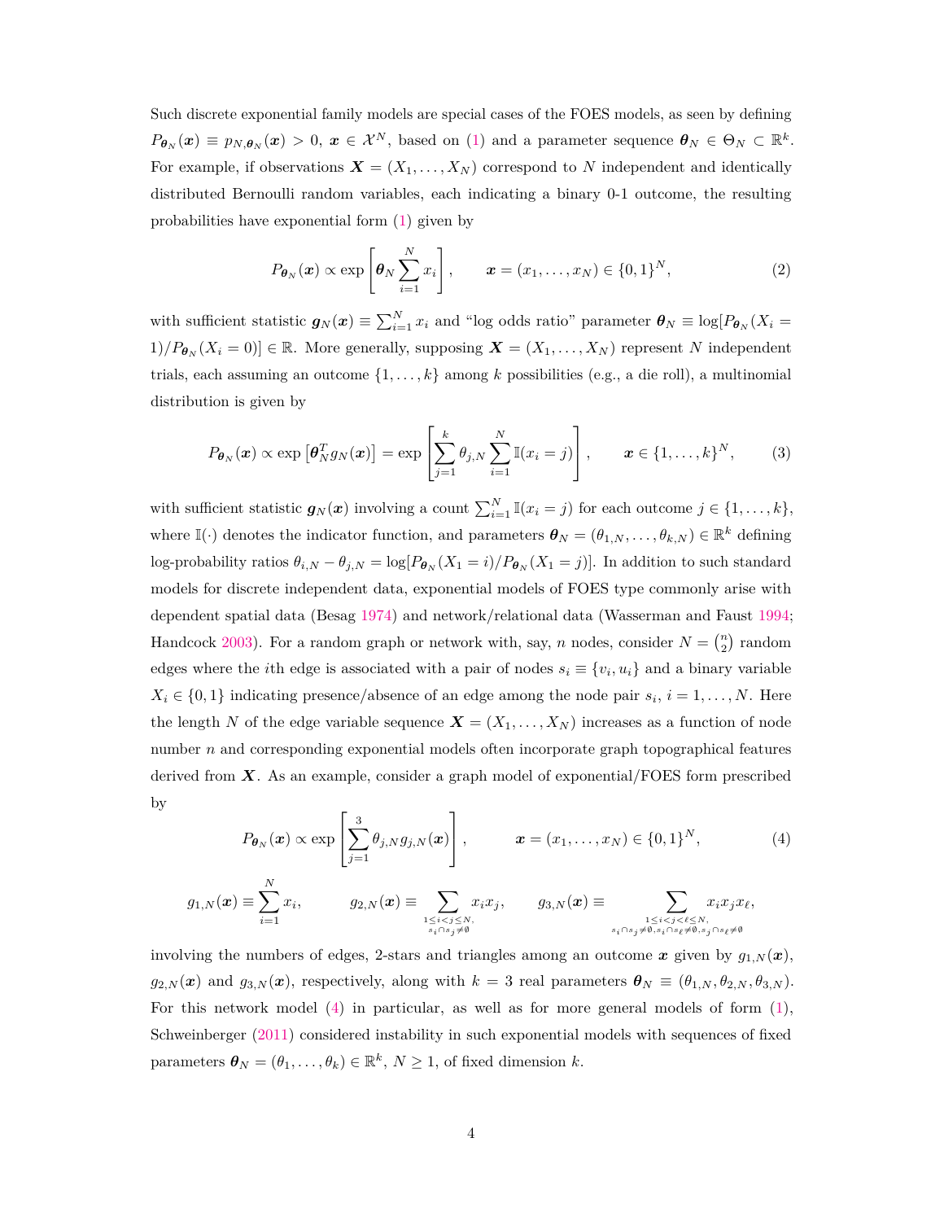Such discrete exponential family models are special cases of the FOES models, as seen by defining $P_{\boldsymbol{\theta}_N}(\boldsymbol{x}) \equiv p_{N,\boldsymbol{\theta}_N}(\boldsymbol{x}) > 0$, $\boldsymbol{x} \in \mathcal{X}^N$, based on (1) and a parameter sequence $\boldsymbol{\theta}_N \in \Theta_N \subset \mathbb{R}^k$. For example, if observations $\boldsymbol{X} = (X_1, \ldots, X_N)$ correspond to $N$ independent and identically distributed Bernoulli random variables, each indicating a binary 0-1 outcome, the resulting probabilities have exponential form (1) given by

$$P_{\boldsymbol{\theta}_N}(\boldsymbol{x}) \propto \exp\left[\boldsymbol{\theta}_N \sum_{i=1}^{N} x_i\right], \qquad \boldsymbol{x} = (x_1, \ldots, x_N) \in \{0,1\}^N, \tag{2}$$

with sufficient statistic $\boldsymbol{g}_N(\boldsymbol{x}) \equiv \sum_{i=1}^N x_i$ and "log odds ratio" parameter $\boldsymbol{\theta}_N \equiv \log[P_{\boldsymbol{\theta}_N}(X_i = 1)/P_{\boldsymbol{\theta}_N}(X_i = 0)] \in \mathbb{R}$. More generally, supposing $\boldsymbol{X} = (X_1, \ldots, X_N)$ represent $N$ independent trials, each assuming an outcome $\{1, \ldots, k\}$ among $k$ possibilities (e.g., a die roll), a multinomial distribution is given by

$$P_{\boldsymbol{\theta}_N}(\boldsymbol{x}) \propto \exp\left[\boldsymbol{\theta}_N^T g_N(\boldsymbol{x})\right] = \exp\left[\sum_{j=1}^{k} \theta_{j,N} \sum_{i=1}^{N} \mathbb{I}(x_i = j)\right], \qquad \boldsymbol{x} \in \{1, \ldots, k\}^N, \tag{3}$$

with sufficient statistic $\boldsymbol{g}_N(\boldsymbol{x})$ involving a count $\sum_{i=1}^N \mathbb{I}(x_i = j)$ for each outcome $j \in \{1, \ldots, k\}$, where $\mathbb{I}(\cdot)$ denotes the indicator function, and parameters $\boldsymbol{\theta}_N = (\theta_{1,N}, \ldots, \theta_{k,N}) \in \mathbb{R}^k$ defining log-probability ratios $\theta_{i,N} - \theta_{j,N} = \log[P_{\boldsymbol{\theta}_N}(X_1 = i)/P_{\boldsymbol{\theta}_N}(X_1 = j)]$. In addition to such standard models for discrete independent data, exponential models of FOES type commonly arise with dependent spatial data (Besag 1974) and network/relational data (Wasserman and Faust 1994; Handcock 2003). For a random graph or network with, say, $n$ nodes, consider $N = \binom{n}{2}$ random edges where the $i$th edge is associated with a pair of nodes $s_i \equiv \{v_i, u_i\}$ and a binary variable $X_i \in \{0,1\}$ indicating presence/absence of an edge among the node pair $s_i$, $i = 1, \ldots, N$. Here the length $N$ of the edge variable sequence $\boldsymbol{X} = (X_1, \ldots, X_N)$ increases as a function of node number $n$ and corresponding exponential models often incorporate graph topographical features derived from $\boldsymbol{X}$. As an example, consider a graph model of exponential/FOES form prescribed by

$$P_{\boldsymbol{\theta}_N}(\boldsymbol{x}) \propto \exp\left[\sum_{j=1}^{3} \theta_{j,N} g_{j,N}(\boldsymbol{x})\right], \qquad \boldsymbol{x} = (x_1, \ldots, x_N) \in \{0,1\}^N, \tag{4}$$

$$g_{1,N}(\boldsymbol{x}) \equiv \sum_{i=1}^{N} x_i, \qquad g_{2,N}(\boldsymbol{x}) \equiv \sum_{\substack{1 \le i < j \le N, \\ s_i \cap s_j \neq \emptyset}} x_i x_j, \qquad g_{3,N}(\boldsymbol{x}) \equiv \sum_{\substack{1 \le i < j < \ell \le N, \\ s_i \cap s_j \neq \emptyset, s_i \cap s_\ell \neq \emptyset, s_j \cap s_\ell \neq \emptyset}} x_i x_j x_\ell,$$

involving the numbers of edges, 2-stars and triangles among an outcome $\boldsymbol{x}$ given by $g_{1,N}(\boldsymbol{x})$, $g_{2,N}(\boldsymbol{x})$ and $g_{3,N}(\boldsymbol{x})$, respectively, along with $k = 3$ real parameters $\boldsymbol{\theta}_N \equiv (\theta_{1,N}, \theta_{2,N}, \theta_{3,N})$. For this network model (4) in particular, as well as for more general models of form (1), Schweinberger (2011) considered instability in such exponential models with sequences of fixed parameters $\boldsymbol{\theta}_N = (\theta_1, \ldots, \theta_k) \in \mathbb{R}^k$, $N \ge 1$, of fixed dimension $k$.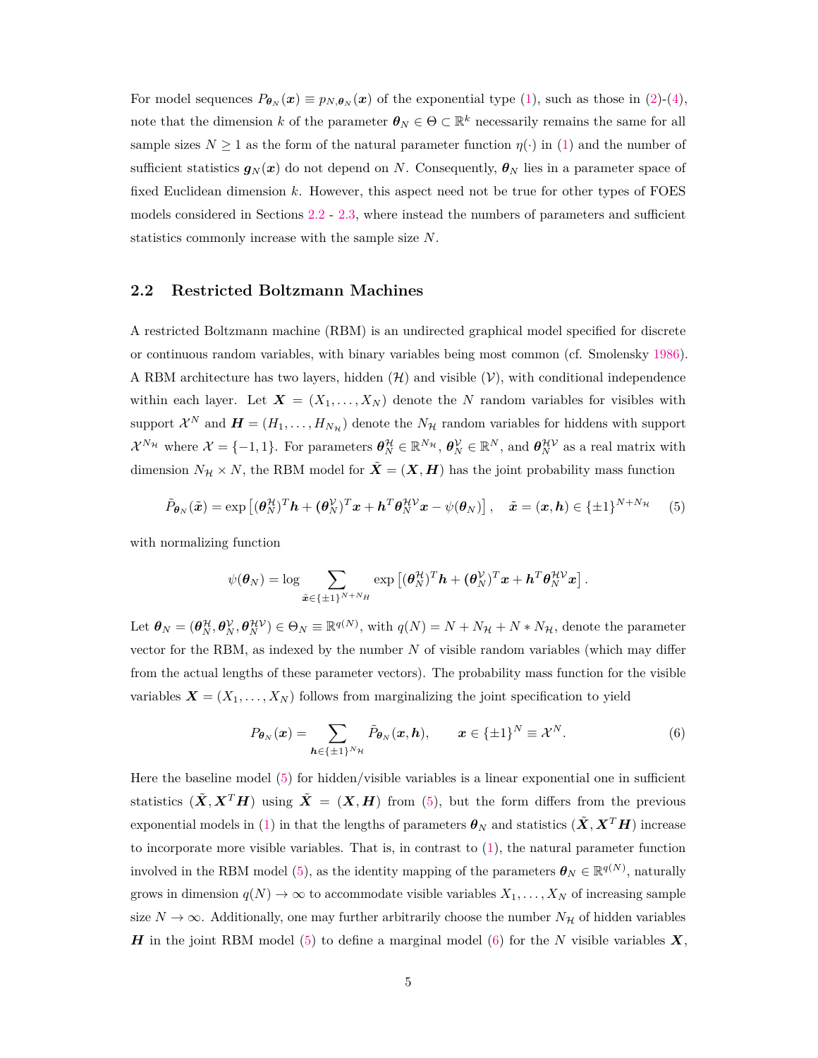For model sequences $P_{\boldsymbol{\theta}_N}(\boldsymbol{x}) \equiv p_{N,\boldsymbol{\theta}_N}(\boldsymbol{x})$ of the exponential type (1), such as those in (2)-(4), note that the dimension $k$ of the parameter $\boldsymbol{\theta}_N \in \Theta \subset \mathbb{R}^k$ necessarily remains the same for all sample sizes $N \geq 1$ as the form of the natural parameter function $\eta(\cdot)$ in (1) and the number of sufficient statistics $\boldsymbol{g}_N(\boldsymbol{x})$ do not depend on $N$. Consequently, $\boldsymbol{\theta}_N$ lies in a parameter space of fixed Euclidean dimension $k$. However, this aspect need not be true for other types of FOES models considered in Sections 2.2 - 2.3, where instead the numbers of parameters and sufficient statistics commonly increase with the sample size $N$.

## 2.2 Restricted Boltzmann Machines

A restricted Boltzmann machine (RBM) is an undirected graphical model specified for discrete or continuous random variables, with binary variables being most common (cf. Smolensky 1986). A RBM architecture has two layers, hidden ($\mathcal{H}$) and visible ($\mathcal{V}$), with conditional independence within each layer. Let $\boldsymbol{X} = (X_1, \ldots, X_N)$ denote the $N$ random variables for visibles with support $\mathcal{X}^N$ and $\boldsymbol{H} = (H_1, \ldots, H_{N_\mathcal{H}})$ denote the $N_\mathcal{H}$ random variables for hiddens with support $\mathcal{X}^{N_\mathcal{H}}$ where $\mathcal{X} = \{-1, 1\}$. For parameters $\boldsymbol{\theta}_N^{\mathcal{H}} \in \mathbb{R}^{N_\mathcal{H}}$, $\boldsymbol{\theta}_N^{\mathcal{V}} \in \mathbb{R}^N$, and $\boldsymbol{\theta}_N^{\mathcal{HV}}$ as a real matrix with dimension $N_\mathcal{H} \times N$, the RBM model for $\tilde{\boldsymbol{X}} = (\boldsymbol{X}, \boldsymbol{H})$ has the joint probability mass function

$$\tilde{P}_{\boldsymbol{\theta}_N}(\tilde{\boldsymbol{x}}) = \exp\left[(\boldsymbol{\theta}_N^{\mathcal{H}})^T \boldsymbol{h} + (\boldsymbol{\theta}_N^{\mathcal{V}})^T \boldsymbol{x} + \boldsymbol{h}^T \boldsymbol{\theta}_N^{\mathcal{HV}} \boldsymbol{x} - \psi(\boldsymbol{\theta}_N)\right], \quad \tilde{\boldsymbol{x}} = (\boldsymbol{x}, \boldsymbol{h}) \in \{\pm 1\}^{N+N_\mathcal{H}} \tag{5}$$

with normalizing function

$$\psi(\boldsymbol{\theta}_N) = \log \sum_{\tilde{\boldsymbol{x}} \in \{\pm 1\}^{N+N_H}} \exp\left[(\boldsymbol{\theta}_N^{\mathcal{H}})^T \boldsymbol{h} + (\boldsymbol{\theta}_N^{\mathcal{V}})^T \boldsymbol{x} + \boldsymbol{h}^T \boldsymbol{\theta}_N^{\mathcal{HV}} \boldsymbol{x}\right].$$

Let $\boldsymbol{\theta}_N = (\boldsymbol{\theta}_N^{\mathcal{H}}, \boldsymbol{\theta}_N^{\mathcal{V}}, \boldsymbol{\theta}_N^{\mathcal{HV}}) \in \Theta_N \equiv \mathbb{R}^{q(N)}$, with $q(N) = N + N_\mathcal{H} + N * N_\mathcal{H}$, denote the parameter vector for the RBM, as indexed by the number $N$ of visible random variables (which may differ from the actual lengths of these parameter vectors). The probability mass function for the visible variables $\boldsymbol{X} = (X_1, \ldots, X_N)$ follows from marginalizing the joint specification to yield

$$P_{\boldsymbol{\theta}_N}(\boldsymbol{x}) = \sum_{\boldsymbol{h} \in \{\pm 1\}^{N_\mathcal{H}}} \tilde{P}_{\boldsymbol{\theta}_N}(\boldsymbol{x}, \boldsymbol{h}), \qquad \boldsymbol{x} \in \{\pm 1\}^N \equiv \mathcal{X}^N. \tag{6}$$

Here the baseline model (5) for hidden/visible variables is a linear exponential one in sufficient statistics $(\tilde{\boldsymbol{X}}, \boldsymbol{X}^T \boldsymbol{H})$ using $\tilde{\boldsymbol{X}} = (\boldsymbol{X}, \boldsymbol{H})$ from (5), but the form differs from the previous exponential models in (1) in that the lengths of parameters $\boldsymbol{\theta}_N$ and statistics $(\tilde{\boldsymbol{X}}, \boldsymbol{X}^T \boldsymbol{H})$ increase to incorporate more visible variables. That is, in contrast to (1), the natural parameter function involved in the RBM model (5), as the identity mapping of the parameters $\boldsymbol{\theta}_N \in \mathbb{R}^{q(N)}$, naturally grows in dimension $q(N) \to \infty$ to accommodate visible variables $X_1, \ldots, X_N$ of increasing sample size $N \to \infty$. Additionally, one may further arbitrarily choose the number $N_\mathcal{H}$ of hidden variables $\boldsymbol{H}$ in the joint RBM model (5) to define a marginal model (6) for the $N$ visible variables $\boldsymbol{X}$,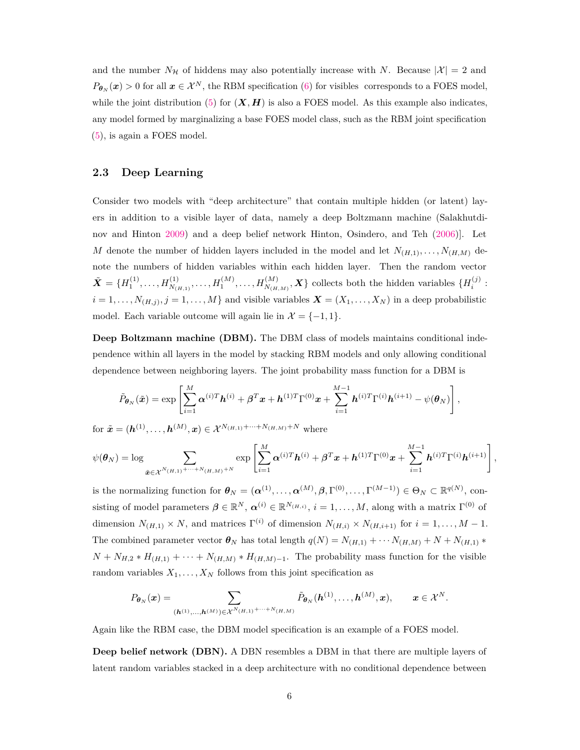and the number $N_{\mathcal{H}}$ of hiddens may also potentially increase with $N$. Because $|\mathcal{X}| = 2$ and $P_{\boldsymbol{\theta}_N}(\boldsymbol{x}) > 0$ for all $\boldsymbol{x} \in \mathcal{X}^N$, the RBM specification (6) for visibles corresponds to a FOES model, while the joint distribution (5) for $(\boldsymbol{X}, \boldsymbol{H})$ is also a FOES model. As this example also indicates, any model formed by marginalizing a base FOES model class, such as the RBM joint specification (5), is again a FOES model.

### 2.3 Deep Learning

Consider two models with "deep architecture" that contain multiple hidden (or latent) layers in addition to a visible layer of data, namely a deep Boltzmann machine (Salakhutdinov and Hinton 2009) and a deep belief network Hinton, Osindero, and Teh (2006)]. Let $M$ denote the number of hidden layers included in the model and let $N_{(H,1)}, \ldots, N_{(H,M)}$ denote the numbers of hidden variables within each hidden layer. Then the random vector $\tilde{\boldsymbol{X}} = \{H_1^{(1)}, \ldots, H_{N_{(H,1)}}^{(1)}, \ldots, H_1^{(M)}, \ldots, H_{N_{(H,M)}}^{(M)}, \boldsymbol{X}\}$ collects both the hidden variables $\{H_i^{(j)} : i = 1, \ldots, N_{(H,j)}, j = 1, \ldots, M\}$ and visible variables $\boldsymbol{X} = (X_1, \ldots, X_N)$ in a deep probabilistic model. Each variable outcome will again lie in $\mathcal{X} = \{-1, 1\}$.

**Deep Boltzmann machine (DBM).** The DBM class of models maintains conditional independence within all layers in the model by stacking RBM models and only allowing conditional dependence between neighboring layers. The joint probability mass function for a DBM is

$$\tilde{P}_{\boldsymbol{\theta}_N}(\tilde{\boldsymbol{x}}) = \exp\left[\sum_{i=1}^{M} \boldsymbol{\alpha}^{(i)T}\boldsymbol{h}^{(i)} + \boldsymbol{\beta}^T\boldsymbol{x} + \boldsymbol{h}^{(1)T}\Gamma^{(0)}\boldsymbol{x} + \sum_{i=1}^{M-1} \boldsymbol{h}^{(i)T}\Gamma^{(i)}\boldsymbol{h}^{(i+1)} - \psi(\boldsymbol{\theta}_N)\right],$$

for $\tilde{\boldsymbol{x}} = (\boldsymbol{h}^{(1)}, \ldots, \boldsymbol{h}^{(M)}, \boldsymbol{x}) \in \mathcal{X}^{N_{(H,1)}+\cdots+N_{(H,M)}+N}$ where

$$\psi(\boldsymbol{\theta}_N) = \log \sum_{\tilde{\boldsymbol{x}} \in \mathcal{X}^{N_{(H,1)}+\cdots+N_{(H,M)}+N}} \exp\left[\sum_{i=1}^{M} \boldsymbol{\alpha}^{(i)T}\boldsymbol{h}^{(i)} + \boldsymbol{\beta}^T\boldsymbol{x} + \boldsymbol{h}^{(1)T}\Gamma^{(0)}\boldsymbol{x} + \sum_{i=1}^{M-1} \boldsymbol{h}^{(i)T}\Gamma^{(i)}\boldsymbol{h}^{(i+1)}\right],$$

is the normalizing function for $\boldsymbol{\theta}_N = (\boldsymbol{\alpha}^{(1)}, \ldots, \boldsymbol{\alpha}^{(M)}, \boldsymbol{\beta}, \Gamma^{(0)}, \ldots, \Gamma^{(M-1)}) \in \Theta_N \subset \mathbb{R}^{q(N)}$, consisting of model parameters $\boldsymbol{\beta} \in \mathbb{R}^N$, $\boldsymbol{\alpha}^{(i)} \in \mathbb{R}^{N_{(H,i)}}$, $i = 1, \ldots, M$, along with a matrix $\Gamma^{(0)}$ of dimension $N_{(H,1)} \times N$, and matrices $\Gamma^{(i)}$ of dimension $N_{(H,i)} \times N_{(H,i+1)}$ for $i = 1, \ldots, M-1$. The combined parameter vector $\boldsymbol{\theta}_N$ has total length $q(N) = N_{(H,1)} + \cdots N_{(H,M)} + N + N_{(H,1)} * N + N_{H,2} * H_{(H,1)} + \cdots + N_{(H,M)} * H_{(H,M)-1}$. The probability mass function for the visible random variables $X_1, \ldots, X_N$ follows from this joint specification as

$$P_{\boldsymbol{\theta}_N}(\boldsymbol{x}) = \sum_{(\boldsymbol{h}^{(1)}, \ldots, \boldsymbol{h}^{(M)}) \in \mathcal{X}^{N_{(H,1)}+\cdots+N_{(H,M)}}} \tilde{P}_{\boldsymbol{\theta}_N}(\boldsymbol{h}^{(1)}, \ldots, \boldsymbol{h}^{(M)}, \boldsymbol{x}), \qquad \boldsymbol{x} \in \mathcal{X}^N.$$

Again like the RBM case, the DBM model specification is an example of a FOES model.

**Deep belief network (DBN).** A DBN resembles a DBM in that there are multiple layers of latent random variables stacked in a deep architecture with no conditional dependence between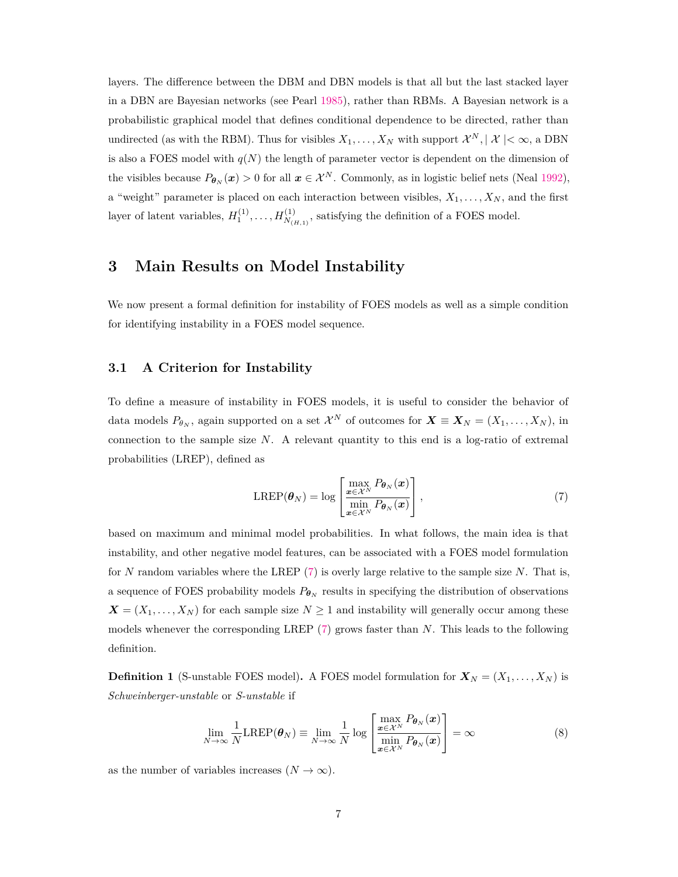layers. The difference between the DBM and DBN models is that all but the last stacked layer in a DBN are Bayesian networks (see Pearl 1985), rather than RBMs. A Bayesian network is a probabilistic graphical model that defines conditional dependence to be directed, rather than undirected (as with the RBM). Thus for visibles $X_1, \dots, X_N$ with support $\mathcal{X}^N, |\mathcal{X}| < \infty$, a DBN is also a FOES model with $q(N)$ the length of parameter vector is dependent on the dimension of the visibles because $P_{\boldsymbol{\theta}_N}(\boldsymbol{x}) > 0$ for all $\boldsymbol{x} \in \mathcal{X}^N$. Commonly, as in logistic belief nets (Neal 1992), a "weight" parameter is placed on each interaction between visibles, $X_1, \dots, X_N$, and the first layer of latent variables, $H_1^{(1)}, \dots, H_{N_{(H,1)}}^{(1)}$, satisfying the definition of a FOES model.

# 3 Main Results on Model Instability

We now present a formal definition for instability of FOES models as well as a simple condition for identifying instability in a FOES model sequence.

## 3.1 A Criterion for Instability

To define a measure of instability in FOES models, it is useful to consider the behavior of data models $P_{\theta_N}$, again supported on a set $\mathcal{X}^N$ of outcomes for $\boldsymbol{X} \equiv \boldsymbol{X}_N = (X_1, \dots, X_N)$, in connection to the sample size $N$. A relevant quantity to this end is a log-ratio of extremal probabilities (LREP), defined as

$$\text{LREP}(\boldsymbol{\theta}_N) = \log \left[ \frac{\max_{\boldsymbol{x} \in \mathcal{X}^N} P_{\boldsymbol{\theta}_N}(\boldsymbol{x})}{\min_{\boldsymbol{x} \in \mathcal{X}^N} P_{\boldsymbol{\theta}_N}(\boldsymbol{x})} \right], \tag{7}$$

based on maximum and minimal model probabilities. In what follows, the main idea is that instability, and other negative model features, can be associated with a FOES model formulation for $N$ random variables where the LREP (7) is overly large relative to the sample size $N$. That is, a sequence of FOES probability models $P_{\boldsymbol{\theta}_N}$ results in specifying the distribution of observations $\boldsymbol{X} = (X_1, \dots, X_N)$ for each sample size $N \geq 1$ and instability will generally occur among these models whenever the corresponding LREP (7) grows faster than $N$. This leads to the following definition.

**Definition 1** (S-unstable FOES model)**.** A FOES model formulation for $\boldsymbol{X}_N = (X_1, \dots, X_N)$ is *Schweinberger-unstable* or *S-unstable* if

$$\lim_{N \to \infty} \frac{1}{N} \text{LREP}(\boldsymbol{\theta}_N) \equiv \lim_{N \to \infty} \frac{1}{N} \log \left[ \frac{\max_{\boldsymbol{x} \in \mathcal{X}^N} P_{\boldsymbol{\theta}_N}(\boldsymbol{x})}{\min_{\boldsymbol{x} \in \mathcal{X}^N} P_{\boldsymbol{\theta}_N}(\boldsymbol{x})} \right] = \infty \tag{8}$$

as the number of variables increases ($N \to \infty$).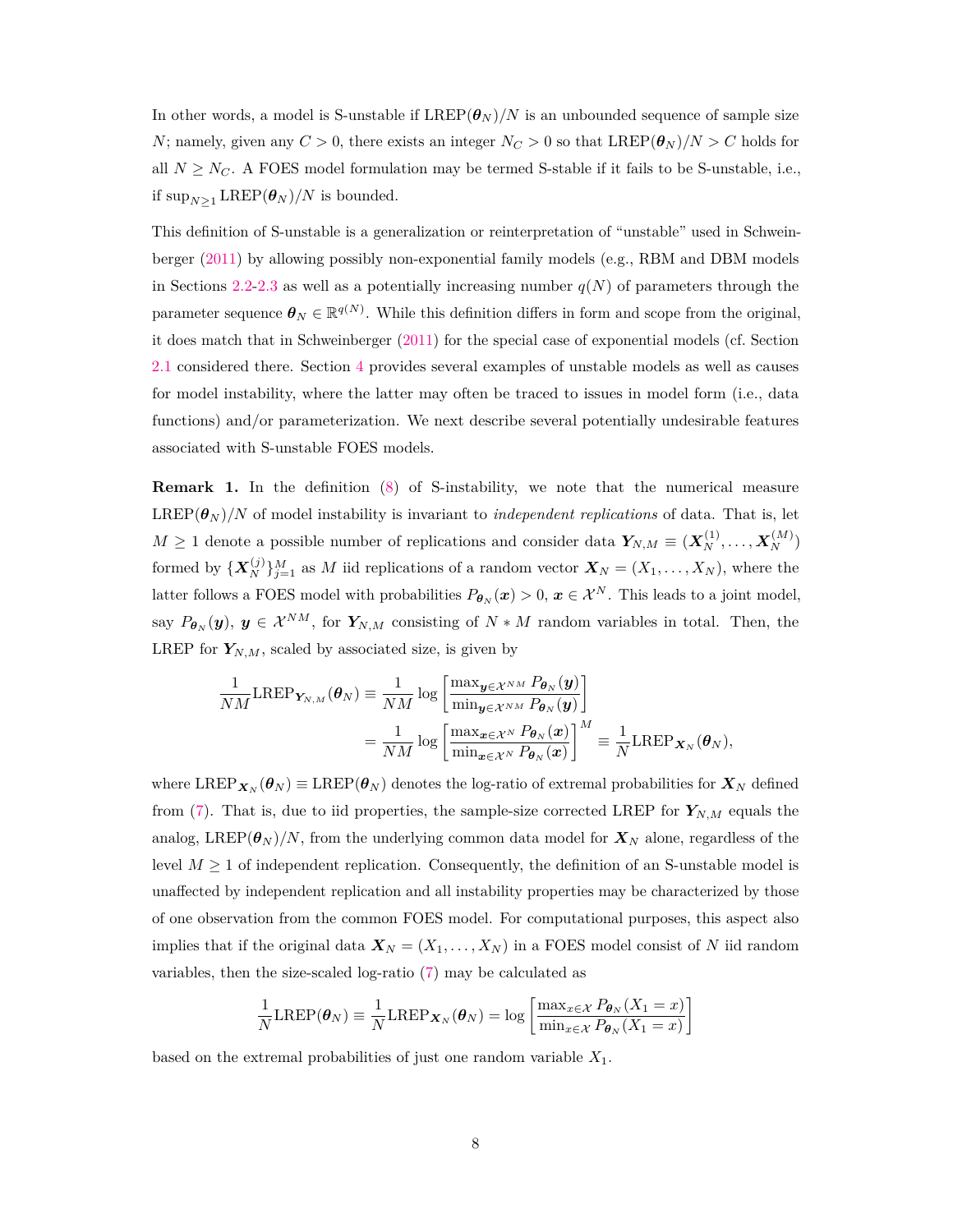In other words, a model is S-unstable if $\mathrm{LREP}(\boldsymbol{\theta}_N)/N$ is an unbounded sequence of sample size $N$; namely, given any $C > 0$, there exists an integer $N_C > 0$ so that $\mathrm{LREP}(\boldsymbol{\theta}_N)/N > C$ holds for all $N \geq N_C$. A FOES model formulation may be termed S-stable if it fails to be S-unstable, i.e., if $\sup_{N \geq 1} \mathrm{LREP}(\boldsymbol{\theta}_N)/N$ is bounded.

This definition of S-unstable is a generalization or reinterpretation of "unstable" used in Schweinberger (2011) by allowing possibly non-exponential family models (e.g., RBM and DBM models in Sections 2.2-2.3 as well as a potentially increasing number $q(N)$ of parameters through the parameter sequence $\boldsymbol{\theta}_N \in \mathbb{R}^{q(N)}$. While this definition differs in form and scope from the original, it does match that in Schweinberger (2011) for the special case of exponential models (cf. Section 2.1 considered there. Section 4 provides several examples of unstable models as well as causes for model instability, where the latter may often be traced to issues in model form (i.e., data functions) and/or parameterization. We next describe several potentially undesirable features associated with S-unstable FOES models.

**Remark 1.** In the definition (8) of S-instability, we note that the numerical measure $\mathrm{LREP}(\boldsymbol{\theta}_N)/N$ of model instability is invariant to *independent replications* of data. That is, let $M \geq 1$ denote a possible number of replications and consider data $\boldsymbol{Y}_{N,M} \equiv (\boldsymbol{X}_N^{(1)}, \ldots, \boldsymbol{X}_N^{(M)})$ formed by $\{\boldsymbol{X}_N^{(j)}\}_{j=1}^M$ as $M$ iid replications of a random vector $\boldsymbol{X}_N = (X_1, \ldots, X_N)$, where the latter follows a FOES model with probabilities $P_{\boldsymbol{\theta}_N}(\boldsymbol{x}) > 0$, $\boldsymbol{x} \in \mathcal{X}^N$. This leads to a joint model, say $P_{\boldsymbol{\theta}_N}(\boldsymbol{y})$, $\boldsymbol{y} \in \mathcal{X}^{NM}$, for $\boldsymbol{Y}_{N,M}$ consisting of $N * M$ random variables in total. Then, the LREP for $\boldsymbol{Y}_{N,M}$, scaled by associated size, is given by

$$
\begin{aligned}
\frac{1}{NM}\mathrm{LREP}_{\boldsymbol{Y}_{N,M}}(\boldsymbol{\theta}_N) &\equiv \frac{1}{NM}\log\left[\frac{\max_{\boldsymbol{y}\in\mathcal{X}^{NM}} P_{\boldsymbol{\theta}_N}(\boldsymbol{y})}{\min_{\boldsymbol{y}\in\mathcal{X}^{NM}} P_{\boldsymbol{\theta}_N}(\boldsymbol{y})}\right] \\
&= \frac{1}{NM}\log\left[\frac{\max_{\boldsymbol{x}\in\mathcal{X}^{N}} P_{\boldsymbol{\theta}_N}(\boldsymbol{x})}{\min_{\boldsymbol{x}\in\mathcal{X}^{N}} P_{\boldsymbol{\theta}_N}(\boldsymbol{x})}\right]^M \equiv \frac{1}{N}\mathrm{LREP}_{\boldsymbol{X}_N}(\boldsymbol{\theta}_N),
\end{aligned}
$$

where $\mathrm{LREP}_{\boldsymbol{X}_N}(\boldsymbol{\theta}_N) \equiv \mathrm{LREP}(\boldsymbol{\theta}_N)$ denotes the log-ratio of extremal probabilities for $\boldsymbol{X}_N$ defined from (7). That is, due to iid properties, the sample-size corrected LREP for $\boldsymbol{Y}_{N,M}$ equals the analog, $\mathrm{LREP}(\boldsymbol{\theta}_N)/N$, from the underlying common data model for $\boldsymbol{X}_N$ alone, regardless of the level $M \geq 1$ of independent replication. Consequently, the definition of an S-unstable model is unaffected by independent replication and all instability properties may be characterized by those of one observation from the common FOES model. For computational purposes, this aspect also implies that if the original data $\boldsymbol{X}_N = (X_1, \ldots, X_N)$ in a FOES model consist of $N$ iid random variables, then the size-scaled log-ratio (7) may be calculated as

$$
\frac{1}{N}\mathrm{LREP}(\boldsymbol{\theta}_N) \equiv \frac{1}{N}\mathrm{LREP}_{\boldsymbol{X}_N}(\boldsymbol{\theta}_N) = \log\left[\frac{\max_{x\in\mathcal{X}} P_{\boldsymbol{\theta}_N}(X_1 = x)}{\min_{x\in\mathcal{X}} P_{\boldsymbol{\theta}_N}(X_1 = x)}\right]
$$

based on the extremal probabilities of just one random variable $X_1$.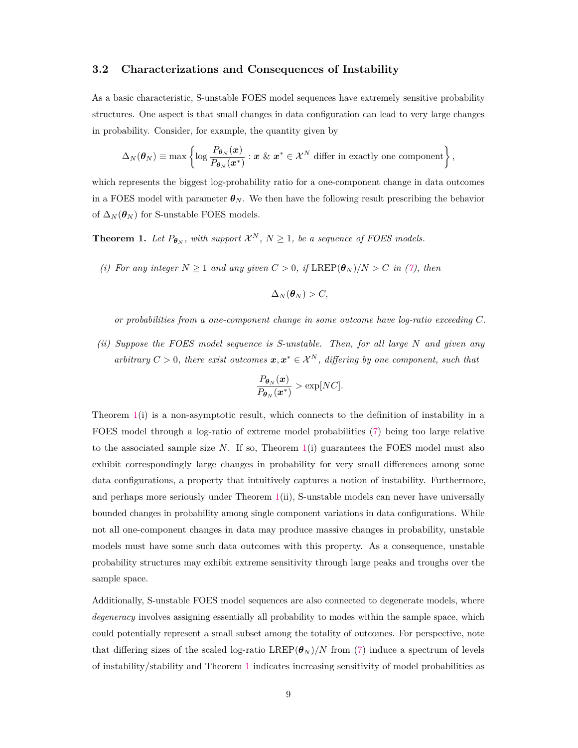### 3.2 Characterizations and Consequences of Instability

As a basic characteristic, S-unstable FOES model sequences have extremely sensitive probability structures. One aspect is that small changes in data configuration can lead to very large changes in probability. Consider, for example, the quantity given by

$$\Delta_N(\boldsymbol{\theta}_N) \equiv \max\left\{\log\frac{P_{\boldsymbol{\theta}_N}(\boldsymbol{x})}{P_{\boldsymbol{\theta}_N}(\boldsymbol{x}^*)} : \boldsymbol{x} \ \& \ \boldsymbol{x}^* \in \mathcal{X}^N \text{ differ in exactly one component}\right\},$$

which represents the biggest log-probability ratio for a one-component change in data outcomes in a FOES model with parameter $\boldsymbol{\theta}_N$. We then have the following result prescribing the behavior of $\Delta_N(\boldsymbol{\theta}_N)$ for S-unstable FOES models.

**Theorem 1.** *Let $P_{\boldsymbol{\theta}_N}$, with support $\mathcal{X}^N$, $N \geq 1$, be a sequence of FOES models.*

*(i) For any integer $N \geq 1$ and any given $C > 0$, if $\mathrm{LREP}(\boldsymbol{\theta}_N)/N > C$ in (7), then*

$$\Delta_N(\boldsymbol{\theta}_N) > C,$$

*or probabilities from a one-component change in some outcome have log-ratio exceeding $C$.*

*(ii) Suppose the FOES model sequence is S-unstable. Then, for all large $N$ and given any arbitrary $C > 0$, there exist outcomes $\boldsymbol{x}, \boldsymbol{x}^* \in \mathcal{X}^N$, differing by one component, such that*

$$\frac{P_{\boldsymbol{\theta}_N}(\boldsymbol{x})}{P_{\boldsymbol{\theta}_N}(\boldsymbol{x}^*)} > \exp[NC].$$

Theorem 1(i) is a non-asymptotic result, which connects to the definition of instability in a FOES model through a log-ratio of extreme model probabilities (7) being too large relative to the associated sample size $N$. If so, Theorem 1(i) guarantees the FOES model must also exhibit correspondingly large changes in probability for very small differences among some data configurations, a property that intuitively captures a notion of instability. Furthermore, and perhaps more seriously under Theorem 1(ii), S-unstable models can never have universally bounded changes in probability among single component variations in data configurations. While not all one-component changes in data may produce massive changes in probability, unstable models must have some such data outcomes with this property. As a consequence, unstable probability structures may exhibit extreme sensitivity through large peaks and troughs over the sample space.

Additionally, S-unstable FOES model sequences are also connected to degenerate models, where *degeneracy* involves assigning essentially all probability to modes within the sample space, which could potentially represent a small subset among the totality of outcomes. For perspective, note that differing sizes of the scaled log-ratio $\mathrm{LREP}(\boldsymbol{\theta}_N)/N$ from (7) induce a spectrum of levels of instability/stability and Theorem 1 indicates increasing sensitivity of model probabilities as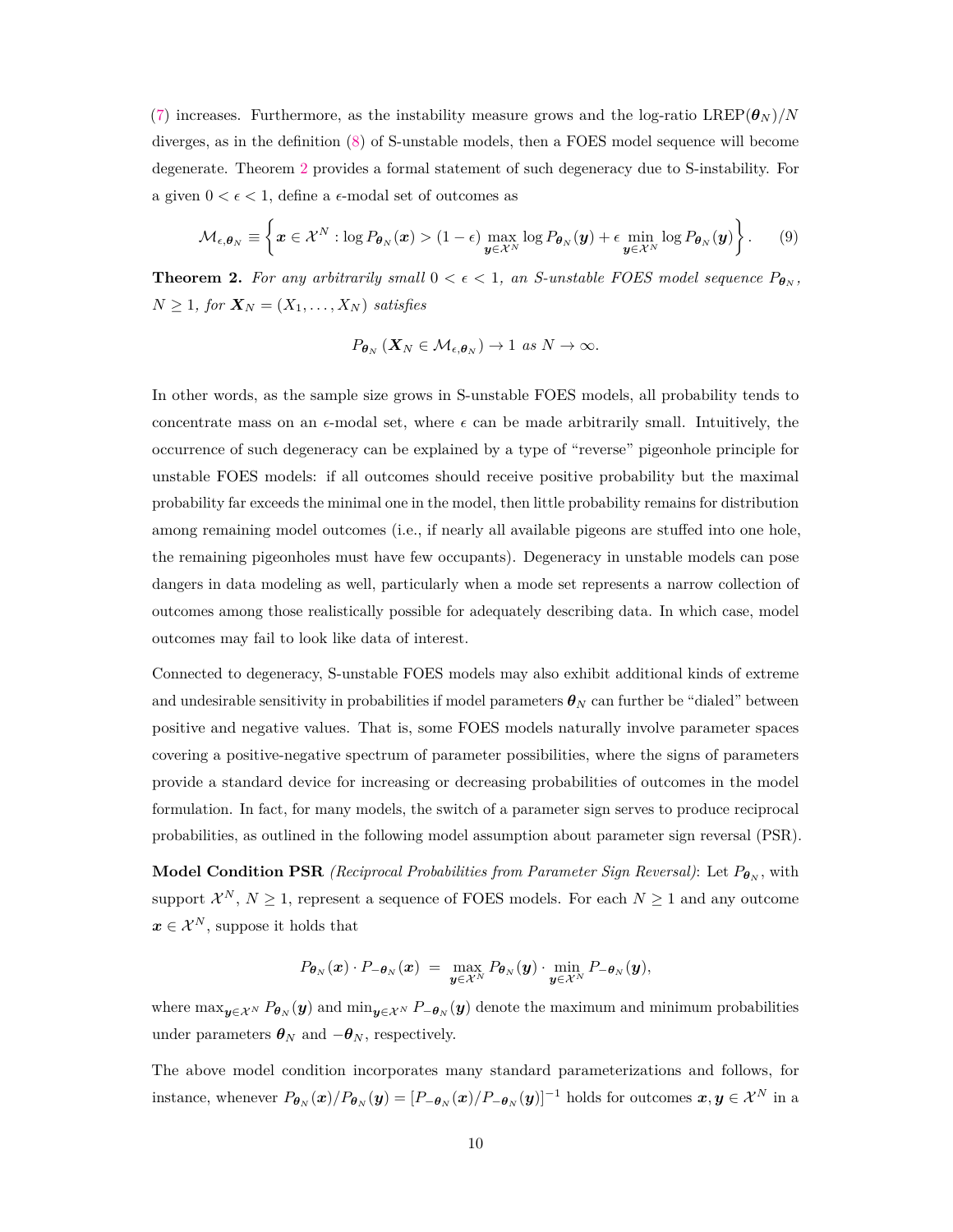(7) increases. Furthermore, as the instability measure grows and the log-ratio $\text{LREP}(\boldsymbol{\theta}_N)/N$ diverges, as in the definition (8) of S-unstable models, then a FOES model sequence will become degenerate. Theorem 2 provides a formal statement of such degeneracy due to S-instability. For a given $0 < \epsilon < 1$, define a $\epsilon$-modal set of outcomes as

$$\mathcal{M}_{\epsilon,\boldsymbol{\theta}_N} \equiv \left\{ \boldsymbol{x} \in \mathcal{X}^N : \log P_{\boldsymbol{\theta}_N}(\boldsymbol{x}) > (1-\epsilon) \max_{\boldsymbol{y} \in \mathcal{X}^N} \log P_{\boldsymbol{\theta}_N}(\boldsymbol{y}) + \epsilon \min_{\boldsymbol{y} \in \mathcal{X}^N} \log P_{\boldsymbol{\theta}_N}(\boldsymbol{y}) \right\}. \tag{9}$$

**Theorem 2.** *For any arbitrarily small $0 < \epsilon < 1$, an S-unstable FOES model sequence $P_{\boldsymbol{\theta}_N}$, $N \geq 1$, for $\boldsymbol{X}_N = (X_1, \ldots, X_N)$ satisfies*

$$P_{\boldsymbol{\theta}_N}\left( \boldsymbol{X}_N \in \mathcal{M}_{\epsilon,\boldsymbol{\theta}_N} \right) \to 1 \text{ as } N \to \infty.$$

In other words, as the sample size grows in S-unstable FOES models, all probability tends to concentrate mass on an $\epsilon$-modal set, where $\epsilon$ can be made arbitrarily small. Intuitively, the occurrence of such degeneracy can be explained by a type of "reverse" pigeonhole principle for unstable FOES models: if all outcomes should receive positive probability but the maximal probability far exceeds the minimal one in the model, then little probability remains for distribution among remaining model outcomes (i.e., if nearly all available pigeons are stuffed into one hole, the remaining pigeonholes must have few occupants). Degeneracy in unstable models can pose dangers in data modeling as well, particularly when a mode set represents a narrow collection of outcomes among those realistically possible for adequately describing data. In which case, model outcomes may fail to look like data of interest.

Connected to degeneracy, S-unstable FOES models may also exhibit additional kinds of extreme and undesirable sensitivity in probabilities if model parameters $\boldsymbol{\theta}_N$ can further be "dialed" between positive and negative values. That is, some FOES models naturally involve parameter spaces covering a positive-negative spectrum of parameter possibilities, where the signs of parameters provide a standard device for increasing or decreasing probabilities of outcomes in the model formulation. In fact, for many models, the switch of a parameter sign serves to produce reciprocal probabilities, as outlined in the following model assumption about parameter sign reversal (PSR).

**Model Condition PSR** *(Reciprocal Probabilities from Parameter Sign Reversal)*: Let $P_{\boldsymbol{\theta}_N}$, with support $\mathcal{X}^N$, $N \geq 1$, represent a sequence of FOES models. For each $N \geq 1$ and any outcome $\boldsymbol{x} \in \mathcal{X}^N$, suppose it holds that

$$P_{\boldsymbol{\theta}_N}(\boldsymbol{x}) \cdot P_{-\boldsymbol{\theta}_N}(\boldsymbol{x}) \;=\; \max_{\boldsymbol{y} \in \mathcal{X}^N} P_{\boldsymbol{\theta}_N}(\boldsymbol{y}) \cdot \min_{\boldsymbol{y} \in \mathcal{X}^N} P_{-\boldsymbol{\theta}_N}(\boldsymbol{y}),$$

where $\max_{\boldsymbol{y} \in \mathcal{X}^N} P_{\boldsymbol{\theta}_N}(\boldsymbol{y})$ and $\min_{\boldsymbol{y} \in \mathcal{X}^N} P_{-\boldsymbol{\theta}_N}(\boldsymbol{y})$ denote the maximum and minimum probabilities under parameters $\boldsymbol{\theta}_N$ and $-\boldsymbol{\theta}_N$, respectively.

The above model condition incorporates many standard parameterizations and follows, for instance, whenever $P_{\boldsymbol{\theta}_N}(\boldsymbol{x})/P_{\boldsymbol{\theta}_N}(\boldsymbol{y}) = [P_{-\boldsymbol{\theta}_N}(\boldsymbol{x})/P_{-\boldsymbol{\theta}_N}(\boldsymbol{y})]^{-1}$ holds for outcomes $\boldsymbol{x}, \boldsymbol{y} \in \mathcal{X}^N$ in a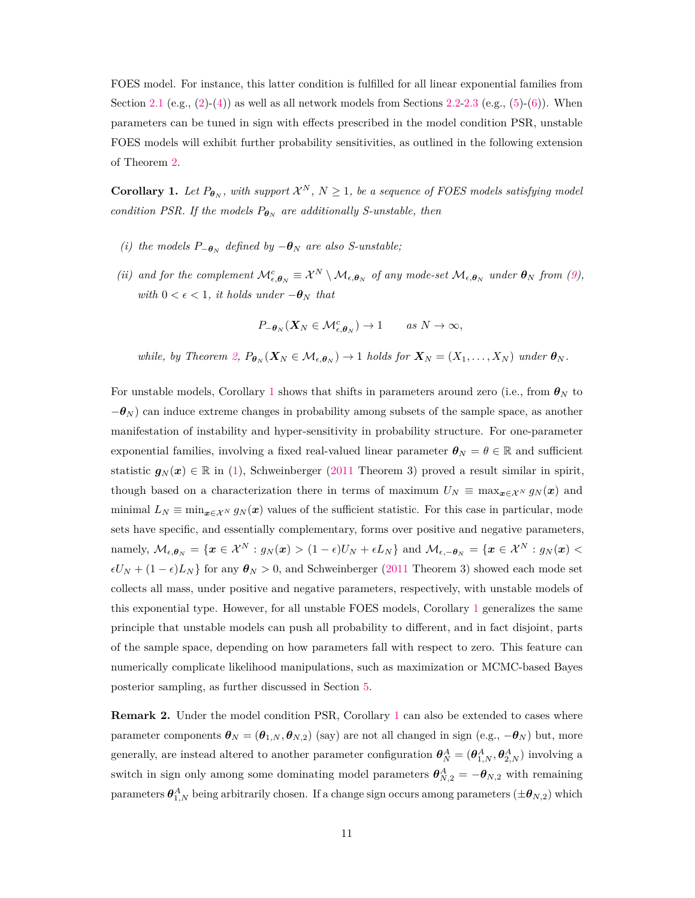FOES model. For instance, this latter condition is fulfilled for all linear exponential families from Section 2.1 (e.g., (2)-(4)) as well as all network models from Sections 2.2-2.3 (e.g., (5)-(6)). When parameters can be tuned in sign with effects prescribed in the model condition PSR, unstable FOES models will exhibit further probability sensitivities, as outlined in the following extension of Theorem 2.

**Corollary 1.** *Let $P_{\boldsymbol{\theta}_N}$, with support $\mathcal{X}^N$, $N \geq 1$, be a sequence of FOES models satisfying model condition PSR. If the models $P_{\boldsymbol{\theta}_N}$ are additionally S-unstable, then*

*(i) the models $P_{-\boldsymbol{\theta}_N}$ defined by $-\boldsymbol{\theta}_N$ are also S-unstable;*

*(ii) and for the complement $\mathcal{M}^c_{\epsilon,\boldsymbol{\theta}_N} \equiv \mathcal{X}^N \setminus \mathcal{M}_{\epsilon,\boldsymbol{\theta}_N}$ of any mode-set $\mathcal{M}_{\epsilon,\boldsymbol{\theta}_N}$ under $\boldsymbol{\theta}_N$ from (9), with $0 < \epsilon < 1$, it holds under $-\boldsymbol{\theta}_N$ that*

$$P_{-\boldsymbol{\theta}_N}(\boldsymbol{X}_N \in \mathcal{M}^c_{\epsilon,\boldsymbol{\theta}_N}) \to 1 \qquad \text{as } N \to \infty,$$

*while, by Theorem 2, $P_{\boldsymbol{\theta}_N}(\boldsymbol{X}_N \in \mathcal{M}_{\epsilon,\boldsymbol{\theta}_N}) \to 1$ holds for $\boldsymbol{X}_N = (X_1, \ldots, X_N)$ under $\boldsymbol{\theta}_N$.*

For unstable models, Corollary 1 shows that shifts in parameters around zero (i.e., from $\boldsymbol{\theta}_N$ to $-\boldsymbol{\theta}_N$) can induce extreme changes in probability among subsets of the sample space, as another manifestation of instability and hyper-sensitivity in probability structure. For one-parameter exponential families, involving a fixed real-valued linear parameter $\boldsymbol{\theta}_N = \theta \in \mathbb{R}$ and sufficient statistic $\boldsymbol{g}_N(\boldsymbol{x}) \in \mathbb{R}$ in (1), Schweinberger (2011 Theorem 3) proved a result similar in spirit, though based on a characterization there in terms of maximum $U_N \equiv \max_{\boldsymbol{x} \in \mathcal{X}^N} g_N(\boldsymbol{x})$ and minimal $L_N \equiv \min_{\boldsymbol{x} \in \mathcal{X}^N} g_N(\boldsymbol{x})$ values of the sufficient statistic. For this case in particular, mode sets have specific, and essentially complementary, forms over positive and negative parameters, namely, $\mathcal{M}_{\epsilon,\boldsymbol{\theta}_N} = \{\boldsymbol{x} \in \mathcal{X}^N : g_N(\boldsymbol{x}) > (1-\epsilon)U_N + \epsilon L_N\}$ and $\mathcal{M}_{\epsilon,-\boldsymbol{\theta}_N} = \{\boldsymbol{x} \in \mathcal{X}^N : g_N(\boldsymbol{x}) < \epsilon U_N + (1-\epsilon)L_N\}$ for any $\boldsymbol{\theta}_N > 0$, and Schweinberger (2011 Theorem 3) showed each mode set collects all mass, under positive and negative parameters, respectively, with unstable models of this exponential type. However, for all unstable FOES models, Corollary 1 generalizes the same principle that unstable models can push all probability to different, and in fact disjoint, parts of the sample space, depending on how parameters fall with respect to zero. This feature can numerically complicate likelihood manipulations, such as maximization or MCMC-based Bayes posterior sampling, as further discussed in Section 5.

**Remark 2.** Under the model condition PSR, Corollary 1 can also be extended to cases where parameter components $\boldsymbol{\theta}_N = (\boldsymbol{\theta}_{1,N}, \boldsymbol{\theta}_{N,2})$ (say) are not all changed in sign (e.g., $-\boldsymbol{\theta}_N$) but, more generally, are instead altered to another parameter configuration $\boldsymbol{\theta}^A_N = (\boldsymbol{\theta}^A_{1,N}, \boldsymbol{\theta}^A_{2,N})$ involving a switch in sign only among some dominating model parameters $\boldsymbol{\theta}^A_{N,2} = -\boldsymbol{\theta}_{N,2}$ with remaining parameters $\boldsymbol{\theta}^A_{1,N}$ being arbitrarily chosen. If a change sign occurs among parameters ($\pm\boldsymbol{\theta}_{N,2}$) which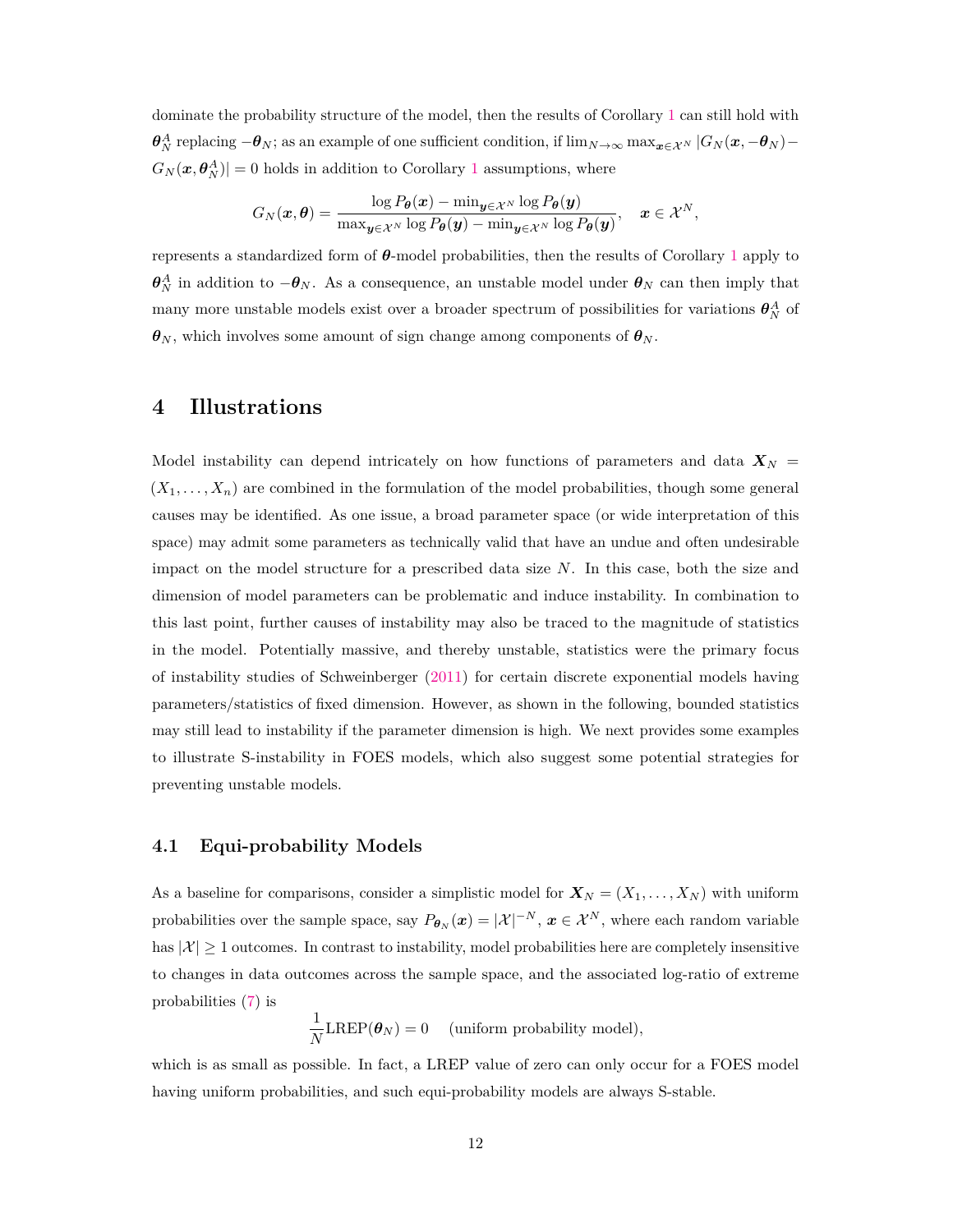dominate the probability structure of the model, then the results of Corollary 1 can still hold with $\boldsymbol{\theta}_N^A$ replacing $-\boldsymbol{\theta}_N$; as an example of one sufficient condition, if $\lim_{N\to\infty} \max_{\boldsymbol{x}\in\mathcal{X}^N} |G_N(\boldsymbol{x}, -\boldsymbol{\theta}_N) - G_N(\boldsymbol{x}, \boldsymbol{\theta}_N^A)| = 0$ holds in addition to Corollary 1 assumptions, where

$$G_N(\boldsymbol{x}, \boldsymbol{\theta}) = \frac{\log P_{\boldsymbol{\theta}}(\boldsymbol{x}) - \min_{\boldsymbol{y}\in\mathcal{X}^N} \log P_{\boldsymbol{\theta}}(\boldsymbol{y})}{\max_{\boldsymbol{y}\in\mathcal{X}^N} \log P_{\boldsymbol{\theta}}(\boldsymbol{y}) - \min_{\boldsymbol{y}\in\mathcal{X}^N} \log P_{\boldsymbol{\theta}}(\boldsymbol{y})}, \quad \boldsymbol{x} \in \mathcal{X}^N,$$

represents a standardized form of $\boldsymbol{\theta}$-model probabilities, then the results of Corollary 1 apply to $\boldsymbol{\theta}_N^A$ in addition to $-\boldsymbol{\theta}_N$. As a consequence, an unstable model under $\boldsymbol{\theta}_N$ can then imply that many more unstable models exist over a broader spectrum of possibilities for variations $\boldsymbol{\theta}_N^A$ of $\boldsymbol{\theta}_N$, which involves some amount of sign change among components of $\boldsymbol{\theta}_N$.

# 4 Illustrations

Model instability can depend intricately on how functions of parameters and data $\boldsymbol{X}_N = (X_1, \ldots, X_n)$ are combined in the formulation of the model probabilities, though some general causes may be identified. As one issue, a broad parameter space (or wide interpretation of this space) may admit some parameters as technically valid that have an undue and often undesirable impact on the model structure for a prescribed data size $N$. In this case, both the size and dimension of model parameters can be problematic and induce instability. In combination to this last point, further causes of instability may also be traced to the magnitude of statistics in the model. Potentially massive, and thereby unstable, statistics were the primary focus of instability studies of Schweinberger (2011) for certain discrete exponential models having parameters/statistics of fixed dimension. However, as shown in the following, bounded statistics may still lead to instability if the parameter dimension is high. We next provides some examples to illustrate S-instability in FOES models, which also suggest some potential strategies for preventing unstable models.

## 4.1 Equi-probability Models

As a baseline for comparisons, consider a simplistic model for $\boldsymbol{X}_N = (X_1, \ldots, X_N)$ with uniform probabilities over the sample space, say $P_{\boldsymbol{\theta}_N}(\boldsymbol{x}) = |\mathcal{X}|^{-N}$, $\boldsymbol{x} \in \mathcal{X}^N$, where each random variable has $|\mathcal{X}| \geq 1$ outcomes. In contrast to instability, model probabilities here are completely insensitive to changes in data outcomes across the sample space, and the associated log-ratio of extreme probabilities (7) is

$$\frac{1}{N}\text{LREP}(\boldsymbol{\theta}_N) = 0 \quad \text{(uniform probability model)},$$

which is as small as possible. In fact, a LREP value of zero can only occur for a FOES model having uniform probabilities, and such equi-probability models are always S-stable.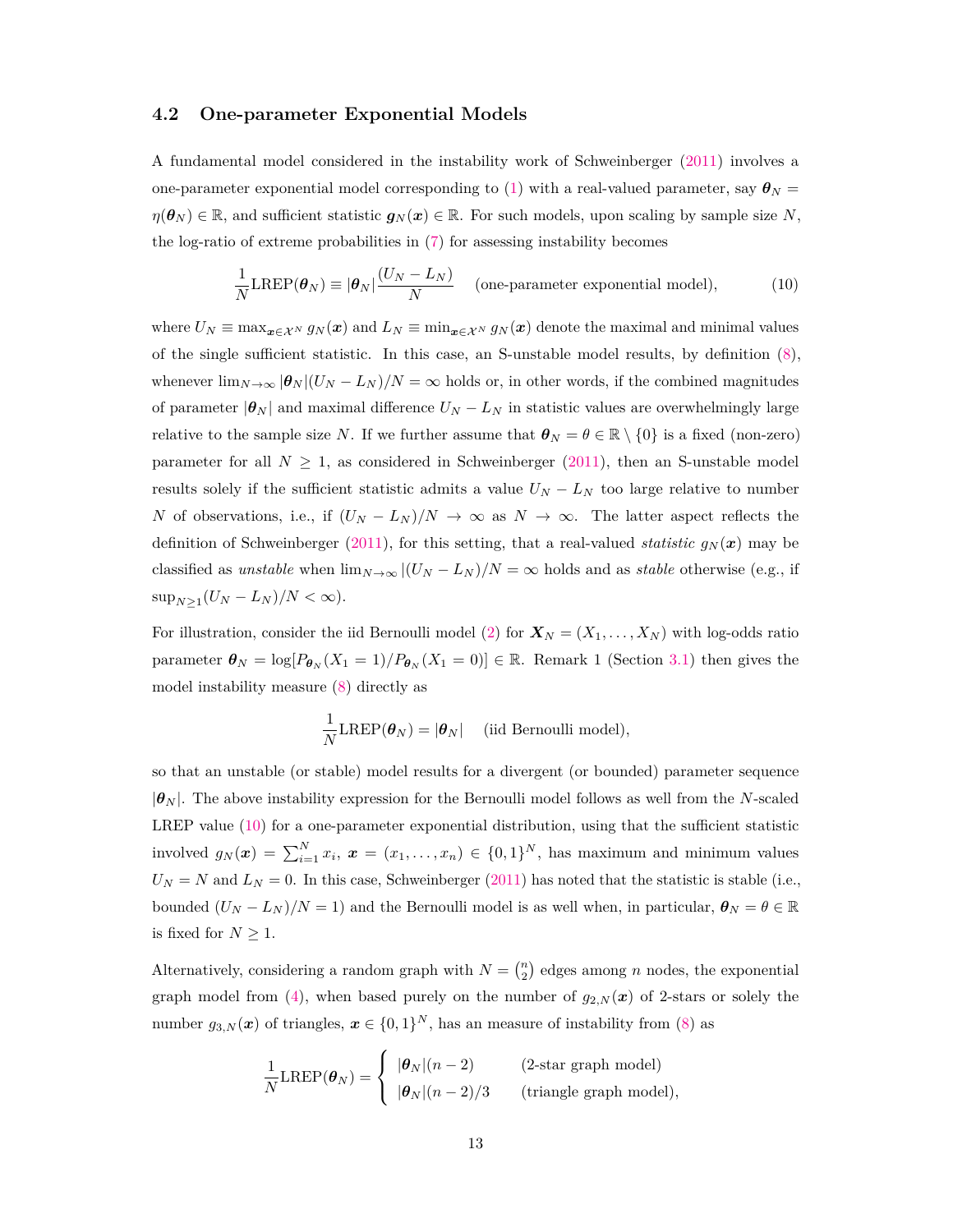### 4.2 One-parameter Exponential Models

A fundamental model considered in the instability work of Schweinberger (2011) involves a one-parameter exponential model corresponding to (1) with a real-valued parameter, say $\boldsymbol{\theta}_N = \eta(\boldsymbol{\theta}_N) \in \mathbb{R}$, and sufficient statistic $\boldsymbol{g}_N(\boldsymbol{x}) \in \mathbb{R}$. For such models, upon scaling by sample size $N$, the log-ratio of extreme probabilities in (7) for assessing instability becomes

$$\frac{1}{N}\text{LREP}(\boldsymbol{\theta}_N) \equiv |\boldsymbol{\theta}_N| \frac{(U_N - L_N)}{N} \quad \text{(one-parameter exponential model)}, \tag{10}$$

where $U_N \equiv \max_{\boldsymbol{x} \in \mathcal{X}^N} g_N(\boldsymbol{x})$ and $L_N \equiv \min_{\boldsymbol{x} \in \mathcal{X}^N} g_N(\boldsymbol{x})$ denote the maximal and minimal values of the single sufficient statistic. In this case, an S-unstable model results, by definition (8), whenever $\lim_{N\to\infty} |\boldsymbol{\theta}_N|(U_N - L_N)/N = \infty$ holds or, in other words, if the combined magnitudes of parameter $|\boldsymbol{\theta}_N|$ and maximal difference $U_N - L_N$ in statistic values are overwhelmingly large relative to the sample size $N$. If we further assume that $\boldsymbol{\theta}_N = \theta \in \mathbb{R} \setminus \{0\}$ is a fixed (non-zero) parameter for all $N \geq 1$, as considered in Schweinberger (2011), then an S-unstable model results solely if the sufficient statistic admits a value $U_N - L_N$ too large relative to number $N$ of observations, i.e., if $(U_N - L_N)/N \to \infty$ as $N \to \infty$. The latter aspect reflects the definition of Schweinberger (2011), for this setting, that a real-valued *statistic* $g_N(\boldsymbol{x})$ may be classified as *unstable* when $\lim_{N\to\infty} |(U_N - L_N)/N = \infty$ holds and as *stable* otherwise (e.g., if $\sup_{N\geq 1}(U_N - L_N)/N < \infty$).

For illustration, consider the iid Bernoulli model (2) for $\boldsymbol{X}_N = (X_1, \ldots, X_N)$ with log-odds ratio parameter $\boldsymbol{\theta}_N = \log[P_{\boldsymbol{\theta}_N}(X_1 = 1)/P_{\boldsymbol{\theta}_N}(X_1 = 0)] \in \mathbb{R}$. Remark 1 (Section 3.1) then gives the model instability measure (8) directly as

$$\frac{1}{N}\text{LREP}(\boldsymbol{\theta}_N) = |\boldsymbol{\theta}_N| \quad \text{(iid Bernoulli model)},$$

so that an unstable (or stable) model results for a divergent (or bounded) parameter sequence $|\boldsymbol{\theta}_N|$. The above instability expression for the Bernoulli model follows as well from the $N$-scaled LREP value (10) for a one-parameter exponential distribution, using that the sufficient statistic involved $g_N(\boldsymbol{x}) = \sum_{i=1}^N x_i$, $\boldsymbol{x} = (x_1, \ldots, x_n) \in \{0,1\}^N$, has maximum and minimum values $U_N = N$ and $L_N = 0$. In this case, Schweinberger (2011) has noted that the statistic is stable (i.e., bounded $(U_N - L_N)/N = 1$) and the Bernoulli model is as well when, in particular, $\boldsymbol{\theta}_N = \theta \in \mathbb{R}$ is fixed for $N \geq 1$.

Alternatively, considering a random graph with $N = \binom{n}{2}$ edges among $n$ nodes, the exponential graph model from (4), when based purely on the number of $g_{2,N}(\boldsymbol{x})$ of 2-stars or solely the number $g_{3,N}(\boldsymbol{x})$ of triangles, $\boldsymbol{x} \in \{0,1\}^N$, has an measure of instability from (8) as

$$\frac{1}{N}\text{LREP}(\boldsymbol{\theta}_N) = \begin{cases} |\boldsymbol{\theta}_N|(n-2) & \text{(2-star graph model)} \\ |\boldsymbol{\theta}_N|(n-2)/3 & \text{(triangle graph model)}, \end{cases}$$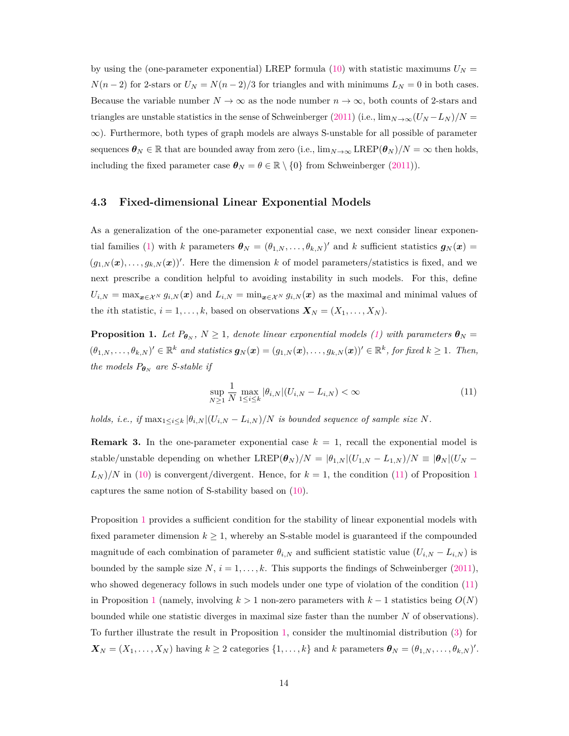by using the (one-parameter exponential) LREP formula (10) with statistic maximums $U_N = N(n-2)$ for 2-stars or $U_N = N(n-2)/3$ for triangles and with minimums $L_N = 0$ in both cases. Because the variable number $N \to \infty$ as the node number $n \to \infty$, both counts of 2-stars and triangles are unstable statistics in the sense of Schweinberger (2011) (i.e., $\lim_{N\to\infty}(U_N - L_N)/N = \infty$). Furthermore, both types of graph models are always S-unstable for all possible of parameter sequences $\boldsymbol{\theta}_N \in \mathbb{R}$ that are bounded away from zero (i.e., $\lim_{N\to\infty} \text{LREP}(\boldsymbol{\theta}_N)/N = \infty$ then holds, including the fixed parameter case $\boldsymbol{\theta}_N = \theta \in \mathbb{R} \setminus \{0\}$ from Schweinberger (2011)).

### 4.3 Fixed-dimensional Linear Exponential Models

As a generalization of the one-parameter exponential case, we next consider linear exponential families (1) with $k$ parameters $\boldsymbol{\theta}_N = (\theta_{1,N}, \ldots, \theta_{k,N})'$ and $k$ sufficient statistics $\boldsymbol{g}_N(\boldsymbol{x}) = (g_{1,N}(\boldsymbol{x}), \ldots, g_{k,N}(\boldsymbol{x}))'$. Here the dimension $k$ of model parameters/statistics is fixed, and we next prescribe a condition helpful to avoiding instability in such models. For this, define $U_{i,N} = \max_{\boldsymbol{x}\in\mathcal{X}^N} g_{i,N}(\boldsymbol{x})$ and $L_{i,N} = \min_{\boldsymbol{x}\in\mathcal{X}^N} g_{i,N}(\boldsymbol{x})$ as the maximal and minimal values of the $i$th statistic, $i = 1, \ldots, k$, based on observations $\boldsymbol{X}_N = (X_1, \ldots, X_N)$.

**Proposition 1.** *Let $P_{\boldsymbol{\theta}_N}$, $N \geq 1$, denote linear exponential models (1) with parameters $\boldsymbol{\theta}_N = (\theta_{1,N}, \ldots, \theta_{k,N})' \in \mathbb{R}^k$ and statistics $\boldsymbol{g}_N(\boldsymbol{x}) = (g_{1,N}(\boldsymbol{x}), \ldots, g_{k,N}(\boldsymbol{x}))' \in \mathbb{R}^k$, for fixed $k \geq 1$. Then, the models $P_{\boldsymbol{\theta}_N}$ are S-stable if*

$$\sup_{N\geq 1} \frac{1}{N} \max_{1\leq i\leq k} |\theta_{i,N}|(U_{i,N} - L_{i,N}) < \infty \tag{11}$$

*holds, i.e., if $\max_{1\leq i\leq k} |\theta_{i,N}|(U_{i,N} - L_{i,N})/N$ is bounded sequence of sample size $N$.*

**Remark 3.** In the one-parameter exponential case $k = 1$, recall the exponential model is stable/unstable depending on whether $\text{LREP}(\boldsymbol{\theta}_N)/N = |\theta_{1,N}|(U_{1,N} - L_{1,N})/N \equiv |\boldsymbol{\theta}_N|(U_N - L_N)/N$ in (10) is convergent/divergent. Hence, for $k = 1$, the condition (11) of Proposition 1 captures the same notion of S-stability based on (10).

Proposition 1 provides a sufficient condition for the stability of linear exponential models with fixed parameter dimension $k \geq 1$, whereby an S-stable model is guaranteed if the compounded magnitude of each combination of parameter $\theta_{i,N}$ and sufficient statistic value $(U_{i,N} - L_{i,N})$ is bounded by the sample size $N$, $i = 1, \ldots, k$. This supports the findings of Schweinberger (2011), who showed degeneracy follows in such models under one type of violation of the condition (11) in Proposition 1 (namely, involving $k > 1$ non-zero parameters with $k - 1$ statistics being $O(N)$ bounded while one statistic diverges in maximal size faster than the number $N$ of observations). To further illustrate the result in Proposition 1, consider the multinomial distribution (3) for $\boldsymbol{X}_N = (X_1, \ldots, X_N)$ having $k \geq 2$ categories $\{1, \ldots, k\}$ and $k$ parameters $\boldsymbol{\theta}_N = (\theta_{1,N}, \ldots, \theta_{k,N})'$.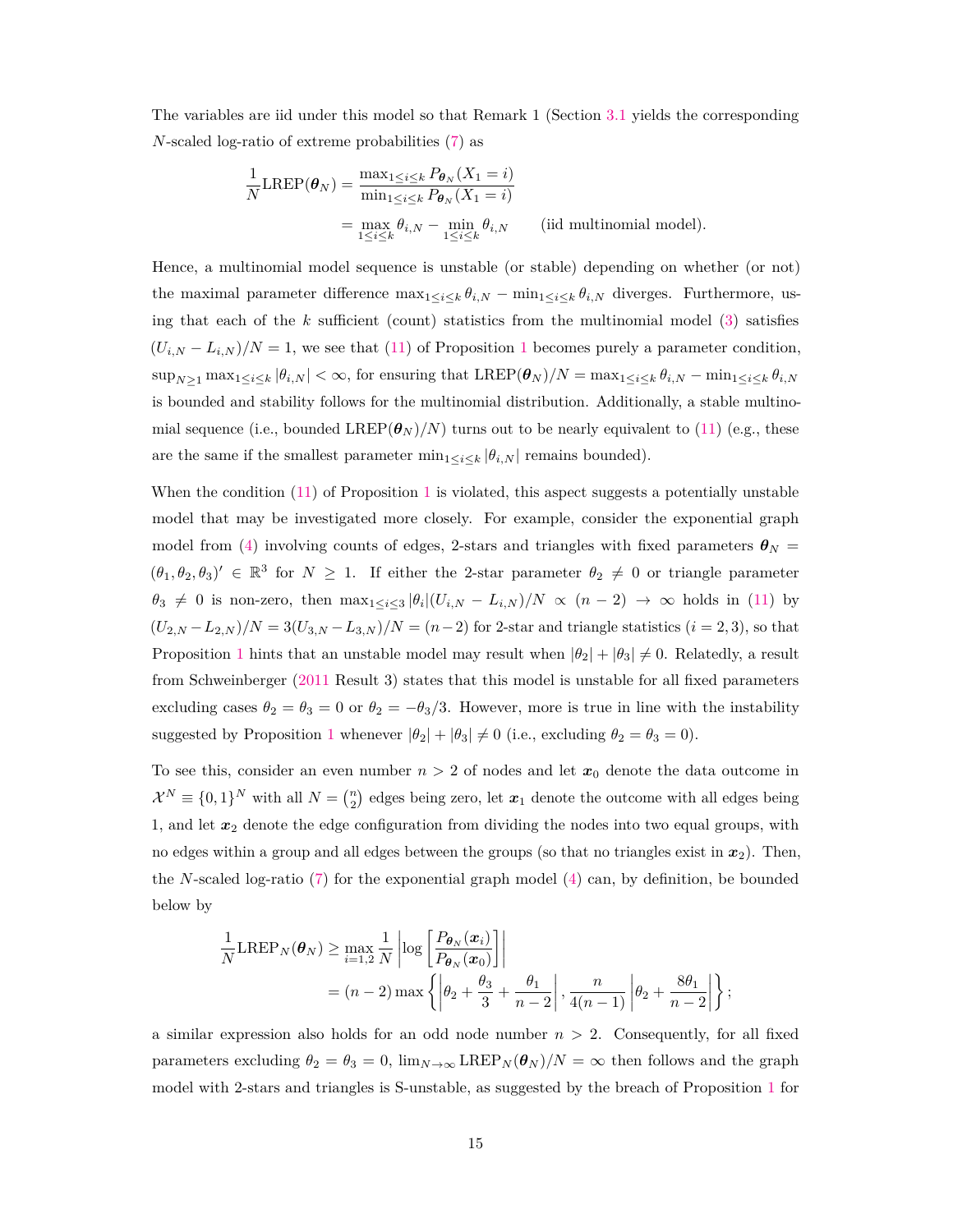The variables are iid under this model so that Remark 1 (Section 3.1 yields the corresponding $N$-scaled log-ratio of extreme probabilities (7) as

$$\frac{1}{N}\text{LREP}(\boldsymbol{\theta}_N) = \frac{\max_{1\leq i\leq k} P_{\boldsymbol{\theta}_N}(X_1 = i)}{\min_{1\leq i\leq k} P_{\boldsymbol{\theta}_N}(X_1 = i)}$$

$$= \max_{1\leq i\leq k} \theta_{i,N} - \min_{1\leq i\leq k} \theta_{i,N} \qquad \text{(iid multinomial model).}$$

Hence, a multinomial model sequence is unstable (or stable) depending on whether (or not) the maximal parameter difference $\max_{1\leq i\leq k} \theta_{i,N} - \min_{1\leq i\leq k} \theta_{i,N}$ diverges. Furthermore, using that each of the $k$ sufficient (count) statistics from the multinomial model (3) satisfies $(U_{i,N} - L_{i,N})/N = 1$, we see that (11) of Proposition 1 becomes purely a parameter condition, $\sup_{N\geq 1} \max_{1\leq i\leq k} |\theta_{i,N}| < \infty$, for ensuring that $\text{LREP}(\boldsymbol{\theta}_N)/N = \max_{1\leq i\leq k} \theta_{i,N} - \min_{1\leq i\leq k} \theta_{i,N}$ is bounded and stability follows for the multinomial distribution. Additionally, a stable multinomial sequence (i.e., bounded $\text{LREP}(\boldsymbol{\theta}_N)/N$) turns out to be nearly equivalent to (11) (e.g., these are the same if the smallest parameter $\min_{1\leq i\leq k} |\theta_{i,N}|$ remains bounded).

When the condition (11) of Proposition 1 is violated, this aspect suggests a potentially unstable model that may be investigated more closely. For example, consider the exponential graph model from (4) involving counts of edges, 2-stars and triangles with fixed parameters $\boldsymbol{\theta}_N = (\theta_1, \theta_2, \theta_3)' \in \mathbb{R}^3$ for $N \geq 1$. If either the 2-star parameter $\theta_2 \neq 0$ or triangle parameter $\theta_3 \neq 0$ is non-zero, then $\max_{1\leq i\leq 3} |\theta_i|(U_{i,N} - L_{i,N})/N \propto (n-2) \to \infty$ holds in (11) by $(U_{2,N} - L_{2,N})/N = 3(U_{3,N} - L_{3,N})/N = (n-2)$ for 2-star and triangle statistics ($i = 2, 3$), so that Proposition 1 hints that an unstable model may result when $|\theta_2| + |\theta_3| \neq 0$. Relatedly, a result from Schweinberger (2011 Result 3) states that this model is unstable for all fixed parameters excluding cases $\theta_2 = \theta_3 = 0$ or $\theta_2 = -\theta_3/3$. However, more is true in line with the instability suggested by Proposition 1 whenever $|\theta_2| + |\theta_3| \neq 0$ (i.e., excluding $\theta_2 = \theta_3 = 0$).

To see this, consider an even number $n > 2$ of nodes and let $\boldsymbol{x}_0$ denote the data outcome in $\mathcal{X}^N \equiv \{0,1\}^N$ with all $N = \binom{n}{2}$ edges being zero, let $\boldsymbol{x}_1$ denote the outcome with all edges being 1, and let $\boldsymbol{x}_2$ denote the edge configuration from dividing the nodes into two equal groups, with no edges within a group and all edges between the groups (so that no triangles exist in $\boldsymbol{x}_2$). Then, the $N$-scaled log-ratio (7) for the exponential graph model (4) can, by definition, be bounded below by

$$\frac{1}{N}\text{LREP}_N(\boldsymbol{\theta}_N) \geq \max_{i=1,2} \frac{1}{N} \left| \log\left[\frac{P_{\boldsymbol{\theta}_N}(\boldsymbol{x}_i)}{P_{\boldsymbol{\theta}_N}(\boldsymbol{x}_0)}\right] \right|$$

$$= (n-2) \max\left\{ \left|\theta_2 + \frac{\theta_3}{3} + \frac{\theta_1}{n-2}\right|, \frac{n}{4(n-1)} \left|\theta_2 + \frac{8\theta_1}{n-2}\right| \right\};$$

a similar expression also holds for an odd node number $n > 2$. Consequently, for all fixed parameters excluding $\theta_2 = \theta_3 = 0$, $\lim_{N\to\infty} \text{LREP}_N(\boldsymbol{\theta}_N)/N = \infty$ then follows and the graph model with 2-stars and triangles is S-unstable, as suggested by the breach of Proposition 1 for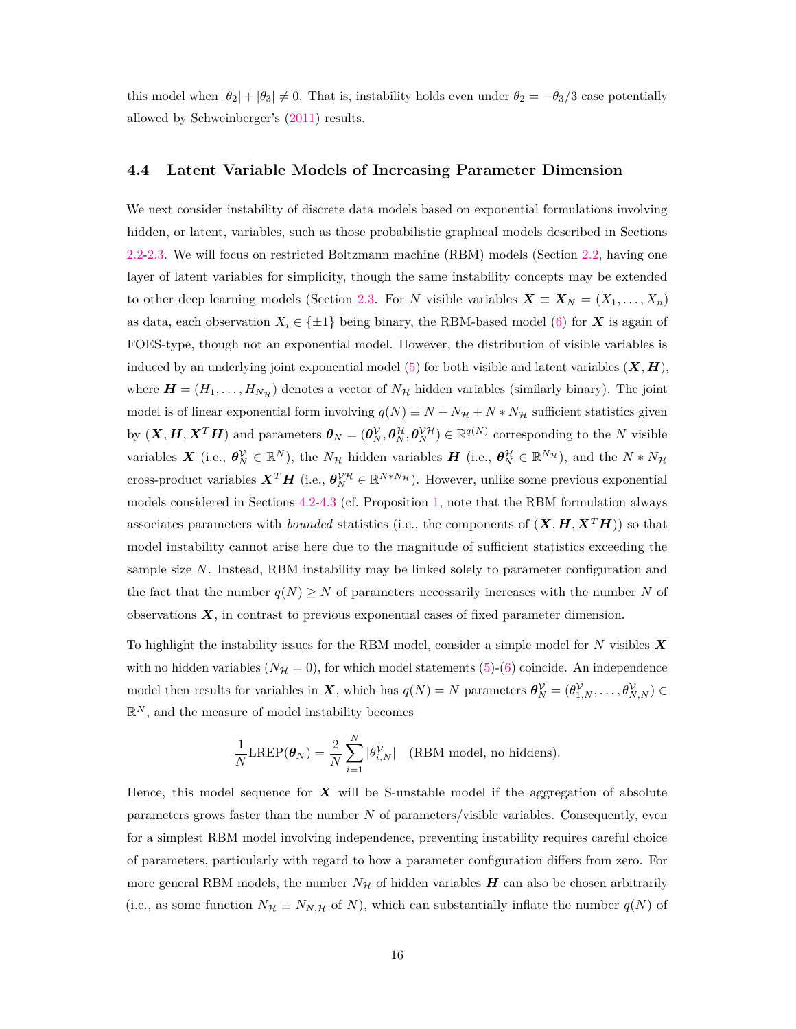this model when $|\theta_2| + |\theta_3| \neq 0$. That is, instability holds even under $\theta_2 = -\theta_3/3$ case potentially allowed by Schweinberger's (2011) results.

### 4.4 Latent Variable Models of Increasing Parameter Dimension

We next consider instability of discrete data models based on exponential formulations involving hidden, or latent, variables, such as those probabilistic graphical models described in Sections 2.2-2.3. We will focus on restricted Boltzmann machine (RBM) models (Section 2.2, having one layer of latent variables for simplicity, though the same instability concepts may be extended to other deep learning models (Section 2.3. For $N$ visible variables $\boldsymbol{X} \equiv \boldsymbol{X}_N = (X_1, \ldots, X_n)$ as data, each observation $X_i \in \{\pm 1\}$ being binary, the RBM-based model (6) for $\boldsymbol{X}$ is again of FOES-type, though not an exponential model. However, the distribution of visible variables is induced by an underlying joint exponential model (5) for both visible and latent variables $(\boldsymbol{X}, \boldsymbol{H})$, where $\boldsymbol{H} = (H_1, \ldots, H_{N_\mathcal{H}})$ denotes a vector of $N_\mathcal{H}$ hidden variables (similarly binary). The joint model is of linear exponential form involving $q(N) \equiv N + N_\mathcal{H} + N * N_\mathcal{H}$ sufficient statistics given by $(\boldsymbol{X}, \boldsymbol{H}, \boldsymbol{X}^T\boldsymbol{H})$ and parameters $\boldsymbol{\theta}_N = (\boldsymbol{\theta}_N^\mathcal{V}, \boldsymbol{\theta}_N^\mathcal{H}, \boldsymbol{\theta}_N^{\mathcal{VH}}) \in \mathbb{R}^{q(N)}$ corresponding to the $N$ visible variables $\boldsymbol{X}$ (i.e., $\boldsymbol{\theta}_N^\mathcal{V} \in \mathbb{R}^N$), the $N_\mathcal{H}$ hidden variables $\boldsymbol{H}$ (i.e., $\boldsymbol{\theta}_N^\mathcal{H} \in \mathbb{R}^{N_\mathcal{H}}$), and the $N * N_\mathcal{H}$ cross-product variables $\boldsymbol{X}^T\boldsymbol{H}$ (i.e., $\boldsymbol{\theta}_N^{\mathcal{VH}} \in \mathbb{R}^{N * N_\mathcal{H}}$). However, unlike some previous exponential models considered in Sections 4.2-4.3 (cf. Proposition 1, note that the RBM formulation always associates parameters with *bounded* statistics (i.e., the components of $(\boldsymbol{X}, \boldsymbol{H}, \boldsymbol{X}^T\boldsymbol{H})$) so that model instability cannot arise here due to the magnitude of sufficient statistics exceeding the sample size $N$. Instead, RBM instability may be linked solely to parameter configuration and the fact that the number $q(N) \geq N$ of parameters necessarily increases with the number $N$ of observations $\boldsymbol{X}$, in contrast to previous exponential cases of fixed parameter dimension.

To highlight the instability issues for the RBM model, consider a simple model for $N$ visibles $\boldsymbol{X}$ with no hidden variables ($N_\mathcal{H} = 0$), for which model statements (5)-(6) coincide. An independence model then results for variables in $\boldsymbol{X}$, which has $q(N) = N$ parameters $\boldsymbol{\theta}_N^\mathcal{V} = (\theta_{1,N}^\mathcal{V}, \ldots, \theta_{N,N}^\mathcal{V}) \in \mathbb{R}^N$, and the measure of model instability becomes

$$\frac{1}{N}\text{LREP}(\boldsymbol{\theta}_N) = \frac{2}{N}\sum_{i=1}^{N} |\theta_{i,N}^\mathcal{V}| \quad \text{(RBM model, no hiddens)}.$$

Hence, this model sequence for $\boldsymbol{X}$ will be S-unstable model if the aggregation of absolute parameters grows faster than the number $N$ of parameters/visible variables. Consequently, even for a simplest RBM model involving independence, preventing instability requires careful choice of parameters, particularly with regard to how a parameter configuration differs from zero. For more general RBM models, the number $N_\mathcal{H}$ of hidden variables $\boldsymbol{H}$ can also be chosen arbitrarily (i.e., as some function $N_\mathcal{H} \equiv N_{N,\mathcal{H}}$ of $N$), which can substantially inflate the number $q(N)$ of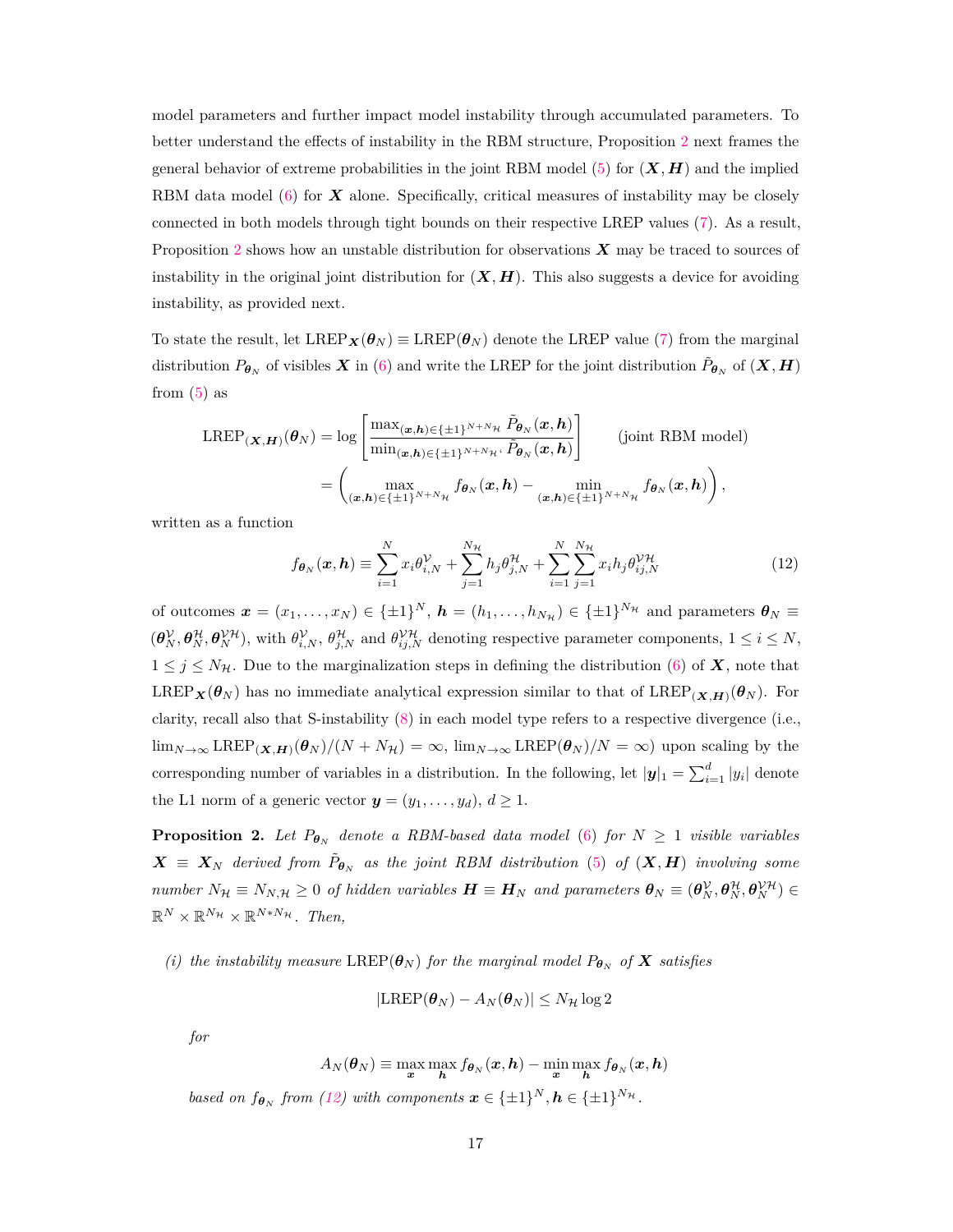model parameters and further impact model instability through accumulated parameters. To better understand the effects of instability in the RBM structure, Proposition 2 next frames the general behavior of extreme probabilities in the joint RBM model (5) for $(\boldsymbol{X}, \boldsymbol{H})$ and the implied RBM data model (6) for $\boldsymbol{X}$ alone. Specifically, critical measures of instability may be closely connected in both models through tight bounds on their respective LREP values (7). As a result, Proposition 2 shows how an unstable distribution for observations $\boldsymbol{X}$ may be traced to sources of instability in the original joint distribution for $(\boldsymbol{X}, \boldsymbol{H})$. This also suggests a device for avoiding instability, as provided next.

To state the result, let $\text{LREP}_{\boldsymbol{X}}(\boldsymbol{\theta}_N) \equiv \text{LREP}(\boldsymbol{\theta}_N)$ denote the LREP value (7) from the marginal distribution $P_{\boldsymbol{\theta}_N}$ of visibles $\boldsymbol{X}$ in (6) and write the LREP for the joint distribution $\tilde{P}_{\boldsymbol{\theta}_N}$ of $(\boldsymbol{X}, \boldsymbol{H})$ from (5) as

$$
\begin{aligned}
\text{LREP}_{(\boldsymbol{X},\boldsymbol{H})}(\boldsymbol{\theta}_N) &= \log\left[\frac{\max_{(\boldsymbol{x},\boldsymbol{h})\in\{\pm1\}^{N+N_{\mathcal{H}}}} \tilde{P}_{\boldsymbol{\theta}_N}(\boldsymbol{x},\boldsymbol{h})}{\min_{(\boldsymbol{x},\boldsymbol{h})\in\{\pm1\}^{N+N_{\mathcal{H}}}} \tilde{P}_{\boldsymbol{\theta}_N}(\boldsymbol{x},\boldsymbol{h})}\right] \qquad \text{(joint RBM model)} \\
&= \left(\max_{(\boldsymbol{x},\boldsymbol{h})\in\{\pm1\}^{N+N_{\mathcal{H}}}} f_{\boldsymbol{\theta}_N}(\boldsymbol{x},\boldsymbol{h}) - \min_{(\boldsymbol{x},\boldsymbol{h})\in\{\pm1\}^{N+N_{\mathcal{H}}}} f_{\boldsymbol{\theta}_N}(\boldsymbol{x},\boldsymbol{h})\right),
\end{aligned}
$$

written as a function

$$
f_{\boldsymbol{\theta}_N}(\boldsymbol{x},\boldsymbol{h}) \equiv \sum_{i=1}^{N} x_i\theta_{i,N}^{\mathcal{V}} + \sum_{j=1}^{N_{\mathcal{H}}} h_j\theta_{j,N}^{\mathcal{H}} + \sum_{i=1}^{N}\sum_{j=1}^{N_{\mathcal{H}}} x_i h_j \theta_{ij,N}^{\mathcal{VH}} \tag{12}
$$

of outcomes $\boldsymbol{x} = (x_1,\ldots,x_N) \in \{\pm1\}^N$, $\boldsymbol{h} = (h_1,\ldots,h_{N_{\mathcal{H}}}) \in \{\pm1\}^{N_{\mathcal{H}}}$ and parameters $\boldsymbol{\theta}_N \equiv (\boldsymbol{\theta}_N^{\mathcal{V}}, \boldsymbol{\theta}_N^{\mathcal{H}}, \boldsymbol{\theta}_N^{\mathcal{VH}})$, with $\theta_{i,N}^{\mathcal{V}}$, $\theta_{j,N}^{\mathcal{H}}$ and $\theta_{ij,N}^{\mathcal{VH}}$ denoting respective parameter components, $1 \le i \le N$, $1 \le j \le N_{\mathcal{H}}$. Due to the marginalization steps in defining the distribution (6) of $\boldsymbol{X}$, note that $\text{LREP}_{\boldsymbol{X}}(\boldsymbol{\theta}_N)$ has no immediate analytical expression similar to that of $\text{LREP}_{(\boldsymbol{X},\boldsymbol{H})}(\boldsymbol{\theta}_N)$. For clarity, recall also that S-instability (8) in each model type refers to a respective divergence (i.e., $\lim_{N\to\infty} \text{LREP}_{(\boldsymbol{X},\boldsymbol{H})}(\boldsymbol{\theta}_N)/(N+N_{\mathcal{H}}) = \infty$, $\lim_{N\to\infty}\text{LREP}(\boldsymbol{\theta}_N)/N = \infty$) upon scaling by the corresponding number of variables in a distribution. In the following, let $|\boldsymbol{y}|_1 = \sum_{i=1}^d |y_i|$ denote the L1 norm of a generic vector $\boldsymbol{y} = (y_1,\ldots,y_d)$, $d \ge 1$.

**Proposition 2.** *Let $P_{\boldsymbol{\theta}_N}$ denote a RBM-based data model (6) for $N \ge 1$ visible variables $\boldsymbol{X} \equiv \boldsymbol{X}_N$ derived from $\tilde{P}_{\boldsymbol{\theta}_N}$ as the joint RBM distribution (5) of $(\boldsymbol{X}, \boldsymbol{H})$ involving some number $N_{\mathcal{H}} \equiv N_{N,\mathcal{H}} \ge 0$ of hidden variables $\boldsymbol{H} \equiv \boldsymbol{H}_N$ and parameters $\boldsymbol{\theta}_N \equiv (\boldsymbol{\theta}_N^{\mathcal{V}}, \boldsymbol{\theta}_N^{\mathcal{H}}, \boldsymbol{\theta}_N^{\mathcal{VH}}) \in \mathbb{R}^N \times \mathbb{R}^{N_{\mathcal{H}}} \times \mathbb{R}^{N*N_{\mathcal{H}}}$. Then,*

*(i) the instability measure $\text{LREP}(\boldsymbol{\theta}_N)$ for the marginal model $P_{\boldsymbol{\theta}_N}$ of $\boldsymbol{X}$ satisfies*

$$
|\text{LREP}(\boldsymbol{\theta}_N) - A_N(\boldsymbol{\theta}_N)| \le N_{\mathcal{H}} \log 2
$$

*for*

$$
A_N(\boldsymbol{\theta}_N) \equiv \max_{\boldsymbol{x}}\max_{\boldsymbol{h}} f_{\boldsymbol{\theta}_N}(\boldsymbol{x},\boldsymbol{h}) - \min_{\boldsymbol{x}}\max_{\boldsymbol{h}} f_{\boldsymbol{\theta}_N}(\boldsymbol{x},\boldsymbol{h})
$$

*based on $f_{\boldsymbol{\theta}_N}$ from (12) with components $\boldsymbol{x} \in \{\pm1\}^N, \boldsymbol{h} \in \{\pm1\}^{N_{\mathcal{H}}}$.*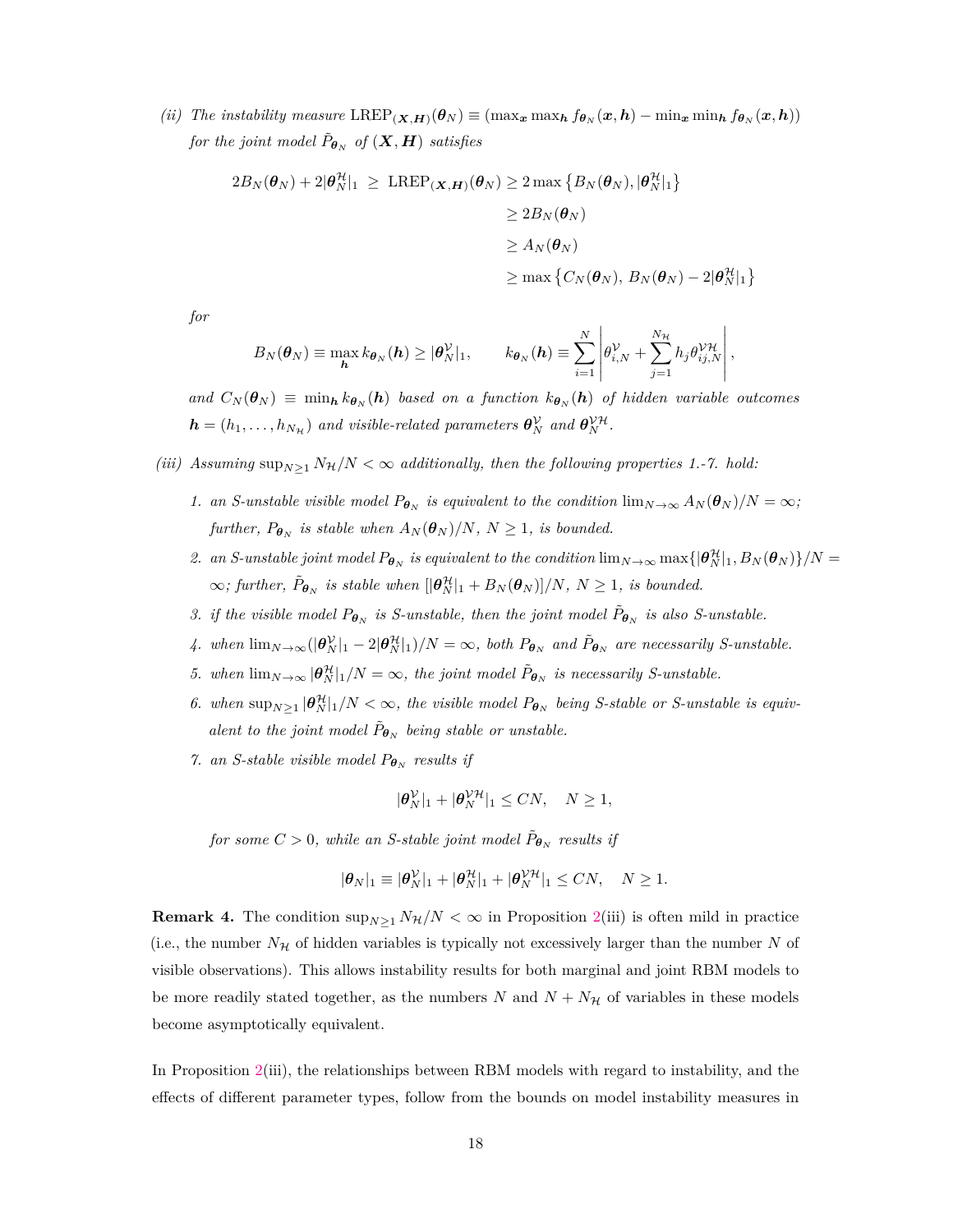*(ii) The instability measure* $\mathrm{LREP}_{(\boldsymbol{X},\boldsymbol{H})}(\boldsymbol{\theta}_N) \equiv (\max_{\boldsymbol{x}} \max_{\boldsymbol{h}} f_{\boldsymbol{\theta}_N}(\boldsymbol{x},\boldsymbol{h}) - \min_{\boldsymbol{x}} \min_{\boldsymbol{h}} f_{\boldsymbol{\theta}_N}(\boldsymbol{x},\boldsymbol{h}))$ *for the joint model* $\tilde{P}_{\boldsymbol{\theta}_N}$ *of* $(\boldsymbol{X},\boldsymbol{H})$ *satisfies*

$$
\begin{aligned}
2B_N(\boldsymbol{\theta}_N) + 2|\boldsymbol{\theta}_N^{\mathcal{H}}|_1 \ \geq \ \mathrm{LREP}_{(\boldsymbol{X},\boldsymbol{H})}(\boldsymbol{\theta}_N) &\geq 2\max\left\{B_N(\boldsymbol{\theta}_N), |\boldsymbol{\theta}_N^{\mathcal{H}}|_1\right\} \\
&\geq 2B_N(\boldsymbol{\theta}_N) \\
&\geq A_N(\boldsymbol{\theta}_N) \\
&\geq \max\left\{C_N(\boldsymbol{\theta}_N),\, B_N(\boldsymbol{\theta}_N) - 2|\boldsymbol{\theta}_N^{\mathcal{H}}|_1\right\}
\end{aligned}
$$

*for*

$$
B_N(\boldsymbol{\theta}_N) \equiv \max_{\boldsymbol{h}} k_{\boldsymbol{\theta}_N}(\boldsymbol{h}) \geq |\boldsymbol{\theta}_N^{\mathcal{V}}|_1, \qquad k_{\boldsymbol{\theta}_N}(\boldsymbol{h}) \equiv \sum_{i=1}^{N} \left| \theta_{i,N}^{\mathcal{V}} + \sum_{j=1}^{N_{\mathcal{H}}} h_j \theta_{ij,N}^{\mathcal{VH}} \right|,
$$

*and* $C_N(\boldsymbol{\theta}_N) \equiv \min_{\boldsymbol{h}} k_{\boldsymbol{\theta}_N}(\boldsymbol{h})$ *based on a function* $k_{\boldsymbol{\theta}_N}(\boldsymbol{h})$ *of hidden variable outcomes* $\boldsymbol{h} = (h_1, \ldots, h_{N_{\mathcal{H}}})$ *and visible-related parameters* $\boldsymbol{\theta}_N^{\mathcal{V}}$ *and* $\boldsymbol{\theta}_N^{\mathcal{VH}}$*.*

*(iii) Assuming* $\sup_{N\geq 1} N_{\mathcal{H}}/N < \infty$ *additionally, then the following properties 1.-7. hold:*

1. *an S-unstable visible model* $P_{\boldsymbol{\theta}_N}$ *is equivalent to the condition* $\lim_{N\to\infty} A_N(\boldsymbol{\theta}_N)/N = \infty$*; further,* $P_{\boldsymbol{\theta}_N}$ *is stable when* $A_N(\boldsymbol{\theta}_N)/N$*,* $N \geq 1$*, is bounded.*
2. *an S-unstable joint model* $P_{\boldsymbol{\theta}_N}$ *is equivalent to the condition* $\lim_{N\to\infty} \max\{|\boldsymbol{\theta}_N^{\mathcal{H}}|_1, B_N(\boldsymbol{\theta}_N)\}/N = \infty$*; further,* $\tilde{P}_{\boldsymbol{\theta}_N}$ *is stable when* $[|\boldsymbol{\theta}_N^{\mathcal{H}}|_1 + B_N(\boldsymbol{\theta}_N)]/N$*,* $N \geq 1$*, is bounded.*
3. *if the visible model* $P_{\boldsymbol{\theta}_N}$ *is S-unstable, then the joint model* $\tilde{P}_{\boldsymbol{\theta}_N}$ *is also S-unstable.*
4. *when* $\lim_{N\to\infty}(|\boldsymbol{\theta}_N^{\mathcal{V}}|_1 - 2|\boldsymbol{\theta}_N^{\mathcal{H}}|_1)/N = \infty$*, both* $P_{\boldsymbol{\theta}_N}$ *and* $\tilde{P}_{\boldsymbol{\theta}_N}$ *are necessarily S-unstable.*
5. *when* $\lim_{N\to\infty} |\boldsymbol{\theta}_N^{\mathcal{H}}|_1/N = \infty$*, the joint model* $\tilde{P}_{\boldsymbol{\theta}_N}$ *is necessarily S-unstable.*
6. *when* $\sup_{N\geq 1} |\boldsymbol{\theta}_N^{\mathcal{H}}|_1/N < \infty$*, the visible model* $P_{\boldsymbol{\theta}_N}$ *being S-stable or S-unstable is equivalent to the joint model* $\tilde{P}_{\boldsymbol{\theta}_N}$ *being stable or unstable.*
7. *an S-stable visible model* $P_{\boldsymbol{\theta}_N}$ *results if*

$$
|\boldsymbol{\theta}_N^{\mathcal{V}}|_1 + |\boldsymbol{\theta}_N^{\mathcal{VH}}|_1 \leq CN, \quad N \geq 1,
$$

*for some* $C > 0$*, while an S-stable joint model* $\tilde{P}_{\boldsymbol{\theta}_N}$ *results if*

$$
|\boldsymbol{\theta}_N|_1 \equiv |\boldsymbol{\theta}_N^{\mathcal{V}}|_1 + |\boldsymbol{\theta}_N^{\mathcal{H}}|_1 + |\boldsymbol{\theta}_N^{\mathcal{VH}}|_1 \leq CN, \quad N \geq 1.
$$

**Remark 4.** The condition $\sup_{N\geq 1} N_{\mathcal{H}}/N < \infty$ in Proposition 2(iii) is often mild in practice (i.e., the number $N_{\mathcal{H}}$ of hidden variables is typically not excessively larger than the number $N$ of visible observations). This allows instability results for both marginal and joint RBM models to be more readily stated together, as the numbers $N$ and $N + N_{\mathcal{H}}$ of variables in these models become asymptotically equivalent.

In Proposition 2(iii), the relationships between RBM models with regard to instability, and the effects of different parameter types, follow from the bounds on model instability measures in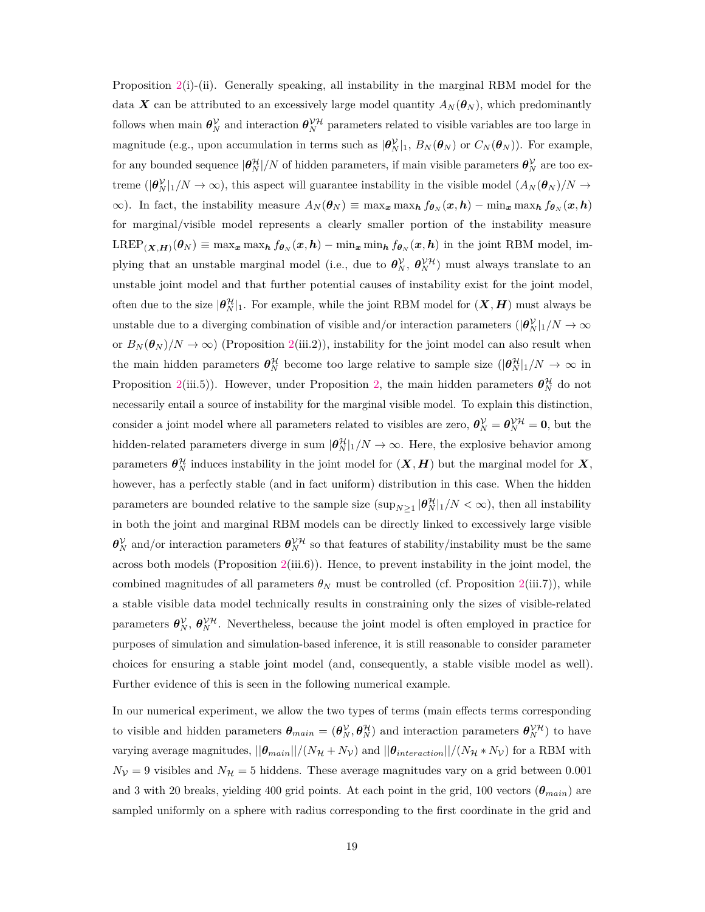Proposition 2(i)-(ii). Generally speaking, all instability in the marginal RBM model for the data $\boldsymbol{X}$ can be attributed to an excessively large model quantity $A_N(\boldsymbol{\theta}_N)$, which predominantly follows when main $\boldsymbol{\theta}_N^{\mathcal{V}}$ and interaction $\boldsymbol{\theta}_N^{\mathcal{VH}}$ parameters related to visible variables are too large in magnitude (e.g., upon accumulation in terms such as $|\boldsymbol{\theta}_N^{\mathcal{V}}|_1$, $B_N(\boldsymbol{\theta}_N)$ or $C_N(\boldsymbol{\theta}_N)$). For example, for any bounded sequence $|\boldsymbol{\theta}_N^{\mathcal{H}}|/N$ of hidden parameters, if main visible parameters $\boldsymbol{\theta}_N^{\mathcal{V}}$ are too extreme ($|\boldsymbol{\theta}_N^{\mathcal{V}}|_1/N \to \infty$), this aspect will guarantee instability in the visible model ($A_N(\boldsymbol{\theta}_N)/N \to \infty$). In fact, the instability measure $A_N(\boldsymbol{\theta}_N) \equiv \max_{\boldsymbol{x}} \max_{\boldsymbol{h}} f_{\boldsymbol{\theta}_N}(\boldsymbol{x}, \boldsymbol{h}) - \min_{\boldsymbol{x}} \max_{\boldsymbol{h}} f_{\boldsymbol{\theta}_N}(\boldsymbol{x}, \boldsymbol{h})$ for marginal/visible model represents a clearly smaller portion of the instability measure $\text{LREP}_{(\boldsymbol{X},\boldsymbol{H})}(\boldsymbol{\theta}_N) \equiv \max_{\boldsymbol{x}} \max_{\boldsymbol{h}} f_{\boldsymbol{\theta}_N}(\boldsymbol{x}, \boldsymbol{h}) - \min_{\boldsymbol{x}} \min_{\boldsymbol{h}} f_{\boldsymbol{\theta}_N}(\boldsymbol{x}, \boldsymbol{h})$ in the joint RBM model, implying that an unstable marginal model (i.e., due to $\boldsymbol{\theta}_N^{\mathcal{V}}$, $\boldsymbol{\theta}_N^{\mathcal{VH}}$) must always translate to an unstable joint model and that further potential causes of instability exist for the joint model, often due to the size $|\boldsymbol{\theta}_N^{\mathcal{H}}|_1$. For example, while the joint RBM model for $(\boldsymbol{X}, \boldsymbol{H})$ must always be unstable due to a diverging combination of visible and/or interaction parameters ($|\boldsymbol{\theta}_N^{\mathcal{V}}|_1/N \to \infty$ or $B_N(\boldsymbol{\theta}_N)/N \to \infty$) (Proposition 2(iii.2)), instability for the joint model can also result when the main hidden parameters $\boldsymbol{\theta}_N^{\mathcal{H}}$ become too large relative to sample size ($|\boldsymbol{\theta}_N^{\mathcal{H}}|_1/N \to \infty$ in Proposition 2(iii.5)). However, under Proposition 2, the main hidden parameters $\boldsymbol{\theta}_N^{\mathcal{H}}$ do not necessarily entail a source of instability for the marginal visible model. To explain this distinction, consider a joint model where all parameters related to visibles are zero, $\boldsymbol{\theta}_N^{\mathcal{V}} = \boldsymbol{\theta}_N^{\mathcal{VH}} = \boldsymbol{0}$, but the hidden-related parameters diverge in sum $|\boldsymbol{\theta}_N^{\mathcal{H}}|_1/N \to \infty$. Here, the explosive behavior among parameters $\boldsymbol{\theta}_N^{\mathcal{H}}$ induces instability in the joint model for $(\boldsymbol{X}, \boldsymbol{H})$ but the marginal model for $\boldsymbol{X}$, however, has a perfectly stable (and in fact uniform) distribution in this case. When the hidden parameters are bounded relative to the sample size ($\sup_{N \geq 1} |\boldsymbol{\theta}_N^{\mathcal{H}}|_1/N < \infty$), then all instability in both the joint and marginal RBM models can be directly linked to excessively large visible $\boldsymbol{\theta}_N^{\mathcal{V}}$ and/or interaction parameters $\boldsymbol{\theta}_N^{\mathcal{VH}}$ so that features of stability/instability must be the same across both models (Proposition 2(iii.6)). Hence, to prevent instability in the joint model, the combined magnitudes of all parameters $\theta_N$ must be controlled (cf. Proposition 2(iii.7)), while a stable visible data model technically results in constraining only the sizes of visible-related parameters $\boldsymbol{\theta}_N^{\mathcal{V}}$, $\boldsymbol{\theta}_N^{\mathcal{VH}}$. Nevertheless, because the joint model is often employed in practice for purposes of simulation and simulation-based inference, it is still reasonable to consider parameter choices for ensuring a stable joint model (and, consequently, a stable visible model as well). Further evidence of this is seen in the following numerical example.

In our numerical experiment, we allow the two types of terms (main effects terms corresponding to visible and hidden parameters $\boldsymbol{\theta}_{main} = (\boldsymbol{\theta}_N^{\mathcal{V}}, \boldsymbol{\theta}_N^{\mathcal{H}})$ and interaction parameters $\boldsymbol{\theta}_N^{\mathcal{VH}}$) to have varying average magnitudes, $||\boldsymbol{\theta}_{main}||/(N_{\mathcal{H}} + N_{\mathcal{V}})$ and $||\boldsymbol{\theta}_{interaction}||/(N_{\mathcal{H}} * N_{\mathcal{V}})$ for a RBM with $N_{\mathcal{V}} = 9$ visibles and $N_{\mathcal{H}} = 5$ hiddens. These average magnitudes vary on a grid between 0.001 and 3 with 20 breaks, yielding 400 grid points. At each point in the grid, 100 vectors ($\boldsymbol{\theta}_{main}$) are sampled uniformly on a sphere with radius corresponding to the first coordinate in the grid and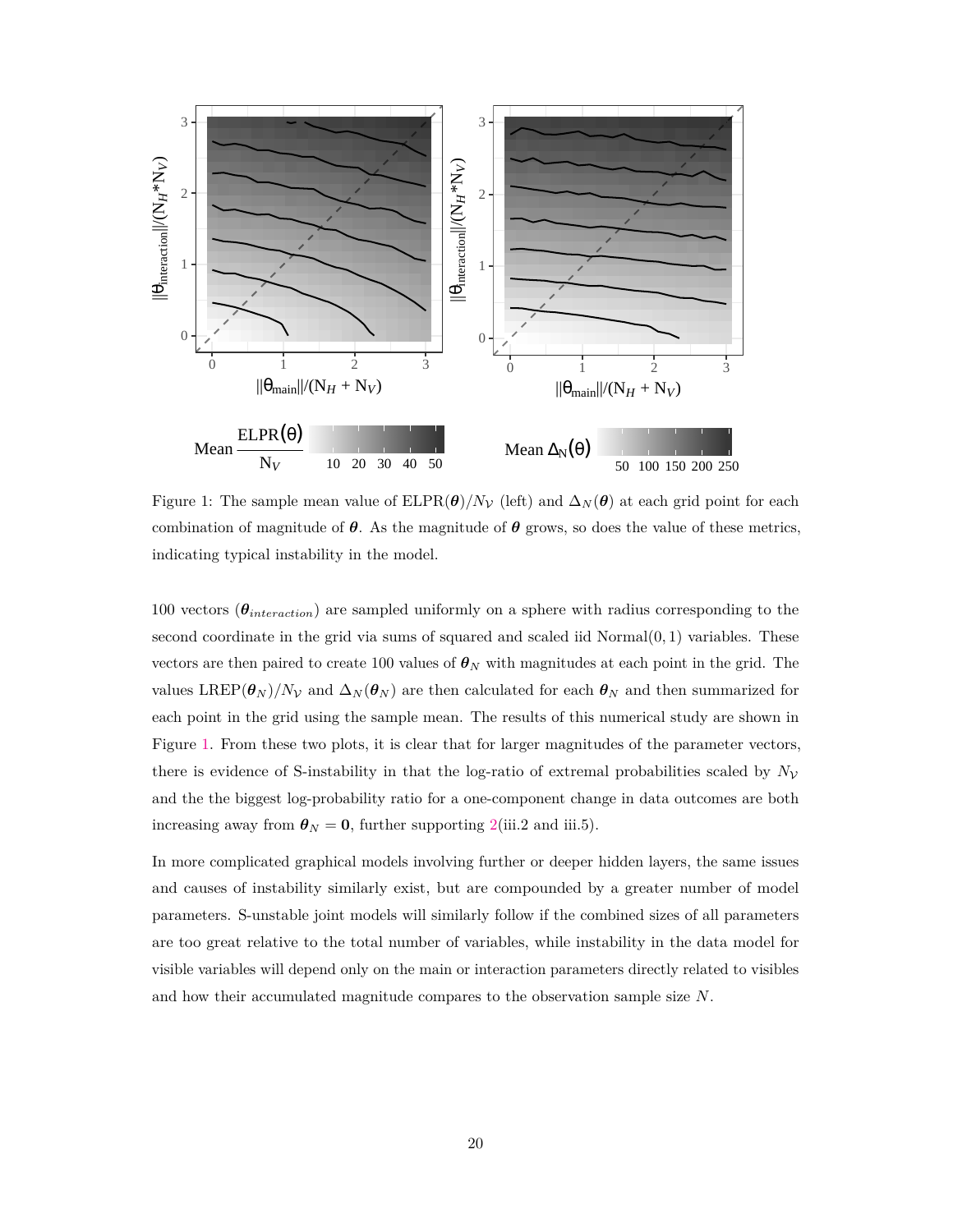Figure 1: The sample mean value of $\text{ELPR}(\boldsymbol{\theta})/N_{\mathcal{V}}$ (left) and $\Delta_N(\boldsymbol{\theta})$ at each grid point for each combination of magnitude of $\boldsymbol{\theta}$. As the magnitude of $\boldsymbol{\theta}$ grows, so does the value of these metrics, indicating typical instability in the model.

100 vectors ($\boldsymbol{\theta}_{interaction}$) are sampled uniformly on a sphere with radius corresponding to the second coordinate in the grid via sums of squared and scaled iid Normal$(0, 1)$ variables. These vectors are then paired to create 100 values of $\boldsymbol{\theta}_N$ with magnitudes at each point in the grid. The values $\text{LREP}(\boldsymbol{\theta}_N)/N_{\mathcal{V}}$ and $\Delta_N(\boldsymbol{\theta}_N)$ are then calculated for each $\boldsymbol{\theta}_N$ and then summarized for each point in the grid using the sample mean. The results of this numerical study are shown in Figure 1. From these two plots, it is clear that for larger magnitudes of the parameter vectors, there is evidence of S-instability in that the log-ratio of extremal probabilities scaled by $N_{\mathcal{V}}$ and the the biggest log-probability ratio for a one-component change in data outcomes are both increasing away from $\boldsymbol{\theta}_N = \mathbf{0}$, further supporting 2(iii.2 and iii.5).

In more complicated graphical models involving further or deeper hidden layers, the same issues and causes of instability similarly exist, but are compounded by a greater number of model parameters. S-unstable joint models will similarly follow if the combined sizes of all parameters are too great relative to the total number of variables, while instability in the data model for visible variables will depend only on the main or interaction parameters directly related to visibles and how their accumulated magnitude compares to the observation sample size $N$.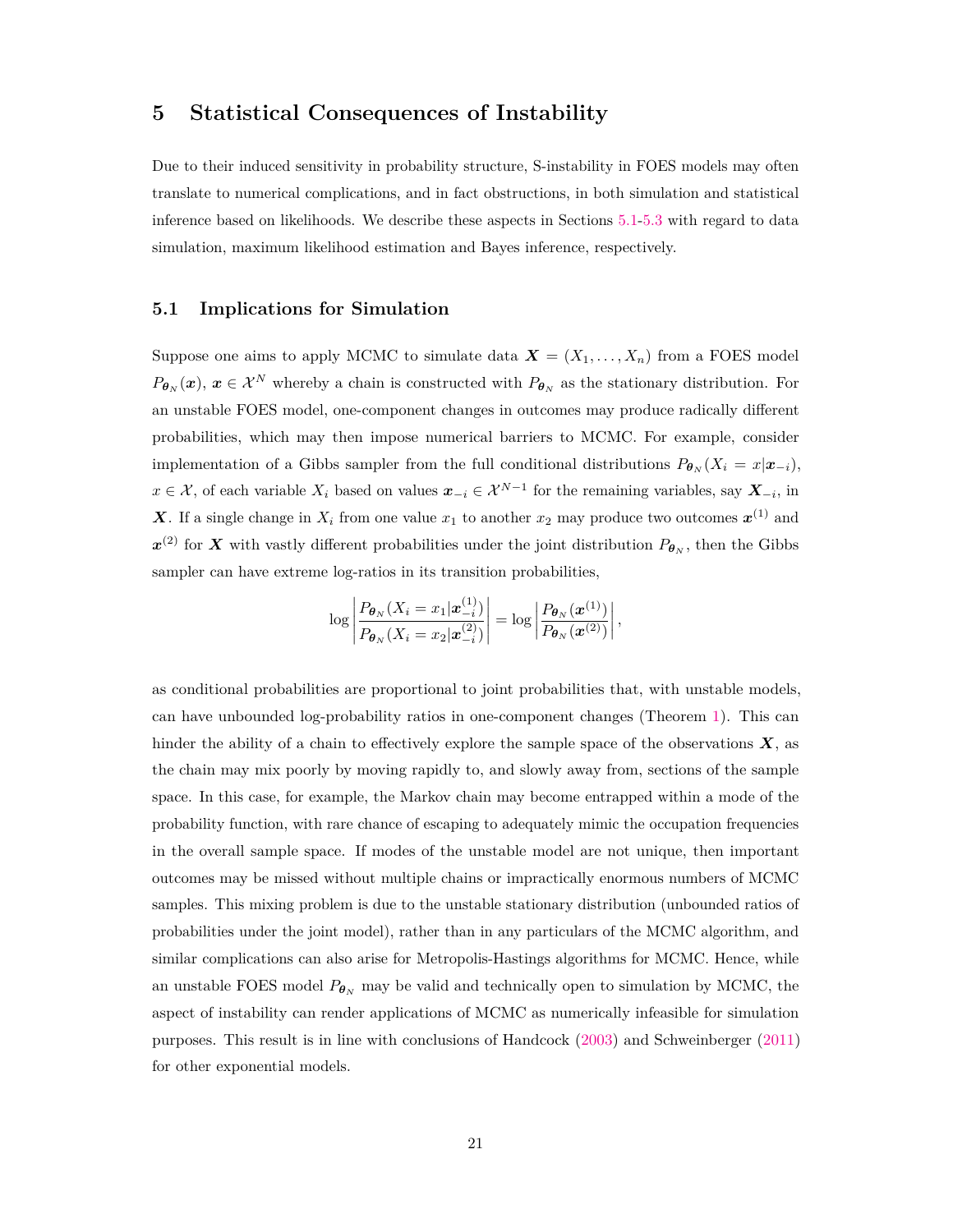## 5 Statistical Consequences of Instability

Due to their induced sensitivity in probability structure, S-instability in FOES models may often translate to numerical complications, and in fact obstructions, in both simulation and statistical inference based on likelihoods. We describe these aspects in Sections 5.1-5.3 with regard to data simulation, maximum likelihood estimation and Bayes inference, respectively.

### 5.1 Implications for Simulation

Suppose one aims to apply MCMC to simulate data $\boldsymbol{X} = (X_1, \ldots, X_n)$ from a FOES model $P_{\boldsymbol{\theta}_N}(\boldsymbol{x})$, $\boldsymbol{x} \in \mathcal{X}^N$ whereby a chain is constructed with $P_{\boldsymbol{\theta}_N}$ as the stationary distribution. For an unstable FOES model, one-component changes in outcomes may produce radically different probabilities, which may then impose numerical barriers to MCMC. For example, consider implementation of a Gibbs sampler from the full conditional distributions $P_{\boldsymbol{\theta}_N}(X_i = x|\boldsymbol{x}_{-i})$, $x \in \mathcal{X}$, of each variable $X_i$ based on values $\boldsymbol{x}_{-i} \in \mathcal{X}^{N-1}$ for the remaining variables, say $\boldsymbol{X}_{-i}$, in $\boldsymbol{X}$. If a single change in $X_i$ from one value $x_1$ to another $x_2$ may produce two outcomes $\boldsymbol{x}^{(1)}$ and $\boldsymbol{x}^{(2)}$ for $\boldsymbol{X}$ with vastly different probabilities under the joint distribution $P_{\boldsymbol{\theta}_N}$, then the Gibbs sampler can have extreme log-ratios in its transition probabilities,

$$\log \left| \frac{P_{\boldsymbol{\theta}_N}(X_i = x_1|\boldsymbol{x}_{-i}^{(1)})}{P_{\boldsymbol{\theta}_N}(X_i = x_2|\boldsymbol{x}_{-i}^{(2)})} \right| = \log \left| \frac{P_{\boldsymbol{\theta}_N}(\boldsymbol{x}^{(1)})}{P_{\boldsymbol{\theta}_N}(\boldsymbol{x}^{(2)})} \right|,$$

as conditional probabilities are proportional to joint probabilities that, with unstable models, can have unbounded log-probability ratios in one-component changes (Theorem 1). This can hinder the ability of a chain to effectively explore the sample space of the observations $\boldsymbol{X}$, as the chain may mix poorly by moving rapidly to, and slowly away from, sections of the sample space. In this case, for example, the Markov chain may become entrapped within a mode of the probability function, with rare chance of escaping to adequately mimic the occupation frequencies in the overall sample space. If modes of the unstable model are not unique, then important outcomes may be missed without multiple chains or impractically enormous numbers of MCMC samples. This mixing problem is due to the unstable stationary distribution (unbounded ratios of probabilities under the joint model), rather than in any particulars of the MCMC algorithm, and similar complications can also arise for Metropolis-Hastings algorithms for MCMC. Hence, while an unstable FOES model $P_{\boldsymbol{\theta}_N}$ may be valid and technically open to simulation by MCMC, the aspect of instability can render applications of MCMC as numerically infeasible for simulation purposes. This result is in line with conclusions of Handcock (2003) and Schweinberger (2011) for other exponential models.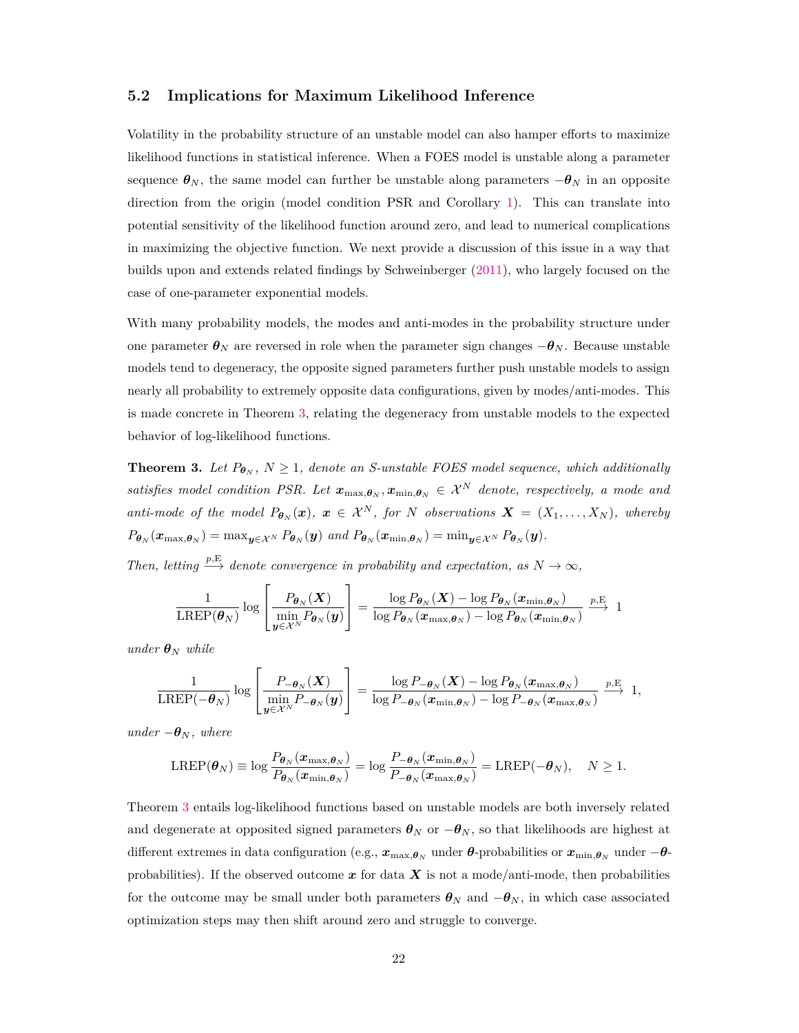## 5.2 Implications for Maximum Likelihood Inference

Volatility in the probability structure of an unstable model can also hamper efforts to maximize likelihood functions in statistical inference. When a FOES model is unstable along a parameter sequence $\boldsymbol{\theta}_N$, the same model can further be unstable along parameters $-\boldsymbol{\theta}_N$ in an opposite direction from the origin (model condition PSR and Corollary 1). This can translate into potential sensitivity of the likelihood function around zero, and lead to numerical complications in maximizing the objective function. We next provide a discussion of this issue in a way that builds upon and extends related findings by Schweinberger (2011), who largely focused on the case of one-parameter exponential models.

With many probability models, the modes and anti-modes in the probability structure under one parameter $\boldsymbol{\theta}_N$ are reversed in role when the parameter sign changes $-\boldsymbol{\theta}_N$. Because unstable models tend to degeneracy, the opposite signed parameters further push unstable models to assign nearly all probability to extremely opposite data configurations, given by modes/anti-modes. This is made concrete in Theorem 3, relating the degeneracy from unstable models to the expected behavior of log-likelihood functions.

**Theorem 3.** *Let $P_{\boldsymbol{\theta}_N}$, $N \geq 1$, denote an S-unstable FOES model sequence, which additionally satisfies model condition PSR. Let $\boldsymbol{x}_{\max,\boldsymbol{\theta}_N}, \boldsymbol{x}_{\min,\boldsymbol{\theta}_N} \in \mathcal{X}^N$ denote, respectively, a mode and anti-mode of the model $P_{\boldsymbol{\theta}_N}(\boldsymbol{x})$, $\boldsymbol{x} \in \mathcal{X}^N$, for $N$ observations $\boldsymbol{X} = (X_1, \ldots, X_N)$, whereby $P_{\boldsymbol{\theta}_N}(\boldsymbol{x}_{\max,\boldsymbol{\theta}_N}) = \max_{\boldsymbol{y} \in \mathcal{X}^N} P_{\boldsymbol{\theta}_N}(\boldsymbol{y})$ and $P_{\boldsymbol{\theta}_N}(\boldsymbol{x}_{\min,\boldsymbol{\theta}_N}) = \min_{\boldsymbol{y} \in \mathcal{X}^N} P_{\boldsymbol{\theta}_N}(\boldsymbol{y})$.*

*Then, letting $\xrightarrow{p,\mathrm{E}}$ denote convergence in probability and expectation, as $N \to \infty$,*

$$\frac{1}{\mathrm{LREP}(\boldsymbol{\theta}_N)} \log \left[ \frac{P_{\boldsymbol{\theta}_N}(\boldsymbol{X})}{\min\limits_{\boldsymbol{y} \in \mathcal{X}^N} P_{\boldsymbol{\theta}_N}(\boldsymbol{y})} \right] = \frac{\log P_{\boldsymbol{\theta}_N}(\boldsymbol{X}) - \log P_{\boldsymbol{\theta}_N}(\boldsymbol{x}_{\min,\boldsymbol{\theta}_N})}{\log P_{\boldsymbol{\theta}_N}(\boldsymbol{x}_{\max,\boldsymbol{\theta}_N}) - \log P_{\boldsymbol{\theta}_N}(\boldsymbol{x}_{\min,\boldsymbol{\theta}_N})} \xrightarrow{p,\mathrm{E}} 1$$

*under $\boldsymbol{\theta}_N$ while*

$$\frac{1}{\mathrm{LREP}(-\boldsymbol{\theta}_N)} \log \left[ \frac{P_{-\boldsymbol{\theta}_N}(\boldsymbol{X})}{\min\limits_{\boldsymbol{y} \in \mathcal{X}^N} P_{-\boldsymbol{\theta}_N}(\boldsymbol{y})} \right] = \frac{\log P_{-\boldsymbol{\theta}_N}(\boldsymbol{X}) - \log P_{\boldsymbol{\theta}_N}(\boldsymbol{x}_{\max,\boldsymbol{\theta}_N})}{\log P_{-\boldsymbol{\theta}_N}(\boldsymbol{x}_{\min,\boldsymbol{\theta}_N}) - \log P_{-\boldsymbol{\theta}_N}(\boldsymbol{x}_{\max,\boldsymbol{\theta}_N})} \xrightarrow{p,\mathrm{E}} 1,$$

*under $-\boldsymbol{\theta}_N$, where*

$$\mathrm{LREP}(\boldsymbol{\theta}_N) \equiv \log \frac{P_{\boldsymbol{\theta}_N}(\boldsymbol{x}_{\max,\boldsymbol{\theta}_N})}{P_{\boldsymbol{\theta}_N}(\boldsymbol{x}_{\min,\boldsymbol{\theta}_N})} = \log \frac{P_{-\boldsymbol{\theta}_N}(\boldsymbol{x}_{\min,\boldsymbol{\theta}_N})}{P_{-\boldsymbol{\theta}_N}(\boldsymbol{x}_{\max,\boldsymbol{\theta}_N})} = \mathrm{LREP}(-\boldsymbol{\theta}_N), \quad N \geq 1.$$

Theorem 3 entails log-likelihood functions based on unstable models are both inversely related and degenerate at opposited signed parameters $\boldsymbol{\theta}_N$ or $-\boldsymbol{\theta}_N$, so that likelihoods are highest at different extremes in data configuration (e.g., $\boldsymbol{x}_{\max,\boldsymbol{\theta}_N}$ under $\boldsymbol{\theta}$-probabilities or $\boldsymbol{x}_{\min,\boldsymbol{\theta}_N}$ under $-\boldsymbol{\theta}$-probabilities). If the observed outcome $\boldsymbol{x}$ for data $\boldsymbol{X}$ is not a mode/anti-mode, then probabilities for the outcome may be small under both parameters $\boldsymbol{\theta}_N$ and $-\boldsymbol{\theta}_N$, in which case associated optimization steps may then shift around zero and struggle to converge.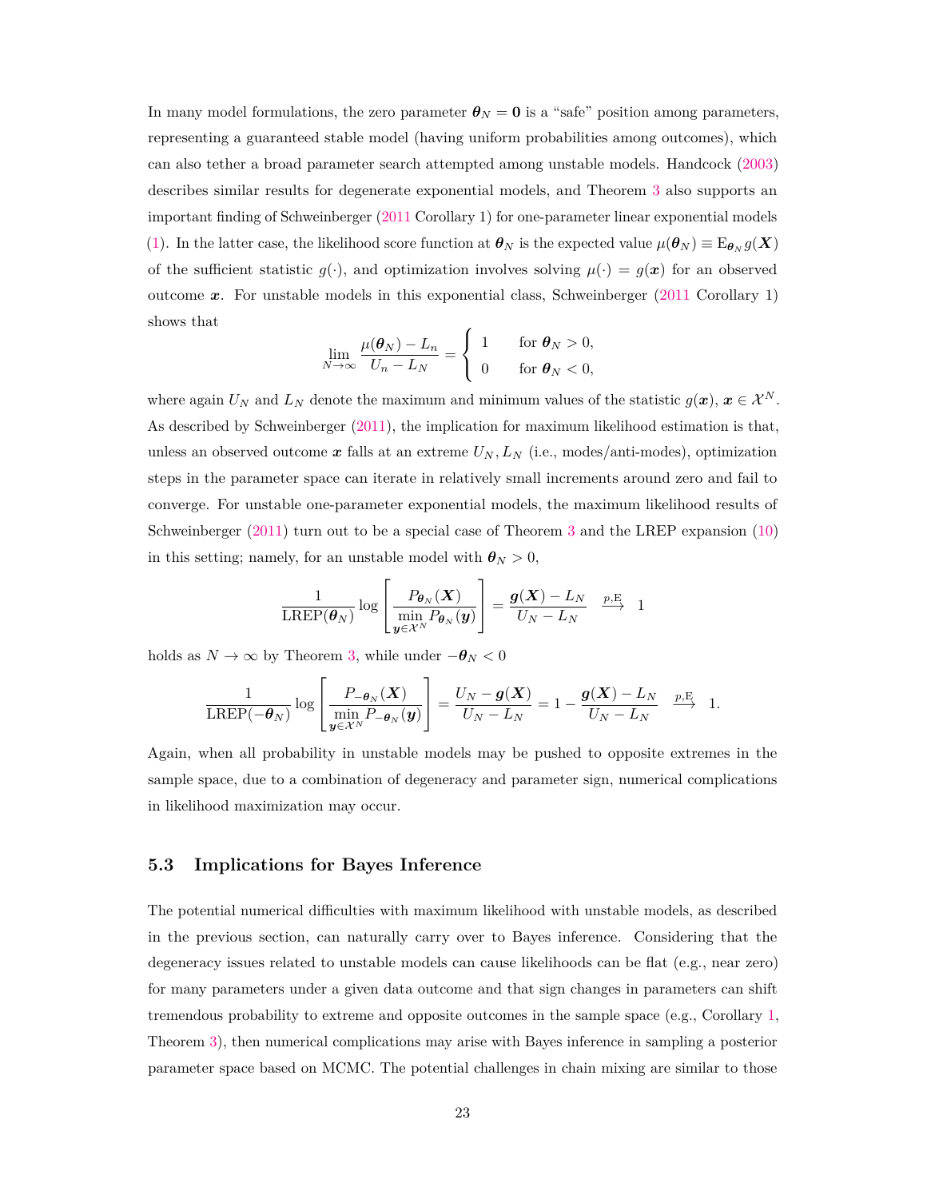In many model formulations, the zero parameter $\boldsymbol{\theta}_N = \mathbf{0}$ is a "safe" position among parameters, representing a guaranteed stable model (having uniform probabilities among outcomes), which can also tether a broad parameter search attempted among unstable models. Handcock (2003) describes similar results for degenerate exponential models, and Theorem 3 also supports an important finding of Schweinberger (2011 Corollary 1) for one-parameter linear exponential models (1). In the latter case, the likelihood score function at $\boldsymbol{\theta}_N$ is the expected value $\mu(\boldsymbol{\theta}_N) \equiv \mathrm{E}_{\boldsymbol{\theta}_N} g(\boldsymbol{X})$ of the sufficient statistic $g(\cdot)$, and optimization involves solving $\mu(\cdot) = g(\boldsymbol{x})$ for an observed outcome $\boldsymbol{x}$. For unstable models in this exponential class, Schweinberger (2011 Corollary 1) shows that

$$\lim_{N\to\infty} \frac{\mu(\boldsymbol{\theta}_N) - L_n}{U_n - L_N} = \begin{cases} 1 & \text{for } \boldsymbol{\theta}_N > 0, \\ 0 & \text{for } \boldsymbol{\theta}_N < 0, \end{cases}$$

where again $U_N$ and $L_N$ denote the maximum and minimum values of the statistic $g(\boldsymbol{x})$, $\boldsymbol{x} \in \mathcal{X}^N$. As described by Schweinberger (2011), the implication for maximum likelihood estimation is that, unless an observed outcome $\boldsymbol{x}$ falls at an extreme $U_N, L_N$ (i.e., modes/anti-modes), optimization steps in the parameter space can iterate in relatively small increments around zero and fail to converge. For unstable one-parameter exponential models, the maximum likelihood results of Schweinberger (2011) turn out to be a special case of Theorem 3 and the LREP expansion (10) in this setting; namely, for an unstable model with $\boldsymbol{\theta}_N > 0$,

$$\frac{1}{\mathrm{LREP}(\boldsymbol{\theta}_N)} \log \left[ \frac{P_{\boldsymbol{\theta}_N}(\boldsymbol{X})}{\min\limits_{\boldsymbol{y}\in\mathcal{X}^N} P_{\boldsymbol{\theta}_N}(\boldsymbol{y})} \right] = \frac{\boldsymbol{g}(\boldsymbol{X}) - L_N}{U_N - L_N} \quad \xrightarrow{p,\mathrm{E}} \quad 1$$

holds as $N \to \infty$ by Theorem 3, while under $-\boldsymbol{\theta}_N < 0$

$$\frac{1}{\mathrm{LREP}(-\boldsymbol{\theta}_N)} \log \left[ \frac{P_{-\boldsymbol{\theta}_N}(\boldsymbol{X})}{\min\limits_{\boldsymbol{y}\in\mathcal{X}^N} P_{-\boldsymbol{\theta}_N}(\boldsymbol{y})} \right] = \frac{U_N - \boldsymbol{g}(\boldsymbol{X})}{U_N - L_N} = 1 - \frac{\boldsymbol{g}(\boldsymbol{X}) - L_N}{U_N - L_N} \quad \xrightarrow{p,\mathrm{E}} \quad 1.$$

Again, when all probability in unstable models may be pushed to opposite extremes in the sample space, due to a combination of degeneracy and parameter sign, numerical complications in likelihood maximization may occur.

## 5.3 Implications for Bayes Inference

The potential numerical difficulties with maximum likelihood with unstable models, as described in the previous section, can naturally carry over to Bayes inference. Considering that the degeneracy issues related to unstable models can cause likelihoods can be flat (e.g., near zero) for many parameters under a given data outcome and that sign changes in parameters can shift tremendous probability to extreme and opposite outcomes in the sample space (e.g., Corollary 1, Theorem 3), then numerical complications may arise with Bayes inference in sampling a posterior parameter space based on MCMC. The potential challenges in chain mixing are similar to those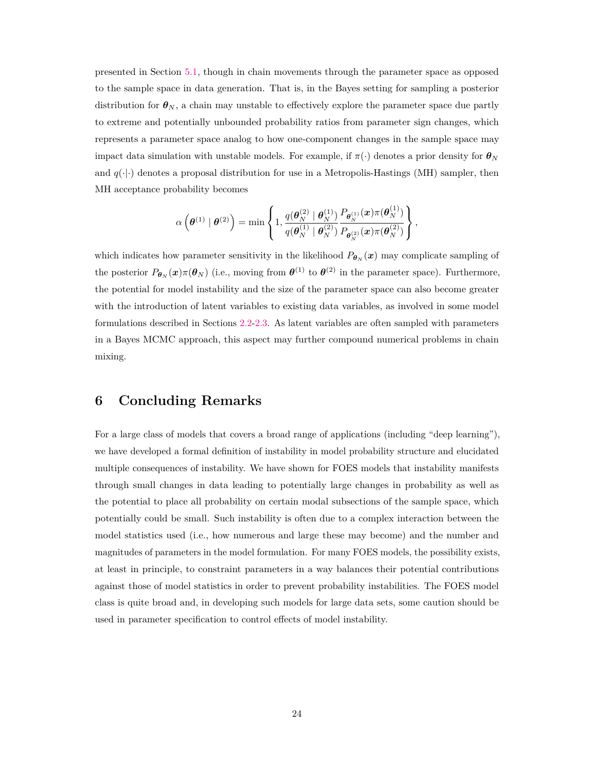presented in Section 5.1, though in chain movements through the parameter space as opposed to the sample space in data generation. That is, in the Bayes setting for sampling a posterior distribution for $\boldsymbol{\theta}_N$, a chain may unstable to effectively explore the parameter space due partly to extreme and potentially unbounded probability ratios from parameter sign changes, which represents a parameter space analog to how one-component changes in the sample space may impact data simulation with unstable models. For example, if $\pi(\cdot)$ denotes a prior density for $\boldsymbol{\theta}_N$ and $q(\cdot|\cdot)$ denotes a proposal distribution for use in a Metropolis-Hastings (MH) sampler, then MH acceptance probability becomes

$$\alpha\left(\boldsymbol{\theta}^{(1)} \mid \boldsymbol{\theta}^{(2)}\right) = \min\left\{1, \frac{q(\boldsymbol{\theta}_N^{(2)} \mid \boldsymbol{\theta}_N^{(1)})}{q(\boldsymbol{\theta}_N^{(1)} \mid \boldsymbol{\theta}_N^{(2)})} \frac{P_{\boldsymbol{\theta}_N^{(1)}}(\boldsymbol{x})\pi(\boldsymbol{\theta}_N^{(1)})}{P_{\boldsymbol{\theta}_N^{(2)}}(\boldsymbol{x})\pi(\boldsymbol{\theta}_N^{(2)})}\right\},$$

which indicates how parameter sensitivity in the likelihood $P_{\boldsymbol{\theta}_N}(\boldsymbol{x})$ may complicate sampling of the posterior $P_{\boldsymbol{\theta}_N}(\boldsymbol{x})\pi(\boldsymbol{\theta}_N)$ (i.e., moving from $\boldsymbol{\theta}^{(1)}$ to $\boldsymbol{\theta}^{(2)}$ in the parameter space). Furthermore, the potential for model instability and the size of the parameter space can also become greater with the introduction of latent variables to existing data variables, as involved in some model formulations described in Sections 2.2-2.3. As latent variables are often sampled with parameters in a Bayes MCMC approach, this aspect may further compound numerical problems in chain mixing.

# 6 Concluding Remarks

For a large class of models that covers a broad range of applications (including "deep learning"), we have developed a formal definition of instability in model probability structure and elucidated multiple consequences of instability. We have shown for FOES models that instability manifests through small changes in data leading to potentially large changes in probability as well as the potential to place all probability on certain modal subsections of the sample space, which potentially could be small. Such instability is often due to a complex interaction between the model statistics used (i.e., how numerous and large these may become) and the number and magnitudes of parameters in the model formulation. For many FOES models, the possibility exists, at least in principle, to constraint parameters in a way balances their potential contributions against those of model statistics in order to prevent probability instabilities. The FOES model class is quite broad and, in developing such models for large data sets, some caution should be used in parameter specification to control effects of model instability.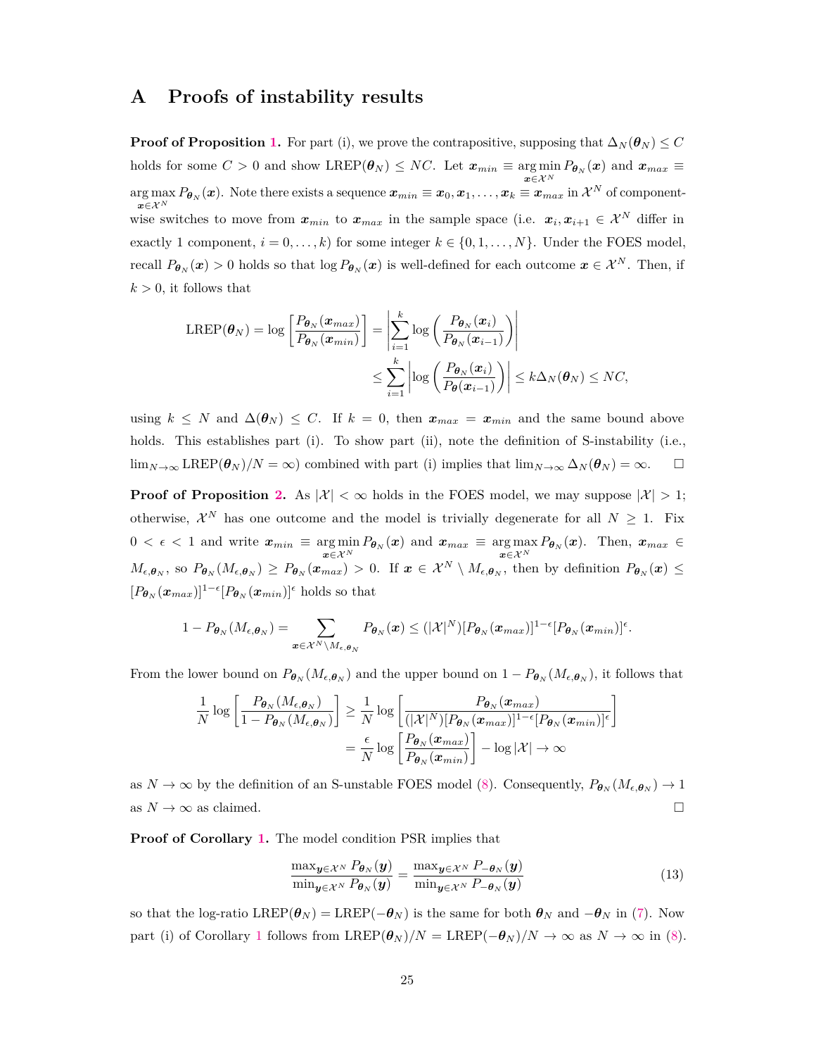# A Proofs of instability results

**Proof of Proposition 1.** For part (i), we prove the contrapositive, supposing that $\Delta_N(\boldsymbol{\theta}_N) \leq C$ holds for some $C > 0$ and show $\text{LREP}(\boldsymbol{\theta}_N) \leq NC$. Let $\boldsymbol{x}_{min} \equiv \arg\min_{\boldsymbol{x} \in \mathcal{X}^N} P_{\boldsymbol{\theta}_N}(\boldsymbol{x})$ and $\boldsymbol{x}_{max} \equiv \arg\max_{\boldsymbol{x} \in \mathcal{X}^N} P_{\boldsymbol{\theta}_N}(\boldsymbol{x})$. Note there exists a sequence $\boldsymbol{x}_{min} \equiv \boldsymbol{x}_0, \boldsymbol{x}_1, \ldots, \boldsymbol{x}_k \equiv \boldsymbol{x}_{max}$ in $\mathcal{X}^N$ of component-wise switches to move from $\boldsymbol{x}_{min}$ to $\boldsymbol{x}_{max}$ in the sample space (i.e. $\boldsymbol{x}_i, \boldsymbol{x}_{i+1} \in \mathcal{X}^N$ differ in exactly 1 component, $i = 0, \ldots, k$) for some integer $k \in \{0, 1, \ldots, N\}$. Under the FOES model, recall $P_{\boldsymbol{\theta}_N}(\boldsymbol{x}) > 0$ holds so that $\log P_{\boldsymbol{\theta}_N}(\boldsymbol{x})$ is well-defined for each outcome $\boldsymbol{x} \in \mathcal{X}^N$. Then, if $k > 0$, it follows that

$$
\begin{aligned}
\text{LREP}(\boldsymbol{\theta}_N) = \log\left[\frac{P_{\boldsymbol{\theta}_N}(\boldsymbol{x}_{max})}{P_{\boldsymbol{\theta}_N}(\boldsymbol{x}_{min})}\right] &= \left|\sum_{i=1}^{k} \log\left(\frac{P_{\boldsymbol{\theta}_N}(\boldsymbol{x}_i)}{P_{\boldsymbol{\theta}_N}(\boldsymbol{x}_{i-1})}\right)\right| \\
&\leq \sum_{i=1}^{k} \left|\log\left(\frac{P_{\boldsymbol{\theta}_N}(\boldsymbol{x}_i)}{P_{\boldsymbol{\theta}}(\boldsymbol{x}_{i-1})}\right)\right| \leq k\Delta_N(\boldsymbol{\theta}_N) \leq NC,
\end{aligned}
$$

using $k \leq N$ and $\Delta(\boldsymbol{\theta}_N) \leq C$. If $k = 0$, then $\boldsymbol{x}_{max} = \boldsymbol{x}_{min}$ and the same bound above holds. This establishes part (i). To show part (ii), note the definition of S-instability (i.e., $\lim_{N\to\infty} \text{LREP}(\boldsymbol{\theta}_N)/N = \infty$) combined with part (i) implies that $\lim_{N\to\infty} \Delta_N(\boldsymbol{\theta}_N) = \infty$. □

**Proof of Proposition 2.** As $|\mathcal{X}| < \infty$ holds in the FOES model, we may suppose $|\mathcal{X}| > 1$; otherwise, $\mathcal{X}^N$ has one outcome and the model is trivially degenerate for all $N \geq 1$. Fix $0 < \epsilon < 1$ and write $\boldsymbol{x}_{min} \equiv \arg\min_{\boldsymbol{x} \in \mathcal{X}^N} P_{\boldsymbol{\theta}_N}(\boldsymbol{x})$ and $\boldsymbol{x}_{max} \equiv \arg\max_{\boldsymbol{x} \in \mathcal{X}^N} P_{\boldsymbol{\theta}_N}(\boldsymbol{x})$. Then, $\boldsymbol{x}_{max} \in M_{\epsilon,\boldsymbol{\theta}_N}$, so $P_{\boldsymbol{\theta}_N}(M_{\epsilon,\boldsymbol{\theta}_N}) \geq P_{\boldsymbol{\theta}_N}(\boldsymbol{x}_{max}) > 0$. If $\boldsymbol{x} \in \mathcal{X}^N \setminus M_{\epsilon,\boldsymbol{\theta}_N}$, then by definition $P_{\boldsymbol{\theta}_N}(\boldsymbol{x}) \leq [P_{\boldsymbol{\theta}_N}(\boldsymbol{x}_{max})]^{1-\epsilon}[P_{\boldsymbol{\theta}_N}(\boldsymbol{x}_{min})]^{\epsilon}$ holds so that

$$
1 - P_{\boldsymbol{\theta}_N}(M_{\epsilon,\boldsymbol{\theta}_N}) = \sum_{\boldsymbol{x} \in \mathcal{X}^N \setminus M_{\epsilon,\boldsymbol{\theta}_N}} P_{\boldsymbol{\theta}_N}(\boldsymbol{x}) \leq (|\mathcal{X}|^N)[P_{\boldsymbol{\theta}_N}(\boldsymbol{x}_{max})]^{1-\epsilon}[P_{\boldsymbol{\theta}_N}(\boldsymbol{x}_{min})]^{\epsilon}.
$$

From the lower bound on $P_{\boldsymbol{\theta}_N}(M_{\epsilon,\boldsymbol{\theta}_N})$ and the upper bound on $1 - P_{\boldsymbol{\theta}_N}(M_{\epsilon,\boldsymbol{\theta}_N})$, it follows that

$$
\begin{aligned}
\frac{1}{N}\log\left[\frac{P_{\boldsymbol{\theta}_N}(M_{\epsilon,\boldsymbol{\theta}_N})}{1 - P_{\boldsymbol{\theta}_N}(M_{\epsilon,\boldsymbol{\theta}_N})}\right] &\geq \frac{1}{N}\log\left[\frac{P_{\boldsymbol{\theta}_N}(\boldsymbol{x}_{max})}{(|\mathcal{X}|^N)[P_{\boldsymbol{\theta}_N}(\boldsymbol{x}_{max})]^{1-\epsilon}[P_{\boldsymbol{\theta}_N}(\boldsymbol{x}_{min})]^{\epsilon}}\right] \\
&= \frac{\epsilon}{N}\log\left[\frac{P_{\boldsymbol{\theta}_N}(\boldsymbol{x}_{max})}{P_{\boldsymbol{\theta}_N}(\boldsymbol{x}_{min})}\right] - \log|\mathcal{X}| \to \infty
\end{aligned}
$$

as $N \to \infty$ by the definition of an S-unstable FOES model (8). Consequently, $P_{\boldsymbol{\theta}_N}(M_{\epsilon,\boldsymbol{\theta}_N}) \to 1$ as $N \to \infty$ as claimed. □

**Proof of Corollary 1.** The model condition PSR implies that

$$
\frac{\max_{\boldsymbol{y} \in \mathcal{X}^N} P_{\boldsymbol{\theta}_N}(\boldsymbol{y})}{\min_{\boldsymbol{y} \in \mathcal{X}^N} P_{\boldsymbol{\theta}_N}(\boldsymbol{y})} = \frac{\max_{\boldsymbol{y} \in \mathcal{X}^N} P_{-\boldsymbol{\theta}_N}(\boldsymbol{y})}{\min_{\boldsymbol{y} \in \mathcal{X}^N} P_{-\boldsymbol{\theta}_N}(\boldsymbol{y})} \tag{13}
$$

so that the log-ratio $\text{LREP}(\boldsymbol{\theta}_N) = \text{LREP}(-\boldsymbol{\theta}_N)$ is the same for both $\boldsymbol{\theta}_N$ and $-\boldsymbol{\theta}_N$ in (7). Now part (i) of Corollary 1 follows from $\text{LREP}(\boldsymbol{\theta}_N)/N = \text{LREP}(-\boldsymbol{\theta}_N)/N \to \infty$ as $N \to \infty$ in (8).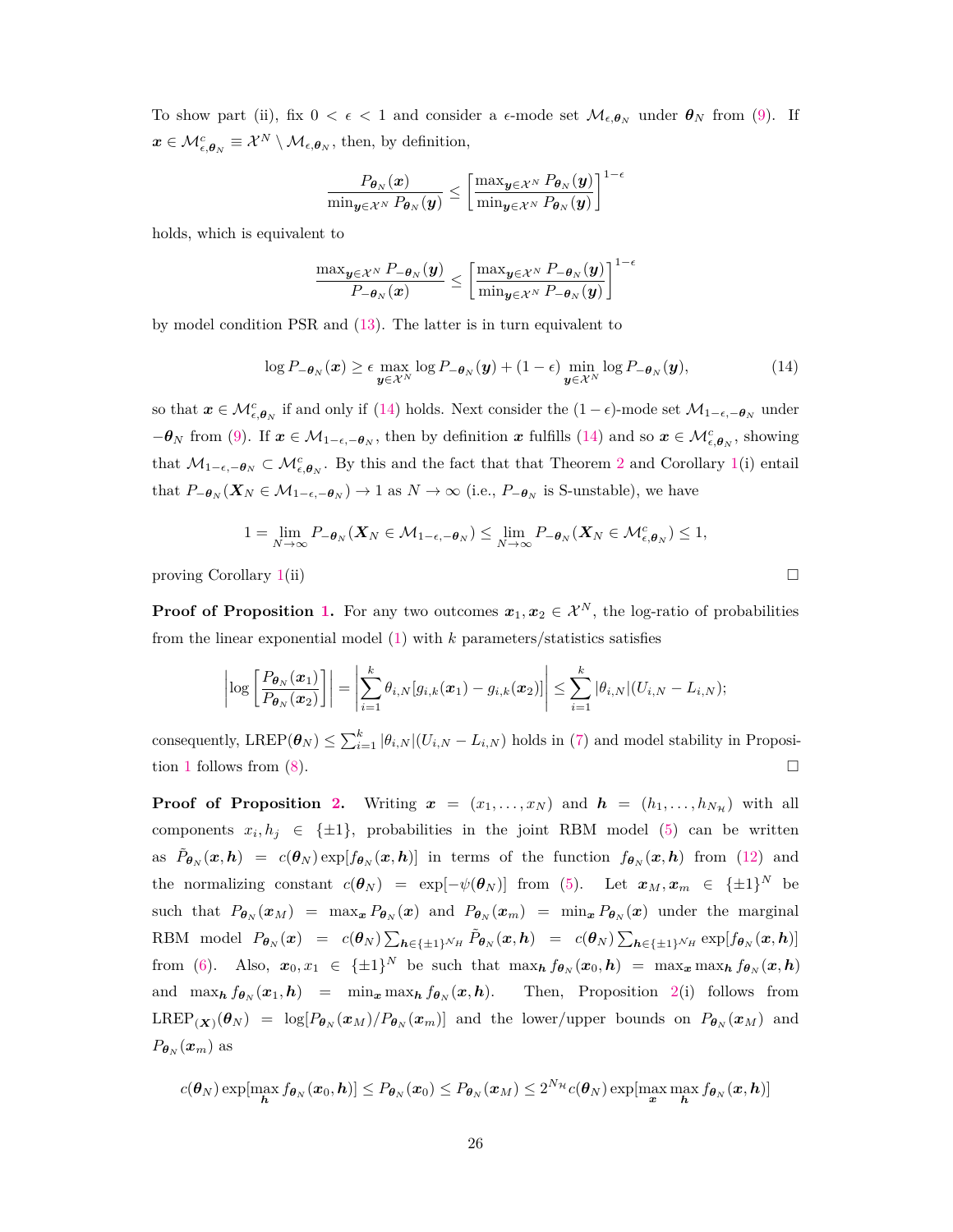To show part (ii), fix $0 < \epsilon < 1$ and consider a $\epsilon$-mode set $\mathcal{M}_{\epsilon,\boldsymbol{\theta}_N}$ under $\boldsymbol{\theta}_N$ from (9). If $\boldsymbol{x} \in \mathcal{M}^c_{\epsilon,\boldsymbol{\theta}_N} \equiv \mathcal{X}^N \setminus \mathcal{M}_{\epsilon,\boldsymbol{\theta}_N}$, then, by definition,

$$\frac{P_{\boldsymbol{\theta}_N}(\boldsymbol{x})}{\min_{\boldsymbol{y}\in\mathcal{X}^N} P_{\boldsymbol{\theta}_N}(\boldsymbol{y})} \leq \left[\frac{\max_{\boldsymbol{y}\in\mathcal{X}^N} P_{\boldsymbol{\theta}_N}(\boldsymbol{y})}{\min_{\boldsymbol{y}\in\mathcal{X}^N} P_{\boldsymbol{\theta}_N}(\boldsymbol{y})}\right]^{1-\epsilon}$$

holds, which is equivalent to

$$\frac{\max_{\boldsymbol{y}\in\mathcal{X}^N} P_{-\boldsymbol{\theta}_N}(\boldsymbol{y})}{P_{-\boldsymbol{\theta}_N}(\boldsymbol{x})} \leq \left[\frac{\max_{\boldsymbol{y}\in\mathcal{X}^N} P_{-\boldsymbol{\theta}_N}(\boldsymbol{y})}{\min_{\boldsymbol{y}\in\mathcal{X}^N} P_{-\boldsymbol{\theta}_N}(\boldsymbol{y})}\right]^{1-\epsilon}$$

by model condition PSR and (13). The latter is in turn equivalent to

$$\log P_{-\boldsymbol{\theta}_N}(\boldsymbol{x}) \geq \epsilon \max_{\boldsymbol{y}\in\mathcal{X}^N} \log P_{-\boldsymbol{\theta}_N}(\boldsymbol{y}) + (1-\epsilon) \min_{\boldsymbol{y}\in\mathcal{X}^N} \log P_{-\boldsymbol{\theta}_N}(\boldsymbol{y}), \tag{14}$$

so that $\boldsymbol{x} \in \mathcal{M}^c_{\epsilon,\boldsymbol{\theta}_N}$ if and only if (14) holds. Next consider the $(1-\epsilon)$-mode set $\mathcal{M}_{1-\epsilon,-\boldsymbol{\theta}_N}$ under $-\boldsymbol{\theta}_N$ from (9). If $\boldsymbol{x} \in \mathcal{M}_{1-\epsilon,-\boldsymbol{\theta}_N}$, then by definition $\boldsymbol{x}$ fulfills (14) and so $\boldsymbol{x} \in \mathcal{M}^c_{\epsilon,\boldsymbol{\theta}_N}$, showing that $\mathcal{M}_{1-\epsilon,-\boldsymbol{\theta}_N} \subset \mathcal{M}^c_{\epsilon,\boldsymbol{\theta}_N}$. By this and the fact that that Theorem 2 and Corollary 1(i) entail that $P_{-\boldsymbol{\theta}_N}(\boldsymbol{X}_N \in \mathcal{M}_{1-\epsilon,-\boldsymbol{\theta}_N}) \to 1$ as $N \to \infty$ (i.e., $P_{-\boldsymbol{\theta}_N}$ is S-unstable), we have

$$1 = \lim_{N\to\infty} P_{-\boldsymbol{\theta}_N}(\boldsymbol{X}_N \in \mathcal{M}_{1-\epsilon,-\boldsymbol{\theta}_N}) \leq \lim_{N\to\infty} P_{-\boldsymbol{\theta}_N}(\boldsymbol{X}_N \in \mathcal{M}^c_{\epsilon,\boldsymbol{\theta}_N}) \leq 1,$$

proving Corollary 1(ii) $\square$

**Proof of Proposition 1.** For any two outcomes $\boldsymbol{x}_1, \boldsymbol{x}_2 \in \mathcal{X}^N$, the log-ratio of probabilities from the linear exponential model (1) with $k$ parameters/statistics satisfies

$$\left|\log\left[\frac{P_{\boldsymbol{\theta}_N}(\boldsymbol{x}_1)}{P_{\boldsymbol{\theta}_N}(\boldsymbol{x}_2)}\right]\right| = \left|\sum_{i=1}^{k} \theta_{i,N}[g_{i,k}(\boldsymbol{x}_1) - g_{i,k}(\boldsymbol{x}_2)]\right| \leq \sum_{i=1}^{k} |\theta_{i,N}|(U_{i,N} - L_{i,N});$$

consequently, $\mathrm{LREP}(\boldsymbol{\theta}_N) \leq \sum_{i=1}^{k} |\theta_{i,N}|(U_{i,N} - L_{i,N})$ holds in (7) and model stability in Proposition 1 follows from (8). $\square$

**Proof of Proposition 2.** Writing $\boldsymbol{x} = (x_1, \ldots, x_N)$ and $\boldsymbol{h} = (h_1, \ldots, h_{N_\mathcal{H}})$ with all components $x_i, h_j \in \{\pm 1\}$, probabilities in the joint RBM model (5) can be written as $\tilde{P}_{\boldsymbol{\theta}_N}(\boldsymbol{x}, \boldsymbol{h}) = c(\boldsymbol{\theta}_N) \exp[f_{\boldsymbol{\theta}_N}(\boldsymbol{x}, \boldsymbol{h})]$ in terms of the function $f_{\boldsymbol{\theta}_N}(\boldsymbol{x}, \boldsymbol{h})$ from (12) and the normalizing constant $c(\boldsymbol{\theta}_N) = \exp[-\psi(\boldsymbol{\theta}_N)]$ from (5). Let $\boldsymbol{x}_M, \boldsymbol{x}_m \in \{\pm 1\}^N$ be such that $P_{\boldsymbol{\theta}_N}(\boldsymbol{x}_M) = \max_{\boldsymbol{x}} P_{\boldsymbol{\theta}_N}(\boldsymbol{x})$ and $P_{\boldsymbol{\theta}_N}(\boldsymbol{x}_m) = \min_{\boldsymbol{x}} P_{\boldsymbol{\theta}_N}(\boldsymbol{x})$ under the marginal RBM model $P_{\boldsymbol{\theta}_N}(\boldsymbol{x}) = c(\boldsymbol{\theta}_N) \sum_{\boldsymbol{h}\in\{\pm 1\}^{N_H}} \tilde{P}_{\boldsymbol{\theta}_N}(\boldsymbol{x}, \boldsymbol{h}) = c(\boldsymbol{\theta}_N) \sum_{\boldsymbol{h}\in\{\pm 1\}^{N_H}} \exp[f_{\boldsymbol{\theta}_N}(\boldsymbol{x}, \boldsymbol{h})]$ from (6). Also, $\boldsymbol{x}_0, x_1 \in \{\pm 1\}^N$ be such that $\max_{\boldsymbol{h}} f_{\boldsymbol{\theta}_N}(\boldsymbol{x}_0, \boldsymbol{h}) = \max_{\boldsymbol{x}} \max_{\boldsymbol{h}} f_{\boldsymbol{\theta}_N}(\boldsymbol{x}, \boldsymbol{h})$ and $\max_{\boldsymbol{h}} f_{\boldsymbol{\theta}_N}(\boldsymbol{x}_1, \boldsymbol{h}) = \min_{\boldsymbol{x}} \max_{\boldsymbol{h}} f_{\boldsymbol{\theta}_N}(\boldsymbol{x}, \boldsymbol{h})$. Then, Proposition 2(i) follows from $\mathrm{LREP}_{(\boldsymbol{X})}(\boldsymbol{\theta}_N) = \log[P_{\boldsymbol{\theta}_N}(\boldsymbol{x}_M)/P_{\boldsymbol{\theta}_N}(\boldsymbol{x}_m)]$ and the lower/upper bounds on $P_{\boldsymbol{\theta}_N}(\boldsymbol{x}_M)$ and $P_{\boldsymbol{\theta}_N}(\boldsymbol{x}_m)$ as

$$c(\boldsymbol{\theta}_N) \exp[\max_{\boldsymbol{h}} f_{\boldsymbol{\theta}_N}(\boldsymbol{x}_0, \boldsymbol{h})] \leq P_{\boldsymbol{\theta}_N}(\boldsymbol{x}_0) \leq P_{\boldsymbol{\theta}_N}(\boldsymbol{x}_M) \leq 2^{N_\mathcal{H}} c(\boldsymbol{\theta}_N) \exp[\max_{\boldsymbol{x}} \max_{\boldsymbol{h}} f_{\boldsymbol{\theta}_N}(\boldsymbol{x}, \boldsymbol{h})]$$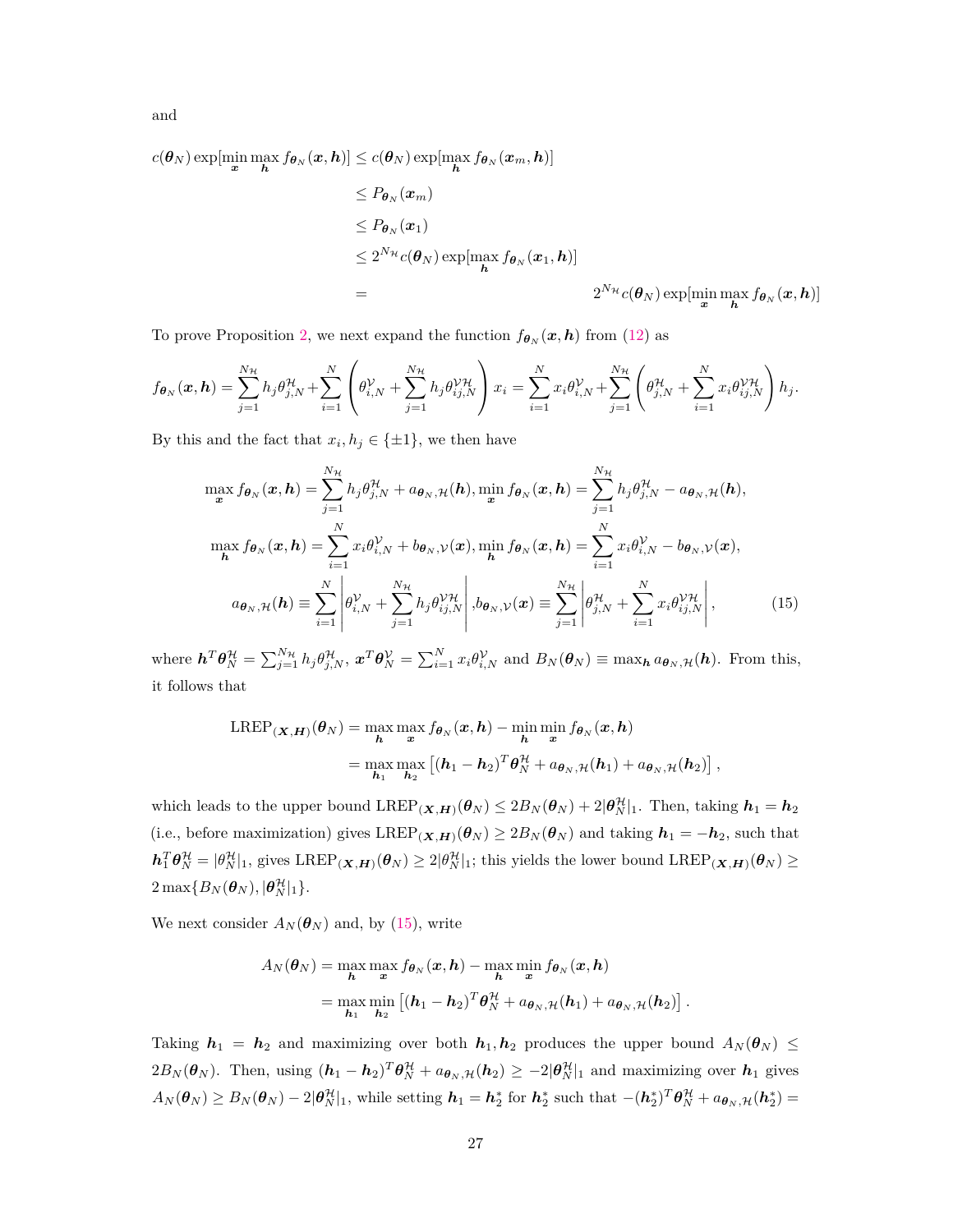and

$$
\begin{aligned}
c(\boldsymbol{\theta}_N)\exp[\min_{\boldsymbol{x}}\max_{\boldsymbol{h}} f_{\boldsymbol{\theta}_N}(\boldsymbol{x},\boldsymbol{h})] &\le c(\boldsymbol{\theta}_N)\exp[\max_{\boldsymbol{h}} f_{\boldsymbol{\theta}_N}(\boldsymbol{x}_m,\boldsymbol{h})] \\
&\le P_{\boldsymbol{\theta}_N}(\boldsymbol{x}_m) \\
&\le P_{\boldsymbol{\theta}_N}(\boldsymbol{x}_1) \\
&\le 2^{N_{\mathcal{H}}} c(\boldsymbol{\theta}_N)\exp[\max_{\boldsymbol{h}} f_{\boldsymbol{\theta}_N}(\boldsymbol{x}_1,\boldsymbol{h})] \\
&= \qquad 2^{N_{\mathcal{H}}} c(\boldsymbol{\theta}_N)\exp[\min_{\boldsymbol{x}}\max_{\boldsymbol{h}} f_{\boldsymbol{\theta}_N}(\boldsymbol{x},\boldsymbol{h})]
\end{aligned}
$$

To prove Proposition 2, we next expand the function $f_{\boldsymbol{\theta}_N}(\boldsymbol{x},\boldsymbol{h})$ from (12) as

$$
f_{\boldsymbol{\theta}_N}(\boldsymbol{x},\boldsymbol{h}) = \sum_{j=1}^{N_{\mathcal{H}}} h_j\theta_{j,N}^{\mathcal{H}} + \sum_{i=1}^{N}\left(\theta_{i,N}^{\mathcal{V}} + \sum_{j=1}^{N_{\mathcal{H}}} h_j\theta_{ij,N}^{\mathcal{VH}}\right)x_i = \sum_{i=1}^{N} x_i\theta_{i,N}^{\mathcal{V}} + \sum_{j=1}^{N_{\mathcal{H}}}\left(\theta_{j,N}^{\mathcal{H}} + \sum_{i=1}^{N} x_i\theta_{ij,N}^{\mathcal{VH}}\right)h_j.
$$

By this and the fact that $x_i, h_j \in \{\pm 1\}$, we then have

$$
\begin{aligned}
\max_{\boldsymbol{x}} f_{\boldsymbol{\theta}_N}(\boldsymbol{x},\boldsymbol{h}) &= \sum_{j=1}^{N_{\mathcal{H}}} h_j\theta_{j,N}^{\mathcal{H}} + a_{\boldsymbol{\theta}_N,\mathcal{H}}(\boldsymbol{h}), \min_{\boldsymbol{x}} f_{\boldsymbol{\theta}_N}(\boldsymbol{x},\boldsymbol{h}) = \sum_{j=1}^{N_{\mathcal{H}}} h_j\theta_{j,N}^{\mathcal{H}} - a_{\boldsymbol{\theta}_N,\mathcal{H}}(\boldsymbol{h}), \\
\max_{\boldsymbol{h}} f_{\boldsymbol{\theta}_N}(\boldsymbol{x},\boldsymbol{h}) &= \sum_{i=1}^{N} x_i\theta_{i,N}^{\mathcal{V}} + b_{\boldsymbol{\theta}_N,\mathcal{V}}(\boldsymbol{x}), \min_{\boldsymbol{h}} f_{\boldsymbol{\theta}_N}(\boldsymbol{x},\boldsymbol{h}) = \sum_{i=1}^{N} x_i\theta_{i,N}^{\mathcal{V}} - b_{\boldsymbol{\theta}_N,\mathcal{V}}(\boldsymbol{x}), \\
a_{\boldsymbol{\theta}_N,\mathcal{H}}(\boldsymbol{h}) &\equiv \sum_{i=1}^{N}\left|\theta_{i,N}^{\mathcal{V}} + \sum_{j=1}^{N_{\mathcal{H}}} h_j\theta_{ij,N}^{\mathcal{VH}}\right|, b_{\boldsymbol{\theta}_N,\mathcal{V}}(\boldsymbol{x}) \equiv \sum_{j=1}^{N_{\mathcal{H}}}\left|\theta_{j,N}^{\mathcal{H}} + \sum_{i=1}^{N} x_i\theta_{ij,N}^{\mathcal{VH}}\right|, \qquad (15)
\end{aligned}
$$

where $\boldsymbol{h}^T\boldsymbol{\theta}_N^{\mathcal{H}} = \sum_{j=1}^{N_{\mathcal{H}}} h_j\theta_{j,N}^{\mathcal{H}}$, $\boldsymbol{x}^T\boldsymbol{\theta}_N^{\mathcal{V}} = \sum_{i=1}^{N} x_i\theta_{i,N}^{\mathcal{V}}$ and $B_N(\boldsymbol{\theta}_N) \equiv \max_{\boldsymbol{h}} a_{\boldsymbol{\theta}_N,\mathcal{H}}(\boldsymbol{h})$. From this, it follows that

$$
\begin{aligned}
\mathrm{LREP}_{(\boldsymbol{X},\boldsymbol{H})}(\boldsymbol{\theta}_N) &= \max_{\boldsymbol{h}}\max_{\boldsymbol{x}} f_{\boldsymbol{\theta}_N}(\boldsymbol{x},\boldsymbol{h}) - \min_{\boldsymbol{h}}\min_{\boldsymbol{x}} f_{\boldsymbol{\theta}_N}(\boldsymbol{x},\boldsymbol{h}) \\
&= \max_{\boldsymbol{h}_1}\max_{\boldsymbol{h}_2}\left[(\boldsymbol{h}_1-\boldsymbol{h}_2)^T\boldsymbol{\theta}_N^{\mathcal{H}} + a_{\boldsymbol{\theta}_N,\mathcal{H}}(\boldsymbol{h}_1) + a_{\boldsymbol{\theta}_N,\mathcal{H}}(\boldsymbol{h}_2)\right],
\end{aligned}
$$

which leads to the upper bound $\mathrm{LREP}_{(\boldsymbol{X},\boldsymbol{H})}(\boldsymbol{\theta}_N) \le 2B_N(\boldsymbol{\theta}_N) + 2|\boldsymbol{\theta}_N^{\mathcal{H}}|_1$. Then, taking $\boldsymbol{h}_1 = \boldsymbol{h}_2$ (i.e., before maximization) gives $\mathrm{LREP}_{(\boldsymbol{X},\boldsymbol{H})}(\boldsymbol{\theta}_N) \ge 2B_N(\boldsymbol{\theta}_N)$ and taking $\boldsymbol{h}_1 = -\boldsymbol{h}_2$, such that $\boldsymbol{h}_1^T\boldsymbol{\theta}_N^{\mathcal{H}} = |\boldsymbol{\theta}_N^{\mathcal{H}}|_1$, gives $\mathrm{LREP}_{(\boldsymbol{X},\boldsymbol{H})}(\boldsymbol{\theta}_N) \ge 2|\boldsymbol{\theta}_N^{\mathcal{H}}|_1$; this yields the lower bound $\mathrm{LREP}_{(\boldsymbol{X},\boldsymbol{H})}(\boldsymbol{\theta}_N) \ge 2\max\{B_N(\boldsymbol{\theta}_N), |\boldsymbol{\theta}_N^{\mathcal{H}}|_1\}$.

We next consider $A_N(\boldsymbol{\theta}_N)$ and, by (15), write

$$
\begin{aligned}
A_N(\boldsymbol{\theta}_N) &= \max_{\boldsymbol{h}}\max_{\boldsymbol{x}} f_{\boldsymbol{\theta}_N}(\boldsymbol{x},\boldsymbol{h}) - \max_{\boldsymbol{h}}\min_{\boldsymbol{x}} f_{\boldsymbol{\theta}_N}(\boldsymbol{x},\boldsymbol{h}) \\
&= \max_{\boldsymbol{h}_1}\min_{\boldsymbol{h}_2}\left[(\boldsymbol{h}_1-\boldsymbol{h}_2)^T\boldsymbol{\theta}_N^{\mathcal{H}} + a_{\boldsymbol{\theta}_N,\mathcal{H}}(\boldsymbol{h}_1) + a_{\boldsymbol{\theta}_N,\mathcal{H}}(\boldsymbol{h}_2)\right].
\end{aligned}
$$

Taking $\boldsymbol{h}_1 = \boldsymbol{h}_2$ and maximizing over both $\boldsymbol{h}_1, \boldsymbol{h}_2$ produces the upper bound $A_N(\boldsymbol{\theta}_N) \le 2B_N(\boldsymbol{\theta}_N)$. Then, using $(\boldsymbol{h}_1-\boldsymbol{h}_2)^T\boldsymbol{\theta}_N^{\mathcal{H}} + a_{\boldsymbol{\theta}_N,\mathcal{H}}(\boldsymbol{h}_2) \ge -2|\boldsymbol{\theta}_N^{\mathcal{H}}|_1$ and maximizing over $\boldsymbol{h}_1$ gives $A_N(\boldsymbol{\theta}_N) \ge B_N(\boldsymbol{\theta}_N) - 2|\boldsymbol{\theta}_N^{\mathcal{H}}|_1$, while setting $\boldsymbol{h}_1 = \boldsymbol{h}_2^*$ for $\boldsymbol{h}_2^*$ such that $-(\boldsymbol{h}_2^*)^T\boldsymbol{\theta}_N^{\mathcal{H}} + a_{\boldsymbol{\theta}_N,\mathcal{H}}(\boldsymbol{h}_2^*) =$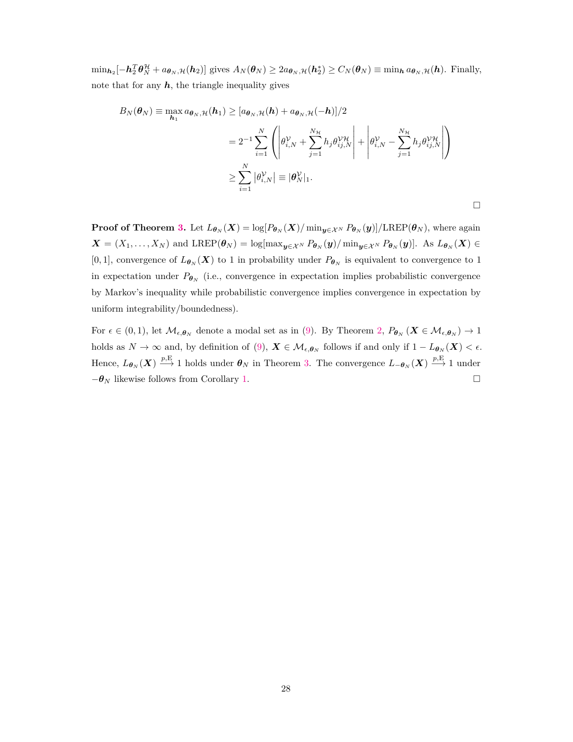$\min_{\boldsymbol{h}_2}[-\boldsymbol{h}_2^T\boldsymbol{\theta}_N^{\mathcal{H}} + a_{\boldsymbol{\theta}_N,\mathcal{H}}(\boldsymbol{h}_2)]$ gives $A_N(\boldsymbol{\theta}_N) \geq 2a_{\boldsymbol{\theta}_N,\mathcal{H}}(\boldsymbol{h}_2^*) \geq C_N(\boldsymbol{\theta}_N) \equiv \min_{\boldsymbol{h}} a_{\boldsymbol{\theta}_N,\mathcal{H}}(\boldsymbol{h})$. Finally, note that for any $\boldsymbol{h}$, the triangle inequality gives

$$
\begin{aligned}
B_N(\boldsymbol{\theta}_N) \equiv \max_{\boldsymbol{h}_1} a_{\boldsymbol{\theta}_N,\mathcal{H}}(\boldsymbol{h}_1) &\geq [a_{\boldsymbol{\theta}_N,\mathcal{H}}(\boldsymbol{h}) + a_{\boldsymbol{\theta}_N,\mathcal{H}}(-\boldsymbol{h})]/2 \\
&= 2^{-1}\sum_{i=1}^{N}\left(\left|\theta_{i,N}^{\mathcal{V}} + \sum_{j=1}^{N_{\mathcal{H}}} h_j\theta_{ij,N}^{\mathcal{VH}}\right| + \left|\theta_{i,N}^{\mathcal{V}} - \sum_{j=1}^{N_{\mathcal{H}}} h_j\theta_{ij,N}^{\mathcal{VH}}\right|\right) \\
&\geq \sum_{i=1}^{N}\left|\theta_{i,N}^{\mathcal{V}}\right| \equiv |\boldsymbol{\theta}_N^{\mathcal{V}}|_1.
\end{aligned}
$$

□

**Proof of Theorem 3.** Let $L_{\boldsymbol{\theta}_N}(\boldsymbol{X}) = \log[P_{\boldsymbol{\theta}_N}(\boldsymbol{X})/\min_{\boldsymbol{y}\in\mathcal{X}^N} P_{\boldsymbol{\theta}_N}(\boldsymbol{y})]/\text{LREP}(\boldsymbol{\theta}_N)$, where again $\boldsymbol{X} = (X_1, \ldots, X_N)$ and $\text{LREP}(\boldsymbol{\theta}_N) = \log[\max_{\boldsymbol{y}\in\mathcal{X}^N} P_{\boldsymbol{\theta}_N}(\boldsymbol{y})/\min_{\boldsymbol{y}\in\mathcal{X}^N} P_{\boldsymbol{\theta}_N}(\boldsymbol{y})]$. As $L_{\boldsymbol{\theta}_N}(\boldsymbol{X}) \in [0,1]$, convergence of $L_{\boldsymbol{\theta}_N}(\boldsymbol{X})$ to 1 in probability under $P_{\boldsymbol{\theta}_N}$ is equivalent to convergence to 1 in expectation under $P_{\boldsymbol{\theta}_N}$ (i.e., convergence in expectation implies probabilistic convergence by Markov's inequality while probabilistic convergence implies convergence in expectation by uniform integrability/boundedness).

For $\epsilon \in (0,1)$, let $\mathcal{M}_{\epsilon,\boldsymbol{\theta}_N}$ denote a modal set as in (9). By Theorem 2, $P_{\boldsymbol{\theta}_N}(\boldsymbol{X} \in \mathcal{M}_{\epsilon,\boldsymbol{\theta}_N}) \to 1$ holds as $N \to \infty$ and, by definition of (9), $\boldsymbol{X} \in \mathcal{M}_{\epsilon,\boldsymbol{\theta}_N}$ follows if and only if $1 - L_{\boldsymbol{\theta}_N}(\boldsymbol{X}) < \epsilon$. Hence, $L_{\boldsymbol{\theta}_N}(\boldsymbol{X}) \xrightarrow{p,\mathrm{E}} 1$ holds under $\boldsymbol{\theta}_N$ in Theorem 3. The convergence $L_{-\boldsymbol{\theta}_N}(\boldsymbol{X}) \xrightarrow{p,\mathrm{E}} 1$ under $-\boldsymbol{\theta}_N$ likewise follows from Corollary 1. □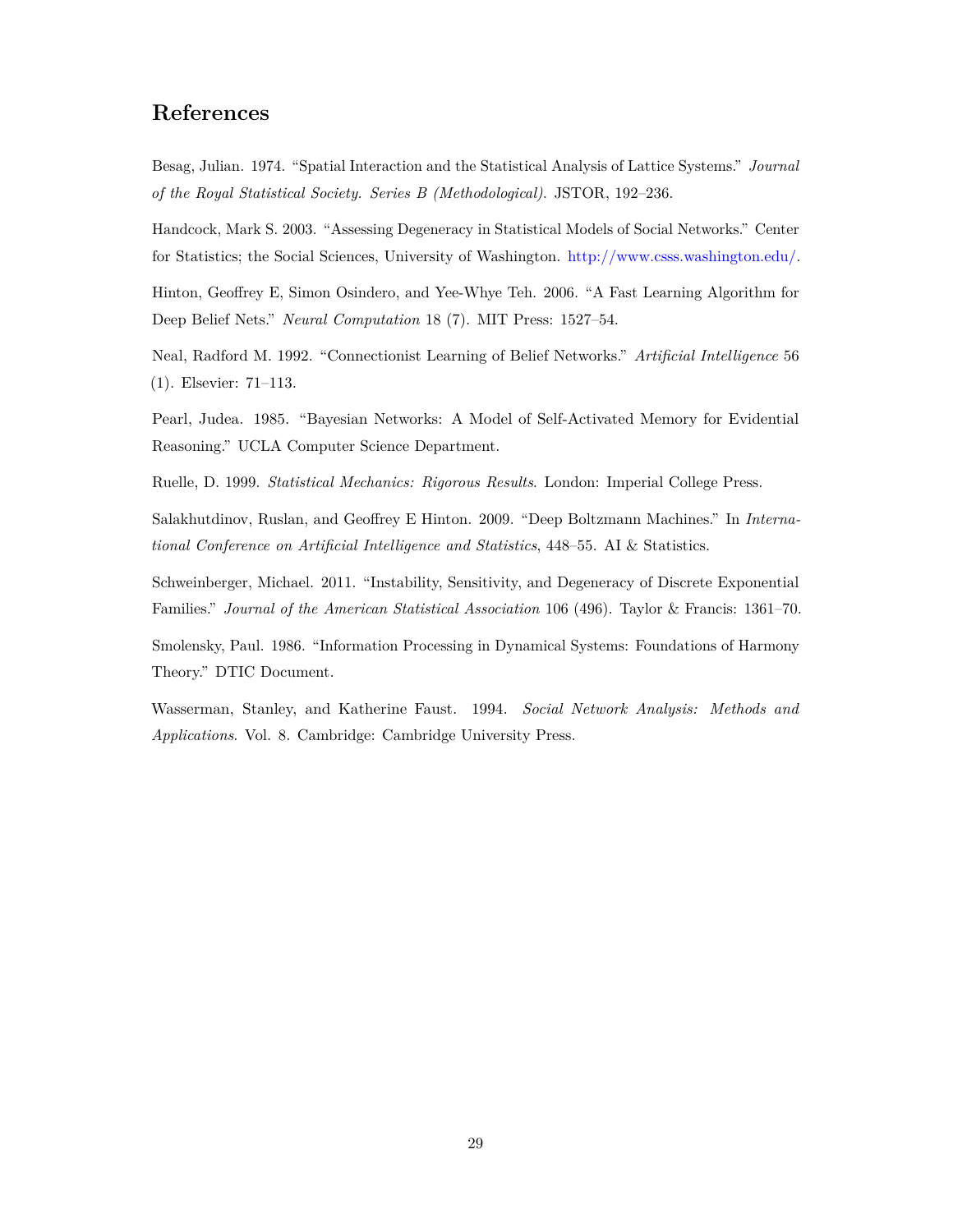## References

Besag, Julian. 1974. "Spatial Interaction and the Statistical Analysis of Lattice Systems." *Journal of the Royal Statistical Society. Series B (Methodological)*. JSTOR, 192–236.

Handcock, Mark S. 2003. "Assessing Degeneracy in Statistical Models of Social Networks." Center for Statistics; the Social Sciences, University of Washington. http://www.csss.washington.edu/.

Hinton, Geoffrey E, Simon Osindero, and Yee-Whye Teh. 2006. "A Fast Learning Algorithm for Deep Belief Nets." *Neural Computation* 18 (7). MIT Press: 1527–54.

Neal, Radford M. 1992. "Connectionist Learning of Belief Networks." *Artificial Intelligence* 56 (1). Elsevier: 71–113.

Pearl, Judea. 1985. "Bayesian Networks: A Model of Self-Activated Memory for Evidential Reasoning." UCLA Computer Science Department.

Ruelle, D. 1999. *Statistical Mechanics: Rigorous Results*. London: Imperial College Press.

Salakhutdinov, Ruslan, and Geoffrey E Hinton. 2009. "Deep Boltzmann Machines." In *International Conference on Artificial Intelligence and Statistics*, 448–55. AI & Statistics.

Schweinberger, Michael. 2011. "Instability, Sensitivity, and Degeneracy of Discrete Exponential Families." *Journal of the American Statistical Association* 106 (496). Taylor & Francis: 1361–70.

Smolensky, Paul. 1986. "Information Processing in Dynamical Systems: Foundations of Harmony Theory." DTIC Document.

Wasserman, Stanley, and Katherine Faust. 1994. *Social Network Analysis: Methods and Applications*. Vol. 8. Cambridge: Cambridge University Press.